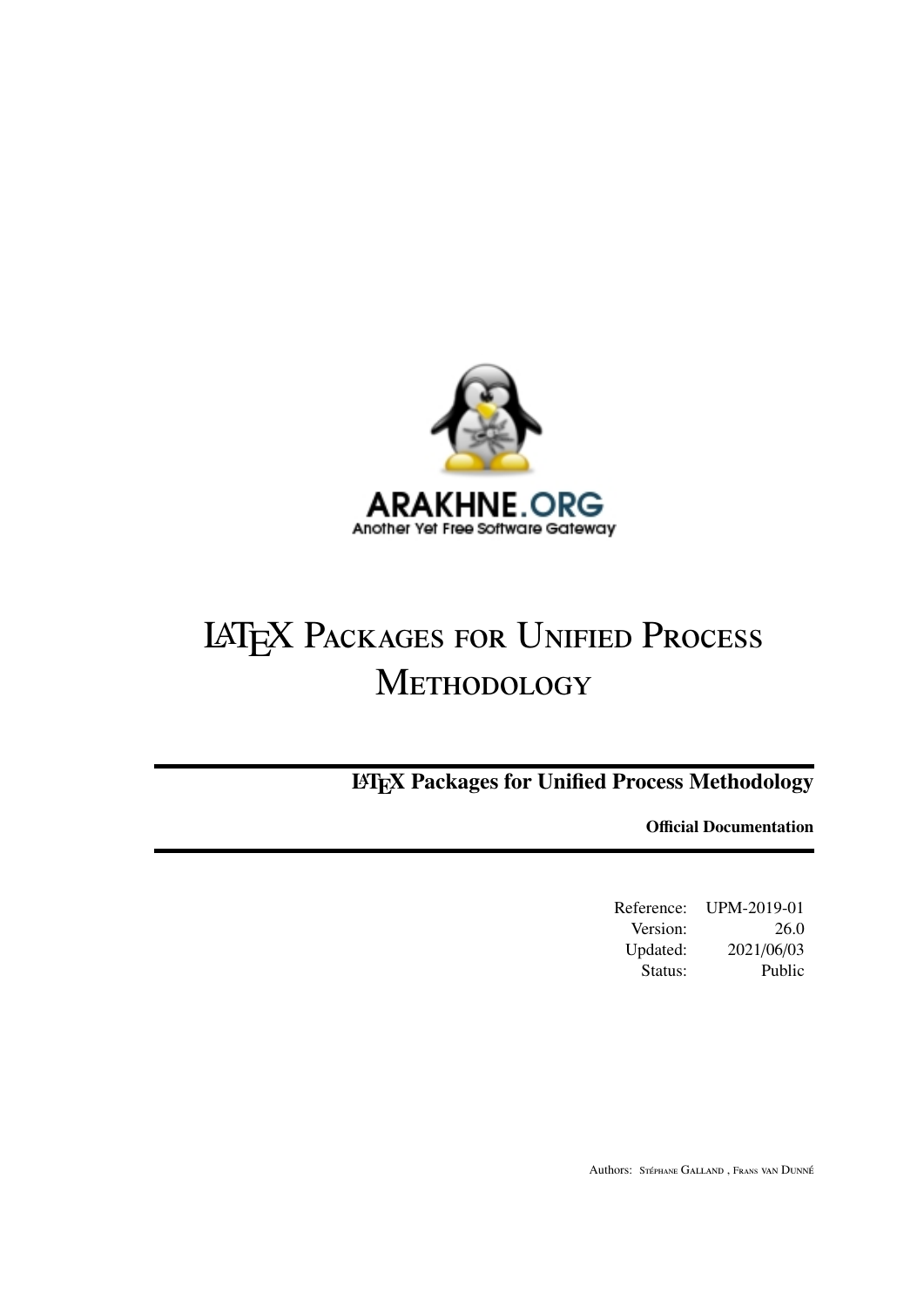ARAKHNE.ORG

Another Yet Free Software Gateway

# LaTeX Packages for Unified Process Methodology

**LaTeX Packages for Unified Process Methodology**

**Official Documentation**

| | |
|---|---|
| Reference: | UPM-2019-01 |
| Version: | 26.0 |
| Updated: | 2021/06/03 |
| Status: | Public |

Authors: Stéphane Galland , Frans van Dunné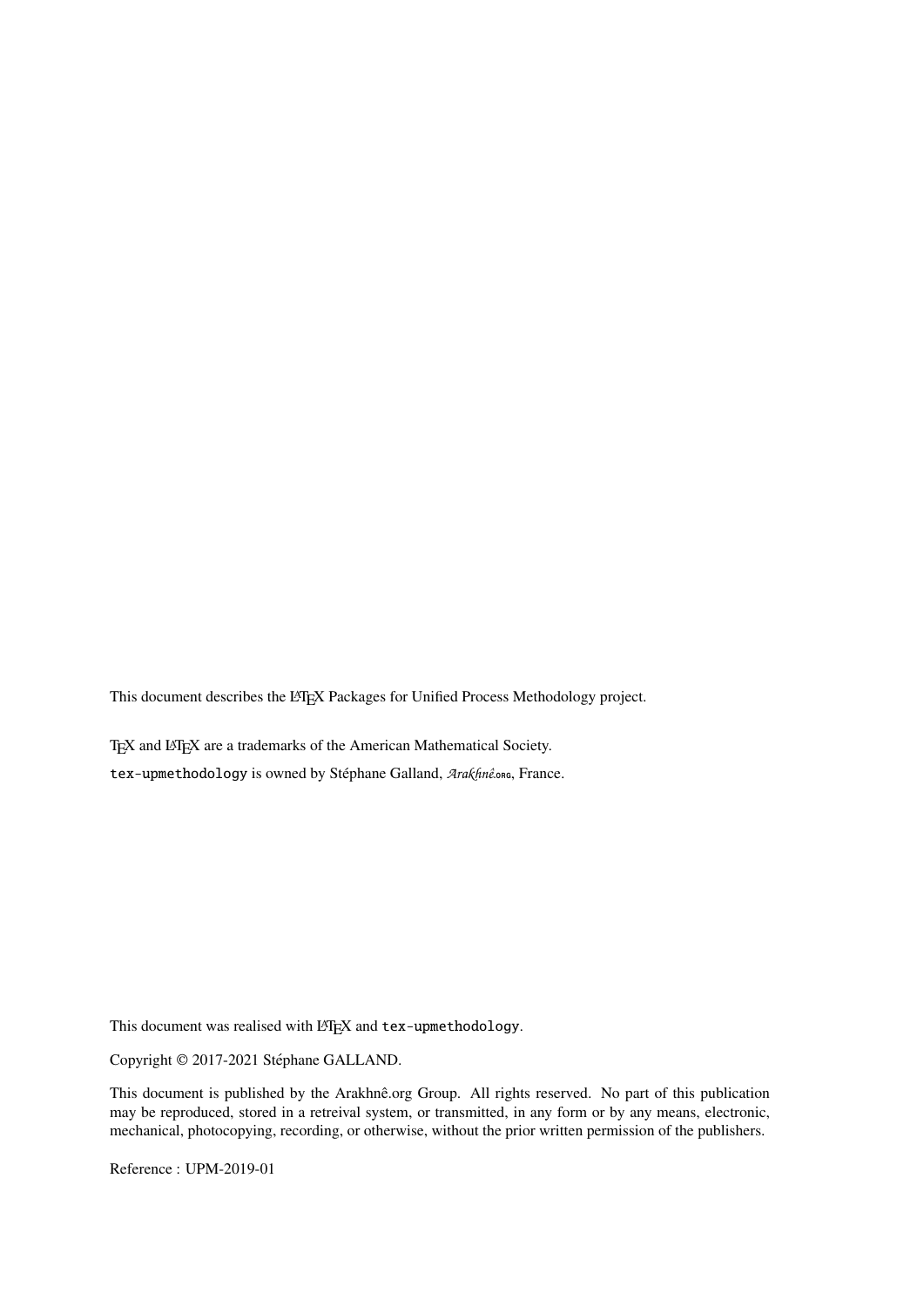This document describes the LaTeX Packages for Unified Process Methodology project.

TeX and LaTeX are a trademarks of the American Mathematical Society.

`tex-upmethodology` is owned by Stéphane Galland, *Arakhnê.org*, France.

This document was realised with LaTeX and `tex-upmethodology`.

Copyright © 2017-2021 Stéphane GALLAND.

This document is published by the Arakhnê.org Group. All rights reserved. No part of this publication may be reproduced, stored in a retreival system, or transmitted, in any form or by any means, electronic, mechanical, photocopying, recording, or otherwise, without the prior written permission of the publishers.

Reference : UPM-2019-01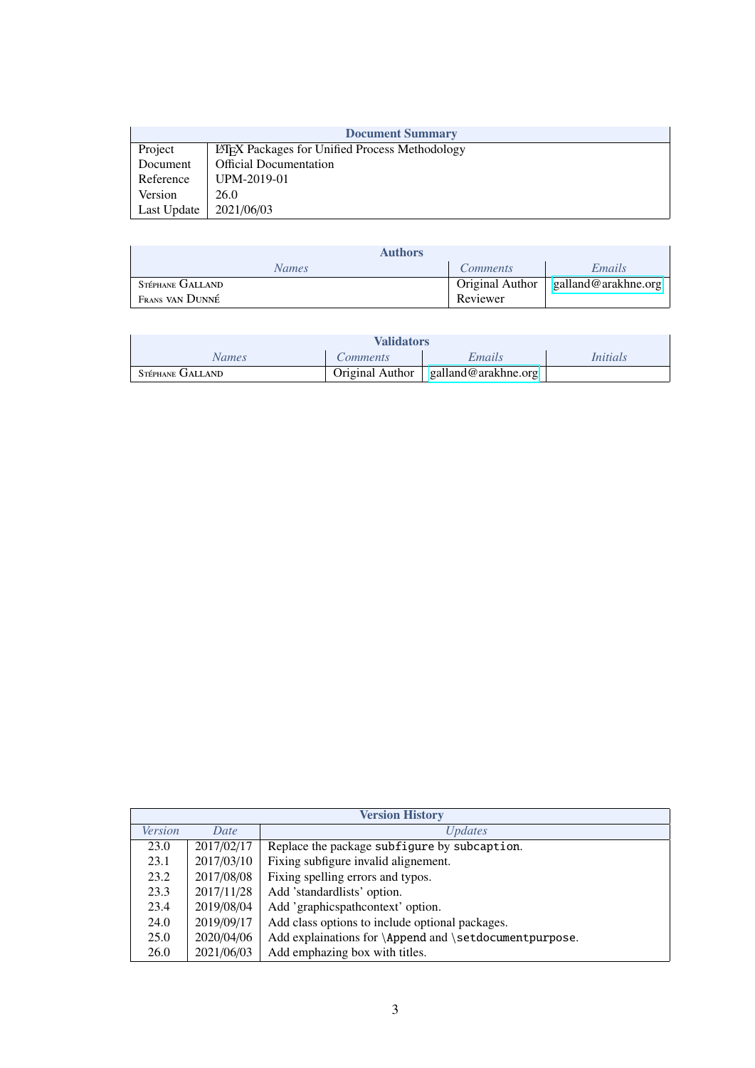| Document Summary | |
|---|---|
| Project | LaTeX Packages for Unified Process Methodology |
| Document | Official Documentation |
| Reference | UPM-2019-01 |
| Version | 26.0 |
| Last Update | 2021/06/03 |

| Authors | | |
|---|---|---|
| *Names* | *Comments* | *Emails* |
| Stéphane Galland | Original Author | galland@arakhne.org |
| Frans van Dunné | Reviewer | |

| Validators | | | |
|---|---|---|---|
| *Names* | *Comments* | *Emails* | *Initials* |
| Stéphane Galland | Original Author | galland@arakhne.org | |

| Version History | | |
|---|---|---|
| *Version* | *Date* | *Updates* |
| 23.0 | 2017/02/17 | Replace the package `subfigure` by `subcaption`. |
| 23.1 | 2017/03/10 | Fixing subfigure invalid alignement. |
| 23.2 | 2017/08/08 | Fixing spelling errors and typos. |
| 23.3 | 2017/11/28 | Add 'standardlists' option. |
| 23.4 | 2019/08/04 | Add 'graphicspathcontext' option. |
| 24.0 | 2019/09/17 | Add class options to include optional packages. |
| 25.0 | 2020/04/06 | Add explainations for `\Append` and `\setdocumentpurpose`. |
| 26.0 | 2021/06/03 | Add emphazing box with titles. |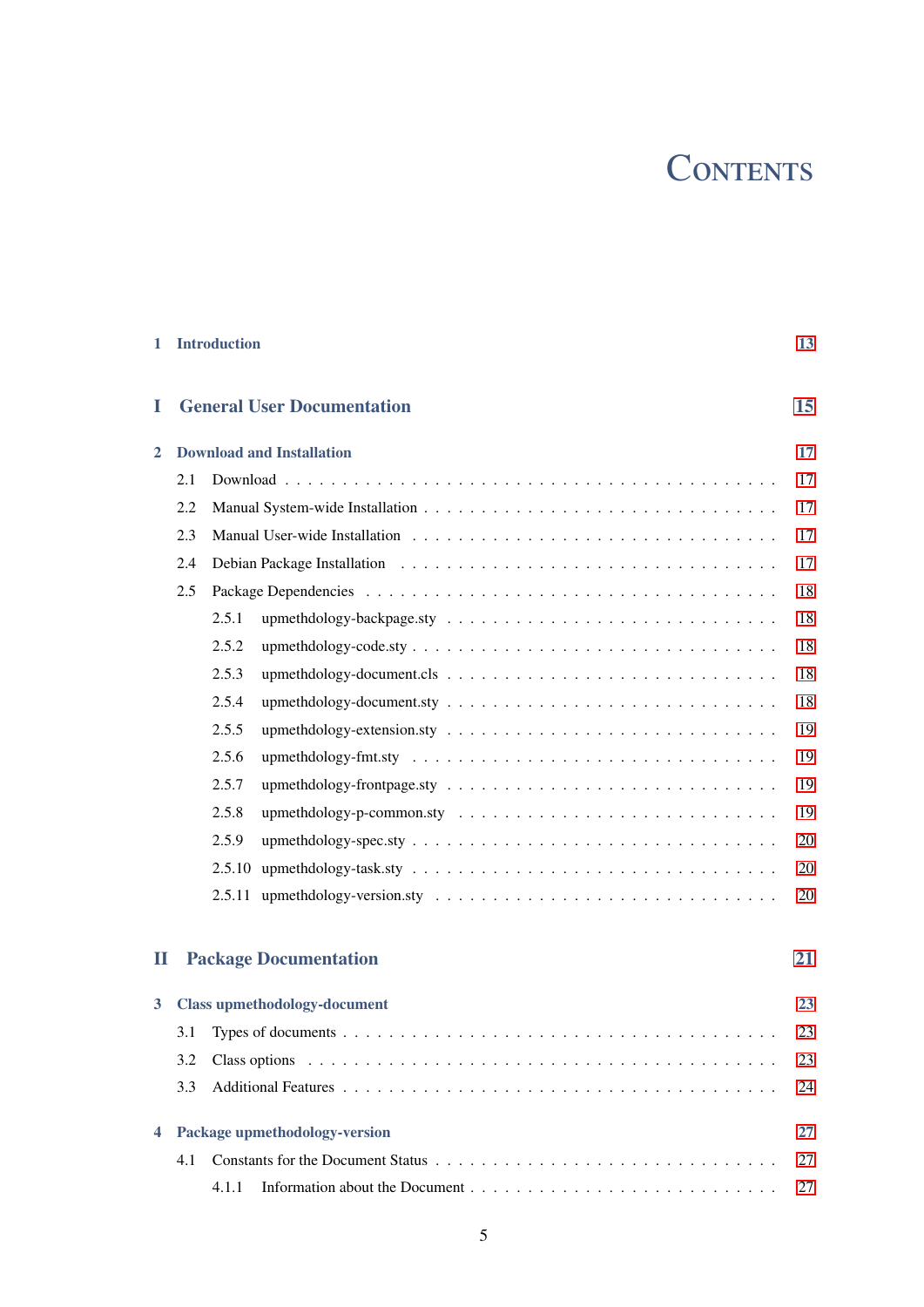# Contents

1 Introduction 13

I General User Documentation 15

2 Download and Installation 17
- 2.1 Download . . . 17
- 2.2 Manual System-wide Installation . . . 17
- 2.3 Manual User-wide Installation . . . 17
- 2.4 Debian Package Installation . . . 17
- 2.5 Package Dependencies . . . 18
  - 2.5.1 upmethdology-backpage.sty . . . 18
  - 2.5.2 upmethdology-code.sty . . . 18
  - 2.5.3 upmethdology-document.cls . . . 18
  - 2.5.4 upmethdology-document.sty . . . 18
  - 2.5.5 upmethdology-extension.sty . . . 19
  - 2.5.6 upmethdology-fmt.sty . . . 19
  - 2.5.7 upmethdology-frontpage.sty . . . 19
  - 2.5.8 upmethdology-p-common.sty . . . 19
  - 2.5.9 upmethdology-spec.sty . . . 20
  - 2.5.10 upmethdology-task.sty . . . 20
  - 2.5.11 upmethdology-version.sty . . . 20

II Package Documentation 21

3 Class upmethodology-document 23
- 3.1 Types of documents . . . 23
- 3.2 Class options . . . 23
- 3.3 Additional Features . . . 24

4 Package upmethodology-version 27
- 4.1 Constants for the Document Status . . . 27
  - 4.1.1 Information about the Document . . . 27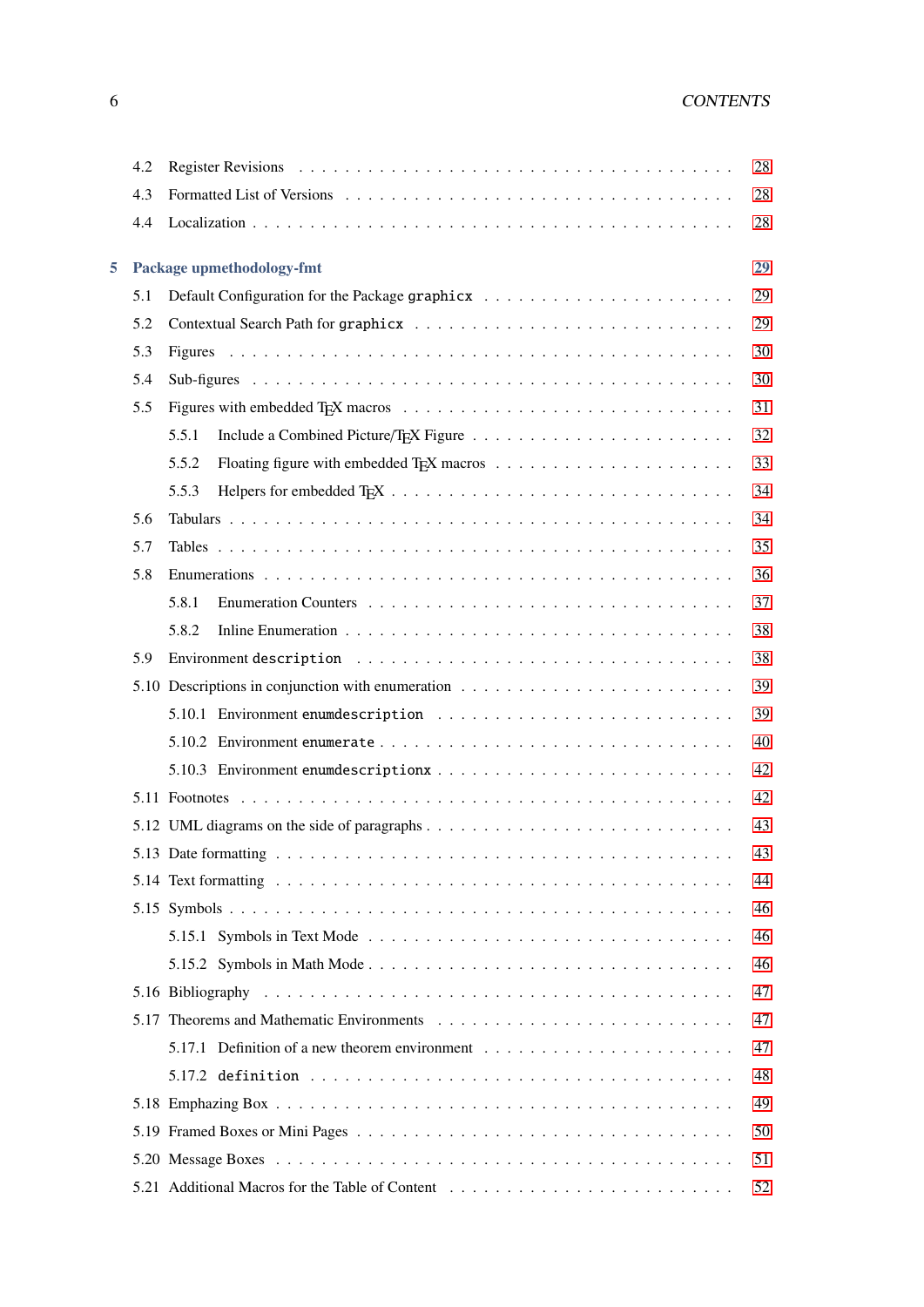4.2 Register Revisions . . . . . . . . . . 28

4.3 Formatted List of Versions . . . . . . . . . . 28

4.4 Localization . . . . . . . . . . 28

**5 Package upmethodology-fmt** **29**

5.1 Default Configuration for the Package `graphicx` . . . . . . . . . . 29

5.2 Contextual Search Path for `graphicx` . . . . . . . . . . 29

5.3 Figures . . . . . . . . . . 30

5.4 Sub-figures . . . . . . . . . . 30

5.5 Figures with embedded TEX macros . . . . . . . . . . 31

5.5.1 Include a Combined Picture/TEX Figure . . . . . . . . . . 32

5.5.2 Floating figure with embedded TEX macros . . . . . . . . . . 33

5.5.3 Helpers for embedded TEX . . . . . . . . . . 34

5.6 Tabulars . . . . . . . . . . 34

5.7 Tables . . . . . . . . . . 35

5.8 Enumerations . . . . . . . . . . 36

5.8.1 Enumeration Counters . . . . . . . . . . 37

5.8.2 Inline Enumeration . . . . . . . . . . 38

5.9 Environment `description` . . . . . . . . . . 38

5.10 Descriptions in conjunction with enumeration . . . . . . . . . . 39

5.10.1 Environment `enumdescription` . . . . . . . . . . 39

5.10.2 Environment `enumerate` . . . . . . . . . . 40

5.10.3 Environment `enumdescriptionx` . . . . . . . . . . 42

5.11 Footnotes . . . . . . . . . . 42

5.12 UML diagrams on the side of paragraphs . . . . . . . . . . 43

5.13 Date formatting . . . . . . . . . . 43

5.14 Text formatting . . . . . . . . . . 44

5.15 Symbols . . . . . . . . . . 46

5.15.1 Symbols in Text Mode . . . . . . . . . . 46

5.15.2 Symbols in Math Mode . . . . . . . . . . 46

5.16 Bibliography . . . . . . . . . . 47

5.17 Theorems and Mathematic Environments . . . . . . . . . . 47

5.17.1 Definition of a new theorem environment . . . . . . . . . . 47

5.17.2 `definition` . . . . . . . . . . 48

5.18 Emphazing Box . . . . . . . . . . 49

5.19 Framed Boxes or Mini Pages . . . . . . . . . . 50

5.20 Message Boxes . . . . . . . . . . 51

5.21 Additional Macros for the Table of Content . . . . . . . . . . 52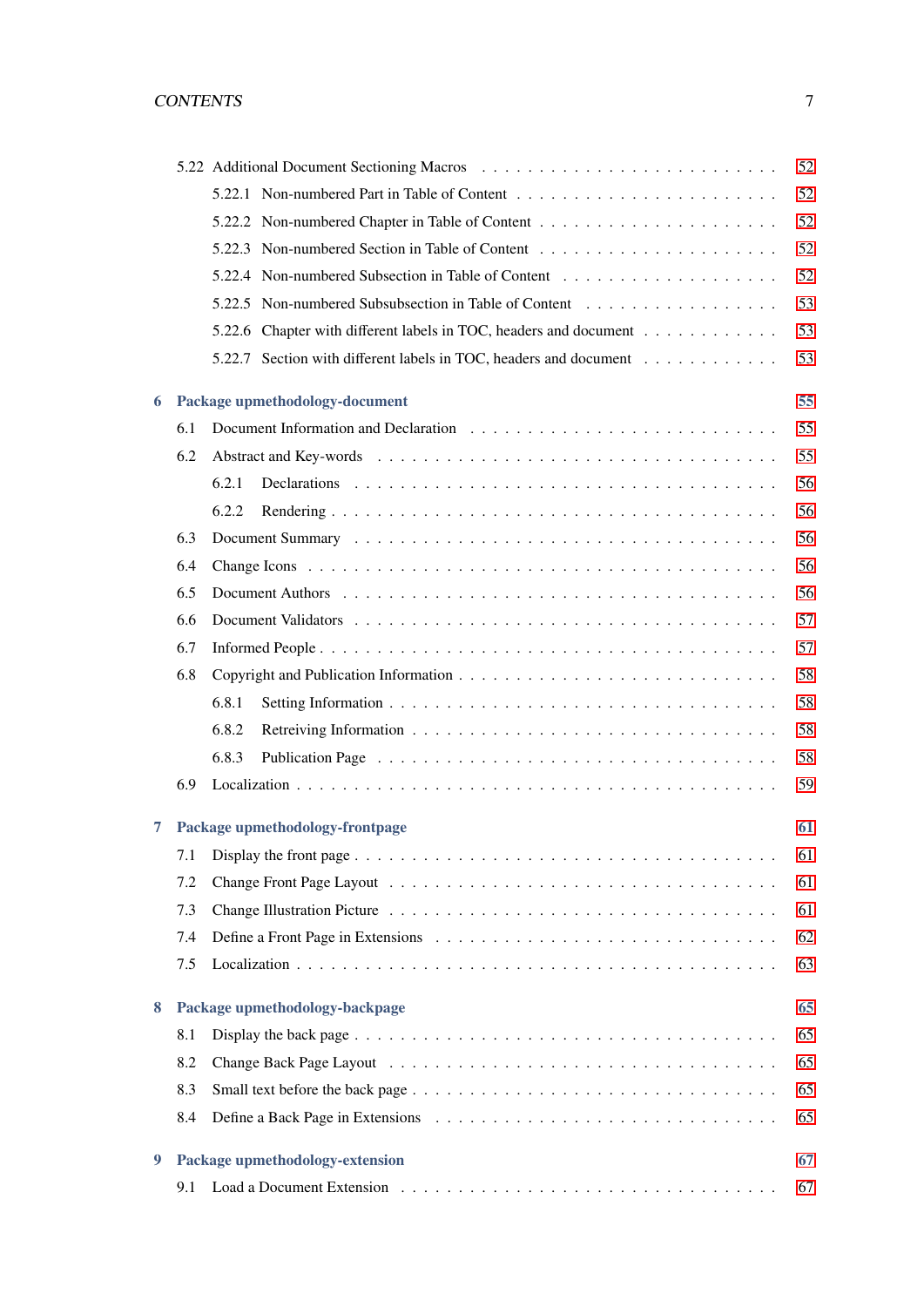5.22 Additional Document Sectioning Macros . . . . . . . . . . . . . . . . . . . . . . . . . 52
  5.22.1 Non-numbered Part in Table of Content . . . . . . . . . . . . . . . . . . . . . . 52
  5.22.2 Non-numbered Chapter in Table of Content . . . . . . . . . . . . . . . . . . . . 52
  5.22.3 Non-numbered Section in Table of Content . . . . . . . . . . . . . . . . . . . . 52
  5.22.4 Non-numbered Subsection in Table of Content . . . . . . . . . . . . . . . . . . 52
  5.22.5 Non-numbered Subsubsection in Table of Content . . . . . . . . . . . . . . . . 53
  5.22.6 Chapter with different labels in TOC, headers and document . . . . . . . . . . . 53
  5.22.7 Section with different labels in TOC, headers and document . . . . . . . . . . . 53

**6 Package upmethodology-document** **55**

6.1 Document Information and Declaration . . . . . . . . . . . . . . . . . . . . . . . . . 55
6.2 Abstract and Key-words . . . . . . . . . . . . . . . . . . . . . . . . . . . . . . . . . 55
  6.2.1 Declarations . . . . . . . . . . . . . . . . . . . . . . . . . . . . . . . . . . . . 56
  6.2.2 Rendering . . . . . . . . . . . . . . . . . . . . . . . . . . . . . . . . . . . . . 56
6.3 Document Summary . . . . . . . . . . . . . . . . . . . . . . . . . . . . . . . . . . . 56
6.4 Change Icons . . . . . . . . . . . . . . . . . . . . . . . . . . . . . . . . . . . . . . 56
6.5 Document Authors . . . . . . . . . . . . . . . . . . . . . . . . . . . . . . . . . . . . 56
6.6 Document Validators . . . . . . . . . . . . . . . . . . . . . . . . . . . . . . . . . . 57
6.7 Informed People . . . . . . . . . . . . . . . . . . . . . . . . . . . . . . . . . . . . . 57
6.8 Copyright and Publication Information . . . . . . . . . . . . . . . . . . . . . . . . . 58
  6.8.1 Setting Information . . . . . . . . . . . . . . . . . . . . . . . . . . . . . . . . 58
  6.8.2 Retreiving Information . . . . . . . . . . . . . . . . . . . . . . . . . . . . . . 58
  6.8.3 Publication Page . . . . . . . . . . . . . . . . . . . . . . . . . . . . . . . . . 58
6.9 Localization . . . . . . . . . . . . . . . . . . . . . . . . . . . . . . . . . . . . . . . 59

**7 Package upmethodology-frontpage** **61**

7.1 Display the front page . . . . . . . . . . . . . . . . . . . . . . . . . . . . . . . . . . 61
7.2 Change Front Page Layout . . . . . . . . . . . . . . . . . . . . . . . . . . . . . . . . 61
7.3 Change Illustration Picture . . . . . . . . . . . . . . . . . . . . . . . . . . . . . . . 61
7.4 Define a Front Page in Extensions . . . . . . . . . . . . . . . . . . . . . . . . . . . . 62
7.5 Localization . . . . . . . . . . . . . . . . . . . . . . . . . . . . . . . . . . . . . . . 63

**8 Package upmethodology-backpage** **65**

8.1 Display the back page . . . . . . . . . . . . . . . . . . . . . . . . . . . . . . . . . . 65
8.2 Change Back Page Layout . . . . . . . . . . . . . . . . . . . . . . . . . . . . . . . . 65
8.3 Small text before the back page . . . . . . . . . . . . . . . . . . . . . . . . . . . . . 65
8.4 Define a Back Page in Extensions . . . . . . . . . . . . . . . . . . . . . . . . . . . . 65

**9 Package upmethodology-extension** **67**

9.1 Load a Document Extension . . . . . . . . . . . . . . . . . . . . . . . . . . . . . . . 67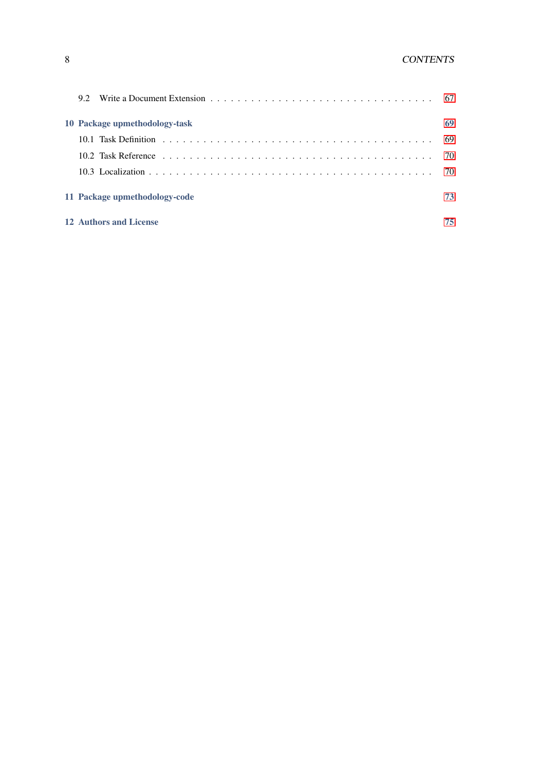9.2 Write a Document Extension . . . . . . . . . . . . . . . . . . . . . . . . . . . . . . . . 67

**10 Package upmethodology-task** 69

10.1 Task Definition . . . . . . . . . . . . . . . . . . . . . . . . . . . . . . . . . . . . . 69

10.2 Task Reference . . . . . . . . . . . . . . . . . . . . . . . . . . . . . . . . . . . . . 70

10.3 Localization . . . . . . . . . . . . . . . . . . . . . . . . . . . . . . . . . . . . . . 70

**11 Package upmethodology-code** 73

**12 Authors and License** 75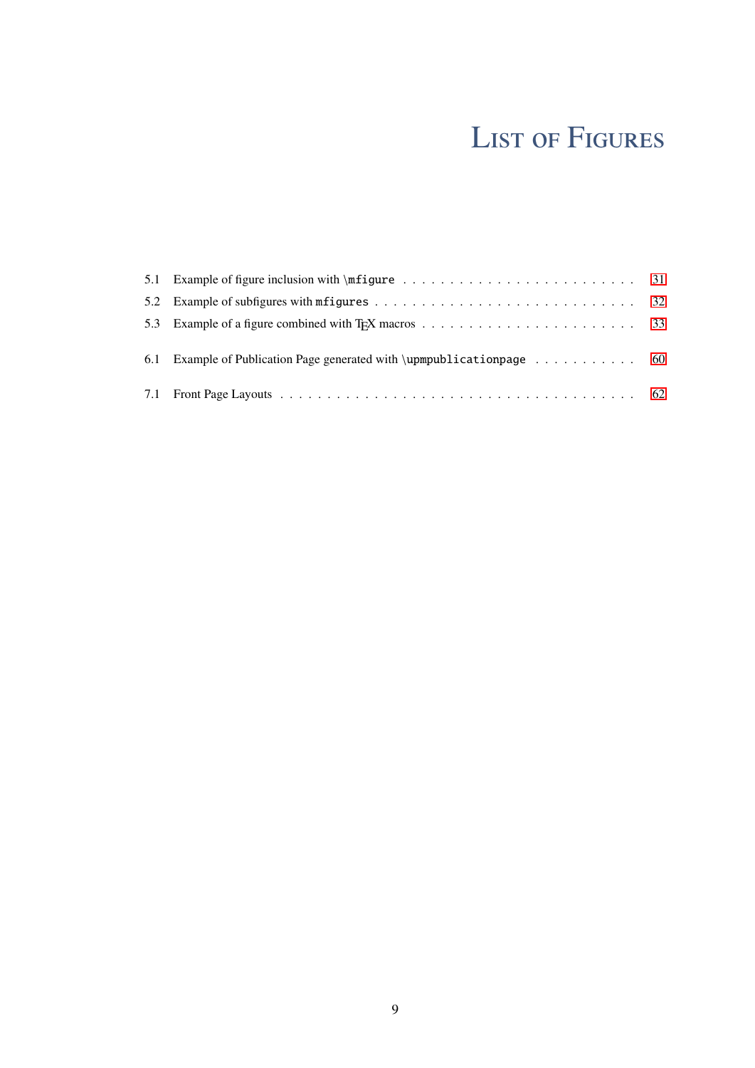# List of Figures

5.1 Example of figure inclusion with `\mfigure` . . . . . . . . . . . . . . . . . . . . . . . . . 31

5.2 Example of subfigures with `mfigures` . . . . . . . . . . . . . . . . . . . . . . . . . . . 32

5.3 Example of a figure combined with TEX macros . . . . . . . . . . . . . . . . . . . . . . 33

6.1 Example of Publication Page generated with `\upmpublicationpage` . . . . . . . . . . . 60

7.1 Front Page Layouts . . . . . . . . . . . . . . . . . . . . . . . . . . . . . . . . . . . . . 62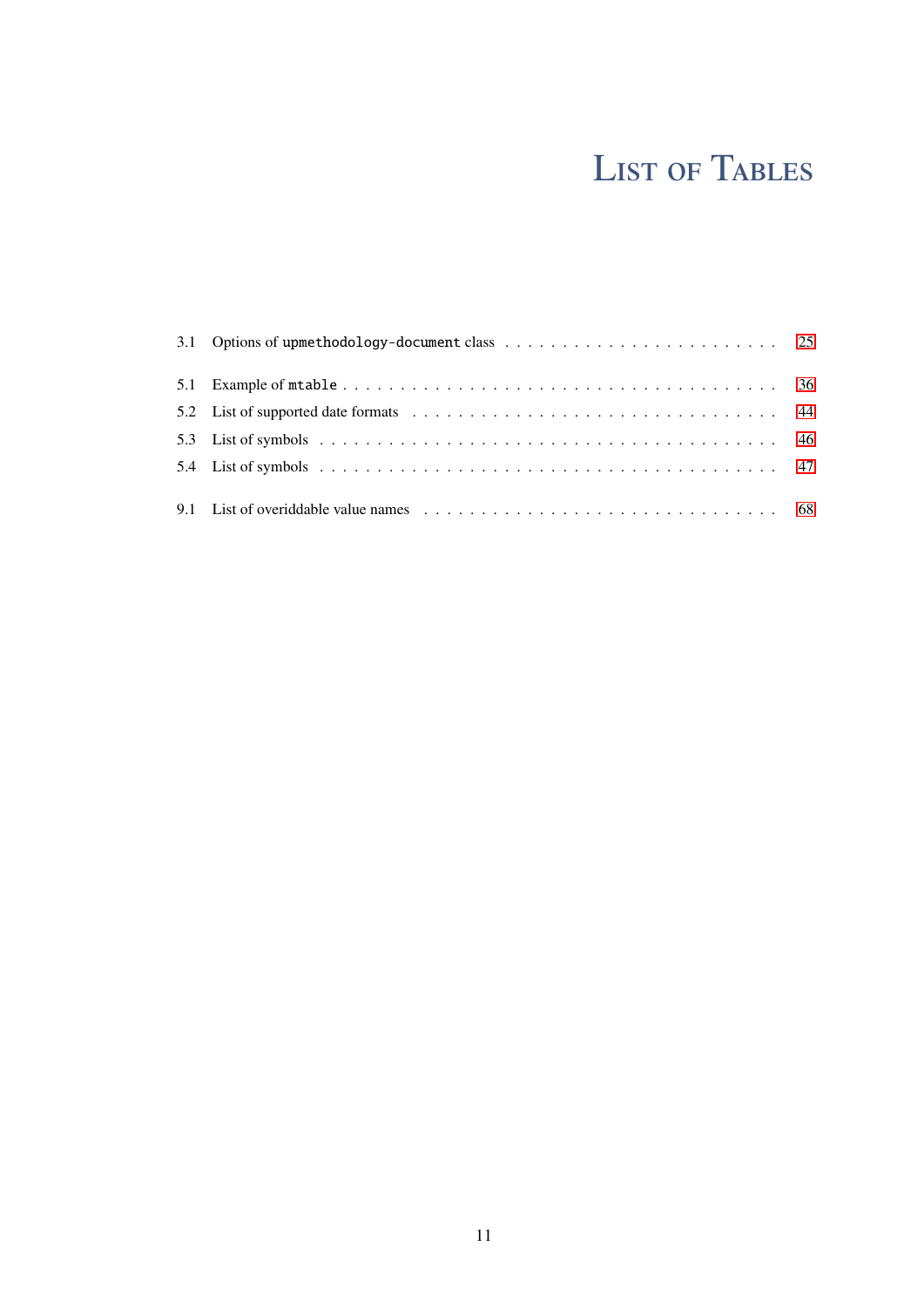# List of Tables

3.1 Options of `upmethodology-document` class . . . . . . . . . . . . . . . . . . . . . . . . 25

5.1 Example of `mtable` . . . . . . . . . . . . . . . . . . . . . . . . . . . . . . . . . . . . . 36

5.2 List of supported date formats . . . . . . . . . . . . . . . . . . . . . . . . . . . . . . . 44

5.3 List of symbols . . . . . . . . . . . . . . . . . . . . . . . . . . . . . . . . . . . . . . . 46

5.4 List of symbols . . . . . . . . . . . . . . . . . . . . . . . . . . . . . . . . . . . . . . . 47

9.1 List of overiddable value names . . . . . . . . . . . . . . . . . . . . . . . . . . . . . . 68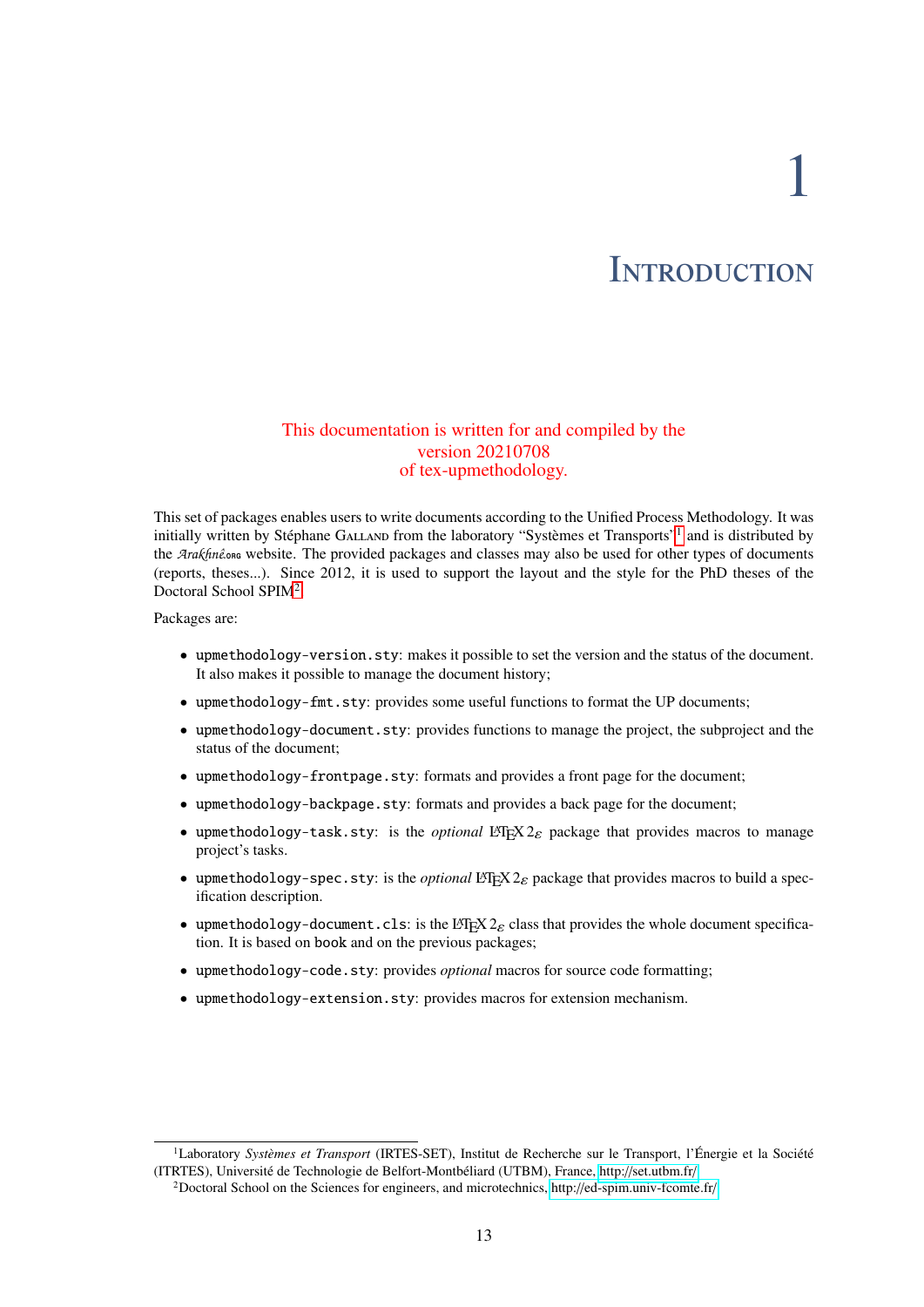# 1 Introduction

This documentation is written for and compiled by the
version 20210708
of tex-upmethodology.

This set of packages enables users to write documents according to the Unified Process Methodology. It was initially written by Stéphane GALLAND from the laboratory "Systèmes et Transports"[1] and is distributed by the Arakhnê.org website. The provided packages and classes may also be used for other types of documents (reports, theses...). Since 2012, it is used to support the layout and the style for the PhD theses of the Doctoral School SPIM[2].

Packages are:

- `upmethodology-version.sty`: makes it possible to set the version and the status of the document. It also makes it possible to manage the document history;
- `upmethodology-fmt.sty`: provides some useful functions to format the UP documents;
- `upmethodology-document.sty`: provides functions to manage the project, the subproject and the status of the document;
- `upmethodology-frontpage.sty`: formats and provides a front page for the document;
- `upmethodology-backpage.sty`: formats and provides a back page for the document;
- `upmethodology-task.sty`: is the *optional* LaTeX 2ε package that provides macros to manage project's tasks.
- `upmethodology-spec.sty`: is the *optional* LaTeX 2ε package that provides macros to build a specification description.
- `upmethodology-document.cls`: is the LaTeX 2ε class that provides the whole document specification. It is based on `book` and on the previous packages;
- `upmethodology-code.sty`: provides *optional* macros for source code formatting;
- `upmethodology-extension.sty`: provides macros for extension mechanism.

[1] Laboratory *Systèmes et Transport* (IRTES-SET), Institut de Recherche sur le Transport, l'Énergie et la Société (ITRTES), Université de Technologie de Belfort-Montbéliard (UTBM), France, http://set.utbm.fr/

[2] Doctoral School on the Sciences for engineers, and microtechnics, http://ed-spim.univ-fcomte.fr/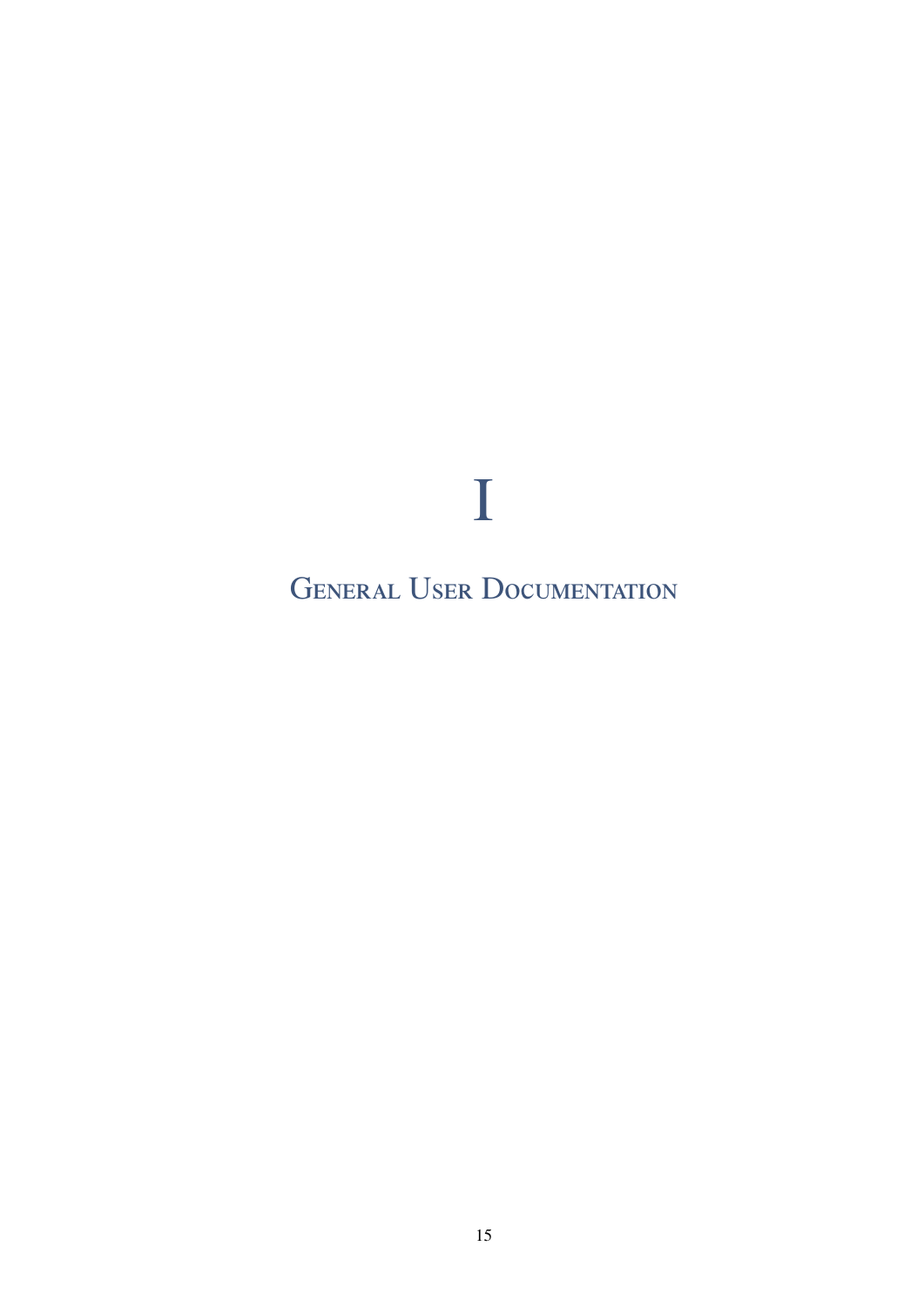# I

# General User Documentation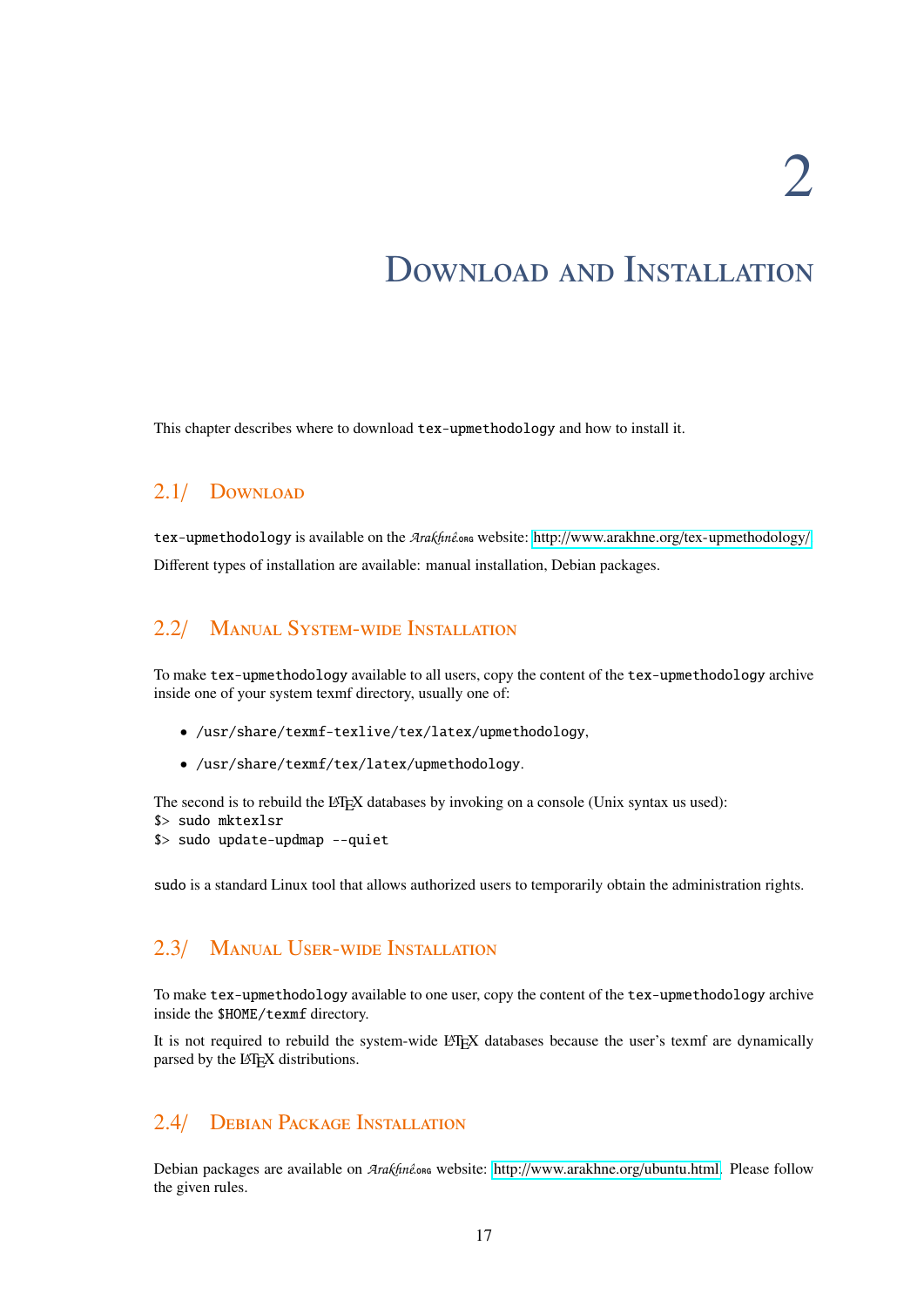# 2 Download and Installation

This chapter describes where to download `tex-upmethodology` and how to install it.

## 2.1/ Download

`tex-upmethodology` is available on the Arakhnê.org website: http://www.arakhne.org/tex-upmethodology/

Different types of installation are available: manual installation, Debian packages.

## 2.2/ Manual System-wide Installation

To make `tex-upmethodology` available to all users, copy the content of the `tex-upmethodology` archive inside one of your system texmf directory, usually one of:

- `/usr/share/texmf-texlive/tex/latex/upmethodology`,
- `/usr/share/texmf/tex/latex/upmethodology`.

The second is to rebuild the LaTeX databases by invoking on a console (Unix syntax us used):

```
$> sudo mktexlsr
$> sudo update-updmap --quiet
```

`sudo` is a standard Linux tool that allows authorized users to temporarily obtain the administration rights.

## 2.3/ Manual User-wide Installation

To make `tex-upmethodology` available to one user, copy the content of the `tex-upmethodology` archive inside the `$HOME/texmf` directory.

It is not required to rebuild the system-wide LaTeX databases because the user's texmf are dynamically parsed by the LaTeX distributions.

## 2.4/ Debian Package Installation

Debian packages are available on Arakhnê.org website: http://www.arakhne.org/ubuntu.html. Please follow the given rules.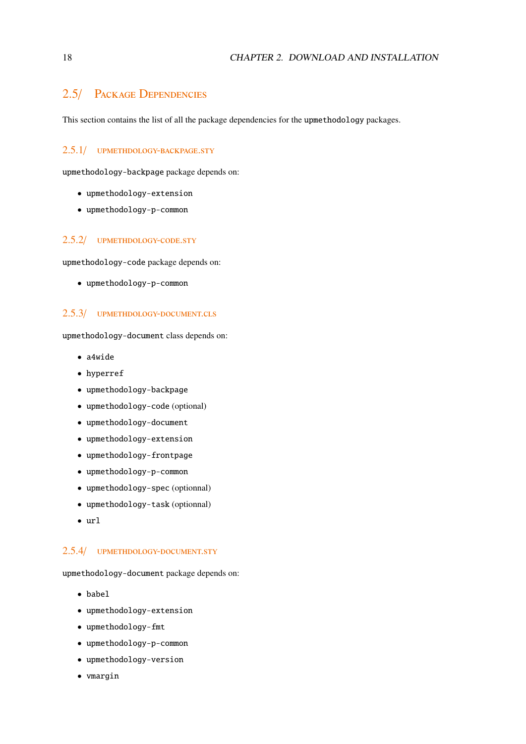## 2.5/ Package Dependencies

This section contains the list of all the package dependencies for the `upmethodology` packages.

### 2.5.1/ upmethdology-backpage.sty

`upmethodology-backpage` package depends on:

- `upmethodology-extension`
- `upmethodology-p-common`

### 2.5.2/ upmethdology-code.sty

`upmethodology-code` package depends on:

- `upmethodology-p-common`

### 2.5.3/ upmethdology-document.cls

`upmethodology-document` class depends on:

- `a4wide`
- `hyperref`
- `upmethodology-backpage`
- `upmethodology-code` (optional)
- `upmethodology-document`
- `upmethodology-extension`
- `upmethodology-frontpage`
- `upmethodology-p-common`
- `upmethodology-spec` (optionnal)
- `upmethodology-task` (optionnal)
- `url`

### 2.5.4/ upmethdology-document.sty

`upmethodology-document` package depends on:

- `babel`
- `upmethodology-extension`
- `upmethodology-fmt`
- `upmethodology-p-common`
- `upmethodology-version`
- `vmargin`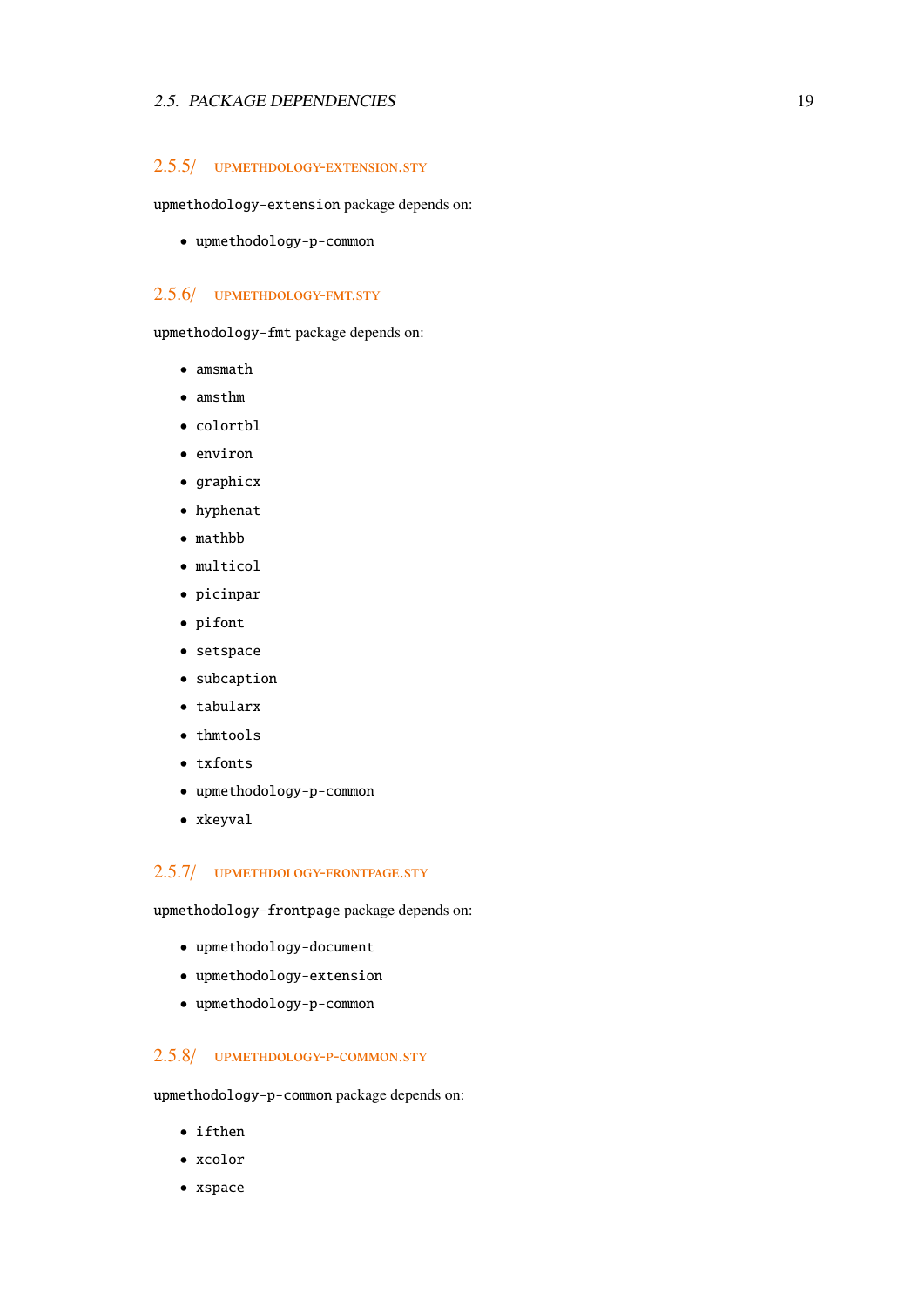### 2.5.5/ UPMETHDOLOGY-EXTENSION.STY

`upmethodology-extension` package depends on:

- `upmethodology-p-common`

### 2.5.6/ UPMETHDOLOGY-FMT.STY

`upmethodology-fmt` package depends on:

- `amsmath`
- `amsthm`
- `colortbl`
- `environ`
- `graphicx`
- `hyphenat`
- `mathbb`
- `multicol`
- `picinpar`
- `pifont`
- `setspace`
- `subcaption`
- `tabularx`
- `thmtools`
- `txfonts`
- `upmethodology-p-common`
- `xkeyval`

### 2.5.7/ UPMETHDOLOGY-FRONTPAGE.STY

`upmethodology-frontpage` package depends on:

- `upmethodology-document`
- `upmethodology-extension`
- `upmethodology-p-common`

### 2.5.8/ UPMETHDOLOGY-P-COMMON.STY

`upmethodology-p-common` package depends on:

- `ifthen`
- `xcolor`
- `xspace`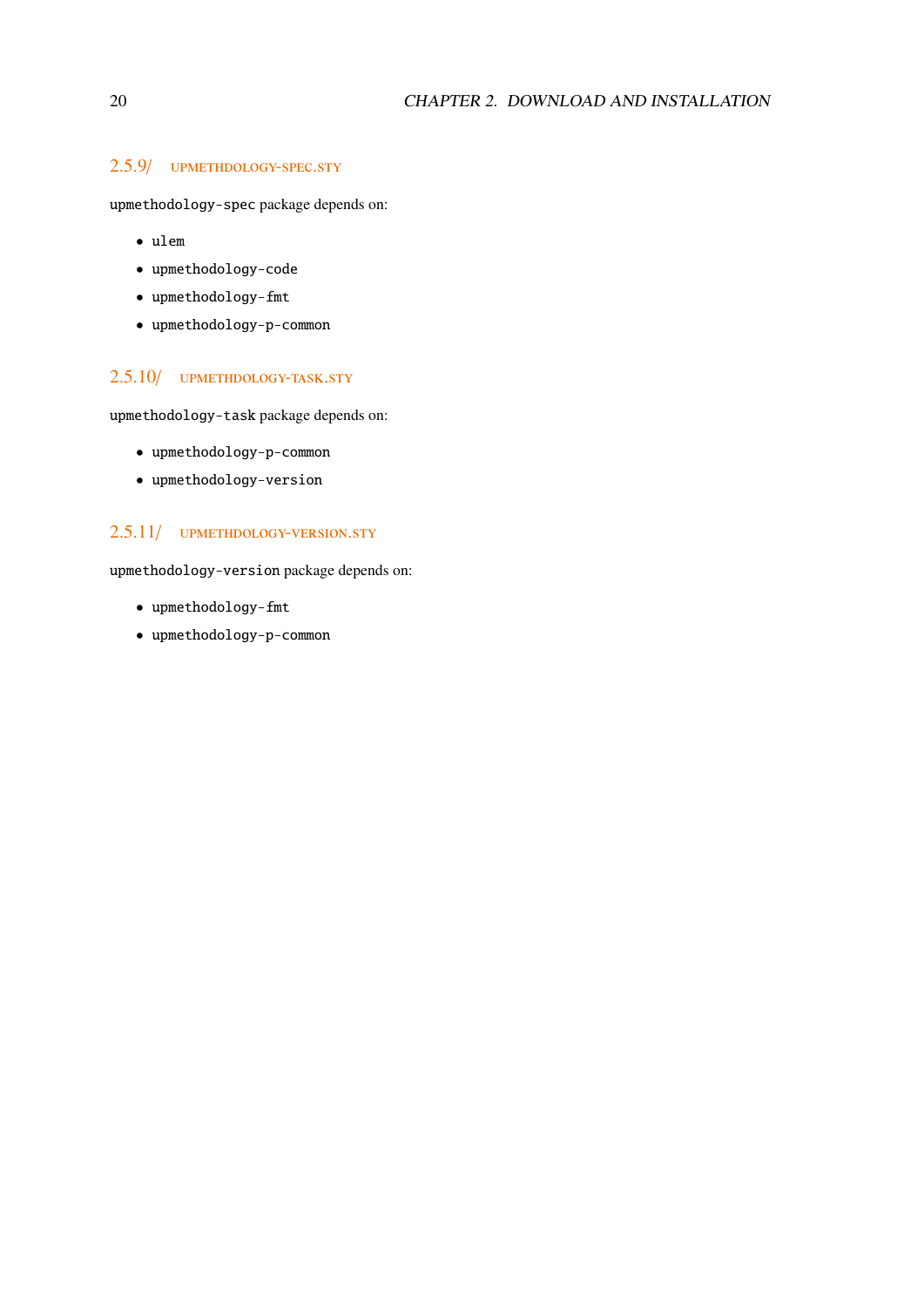### 2.5.9/ UPMETHDOLOGY-SPEC.STY

`upmethodology-spec` package depends on:

- `ulem`
- `upmethodology-code`
- `upmethodology-fmt`
- `upmethodology-p-common`

### 2.5.10/ UPMETHDOLOGY-TASK.STY

`upmethodology-task` package depends on:

- `upmethodology-p-common`
- `upmethodology-version`

### 2.5.11/ UPMETHDOLOGY-VERSION.STY

`upmethodology-version` package depends on:

- `upmethodology-fmt`
- `upmethodology-p-common`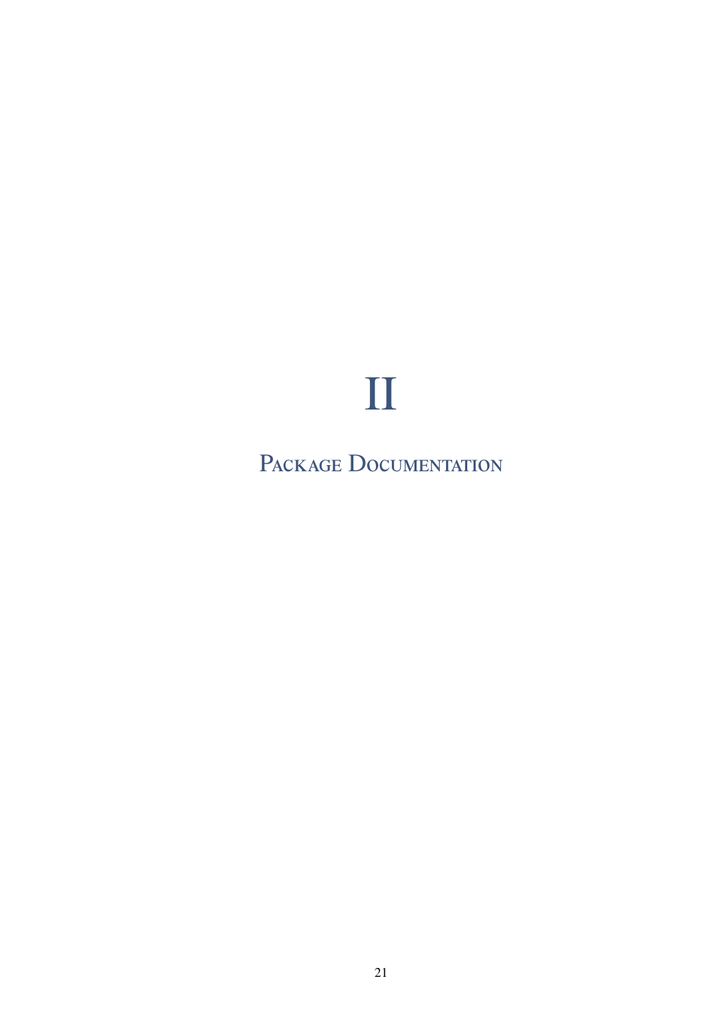# II

# Package Documentation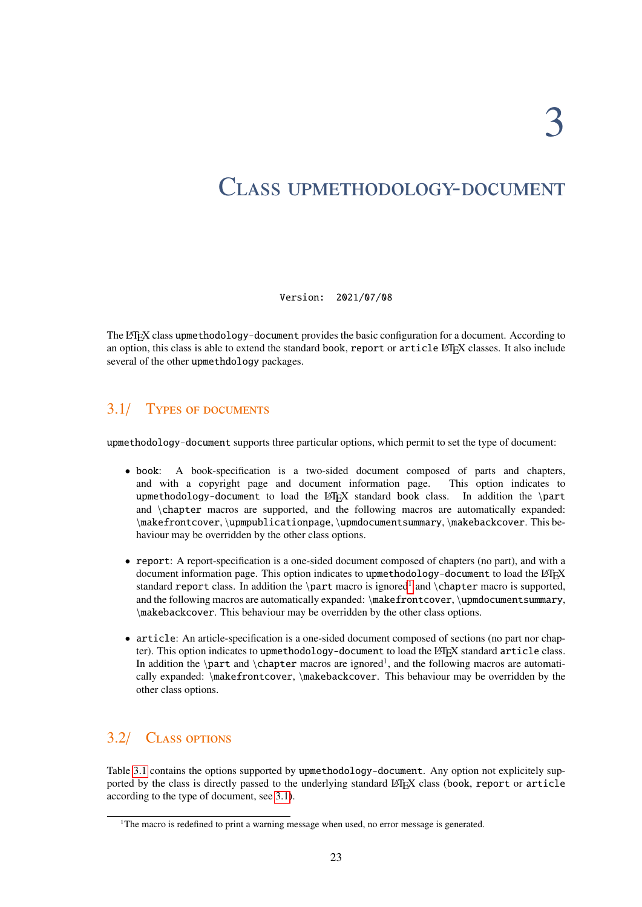# 3

# Class upmethodology-document

Version: 2021/07/08

The LaTeX class `upmethodology-document` provides the basic configuration for a document. According to an option, this class is able to extend the standard `book`, `report` or `article` LaTeX classes. It also include several of the other `upmethdology` packages.

## 3.1/ Types of documents

`upmethodology-document` supports three particular options, which permit to set the type of document:

- `book`: A book-specification is a two-sided document composed of parts and chapters, and with a copyright page and document information page. This option indicates to `upmethodology-document` to load the LaTeX standard `book` class. In addition the `\part` and `\chapter` macros are supported, and the following macros are automatically expanded: `\makefrontcover`, `\upmpublicationpage`, `\upmdocumentsummary`, `\makebackcover`. This behaviour may be overridden by the other class options.

- `report`: A report-specification is a one-sided document composed of chapters (no part), and with a document information page. This option indicates to `upmethodology-document` to load the LaTeX standard `report` class. In addition the `\part` macro is ignored[1] and `\chapter` macro is supported, and the following macros are automatically expanded: `\makefrontcover`, `\upmdocumentsummary`, `\makebackcover`. This behaviour may be overridden by the other class options.

- `article`: An article-specification is a one-sided document composed of sections (no part nor chapter). This option indicates to `upmethodology-document` to load the LaTeX standard `article` class. In addition the `\part` and `\chapter` macros are ignored[1], and the following macros are automatically expanded: `\makefrontcover`, `\makebackcover`. This behaviour may be overridden by the other class options.

## 3.2/ Class options

Table 3.1 contains the options supported by `upmethodology-document`. Any option not explicitely supported by the class is directly passed to the underlying standard LaTeX class (`book`, `report` or `article` according to the type of document, see 3.1).

[1]The macro is redefined to print a warning message when used, no error message is generated.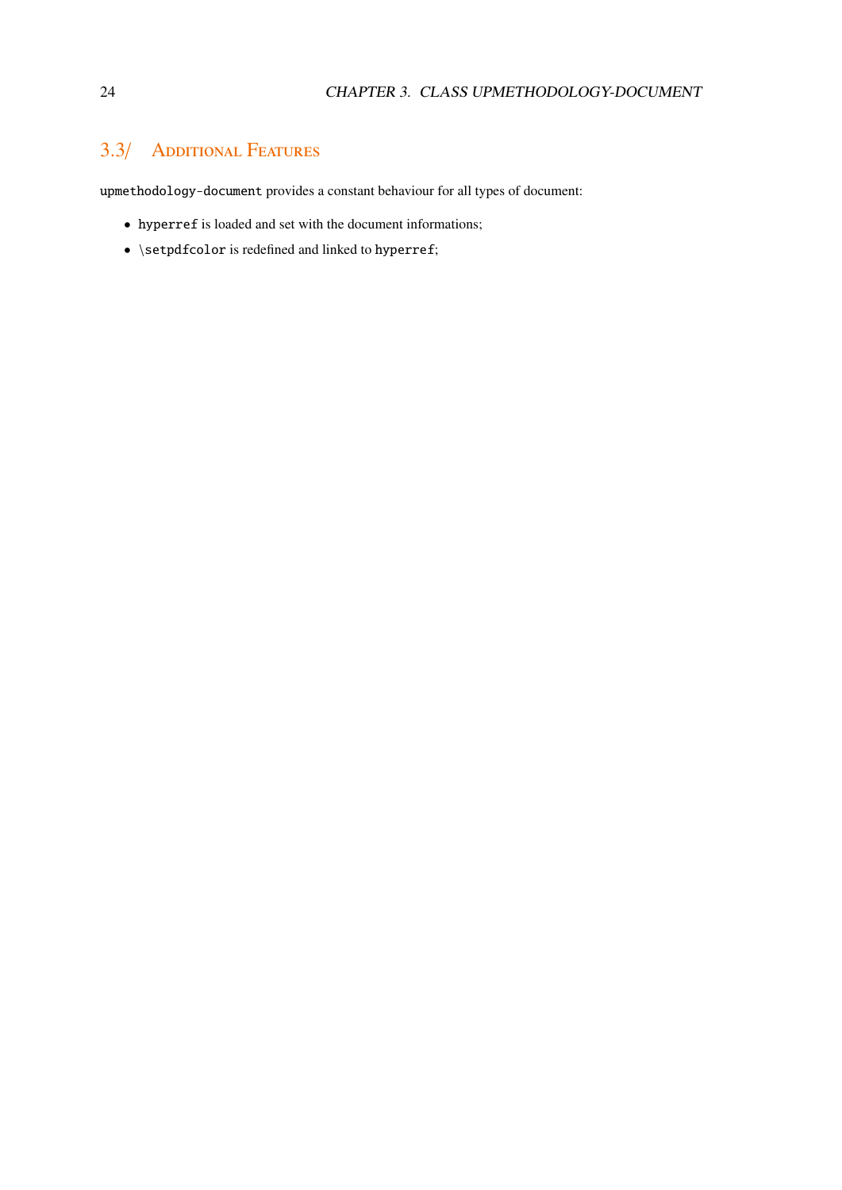## 3.3/ Additional Features

`upmethodology-document` provides a constant behaviour for all types of document:

- `hyperref` is loaded and set with the document informations;
- `\setpdfcolor` is redefined and linked to `hyperref`;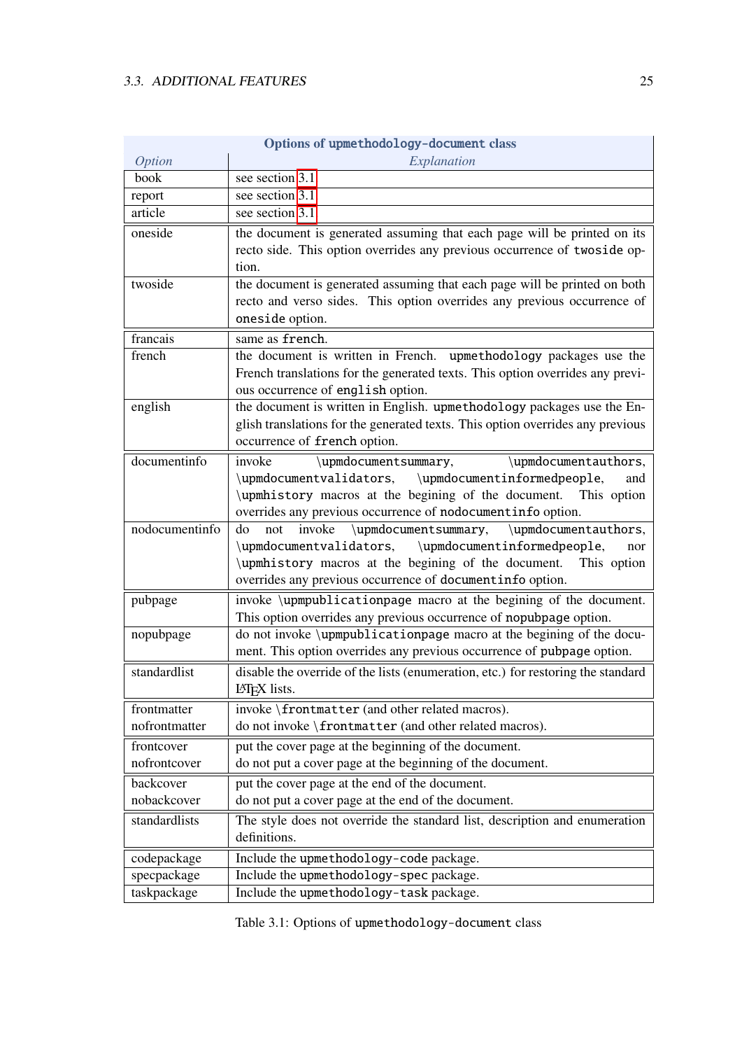| Options of upmethodology-document class | |
|---|---|
| *Option* | *Explanation* |
| book | see section 3.1 |
| report | see section 3.1 |
| article | see section 3.1 |
| oneside | the document is generated assuming that each page will be printed on its recto side. This option overrides any previous occurrence of `twoside` option. |
| twoside | the document is generated assuming that each page will be printed on both recto and verso sides. This option overrides any previous occurrence of `oneside` option. |
| francais | same as `french`. |
| french | the document is written in French. `upmethodology` packages use the French translations for the generated texts. This option overrides any previous occurrence of `english` option. |
| english | the document is written in English. `upmethodology` packages use the English translations for the generated texts. This option overrides any previous occurrence of `french` option. |
| documentinfo | invoke `\upmdocumentsummary`, `\upmdocumentauthors`, `\upmdocumentvalidators`, `\upmdocumentinformedpeople`, and `\upmhistory` macros at the begining of the document. This option overrides any previous occurrence of `nodocumentinfo` option. |
| nodocumentinfo | do not invoke `\upmdocumentsummary`, `\upmdocumentauthors`, `\upmdocumentvalidators`, `\upmdocumentinformedpeople`, nor `\upmhistory` macros at the begining of the document. This option overrides any previous occurrence of `documentinfo` option. |
| pubpage | invoke `\upmpublicationpage` macro at the begining of the document. This option overrides any previous occurrence of `nopubpage` option. |
| nopubpage | do not invoke `\upmpublicationpage` macro at the begining of the document. This option overrides any previous occurrence of `pubpage` option. |
| standardlist | disable the override of the lists (enumeration, etc.) for restoring the standard LaTeX lists. |
| frontmatter<br>nofrontmatter | invoke `\frontmatter` (and other related macros).<br>do not invoke `\frontmatter` (and other related macros). |
| frontcover<br>nofrontcover | put the cover page at the beginning of the document.<br>do not put a cover page at the beginning of the document. |
| backcover<br>nobackcover | put the cover page at the end of the document.<br>do not put a cover page at the end of the document. |
| standardlists | The style does not override the standard list, description and enumeration definitions. |
| codepackage | Include the `upmethodology-code` package. |
| specpackage | Include the `upmethodology-spec` package. |
| taskpackage | Include the `upmethodology-task` package. |

Table 3.1: Options of `upmethodology-document` class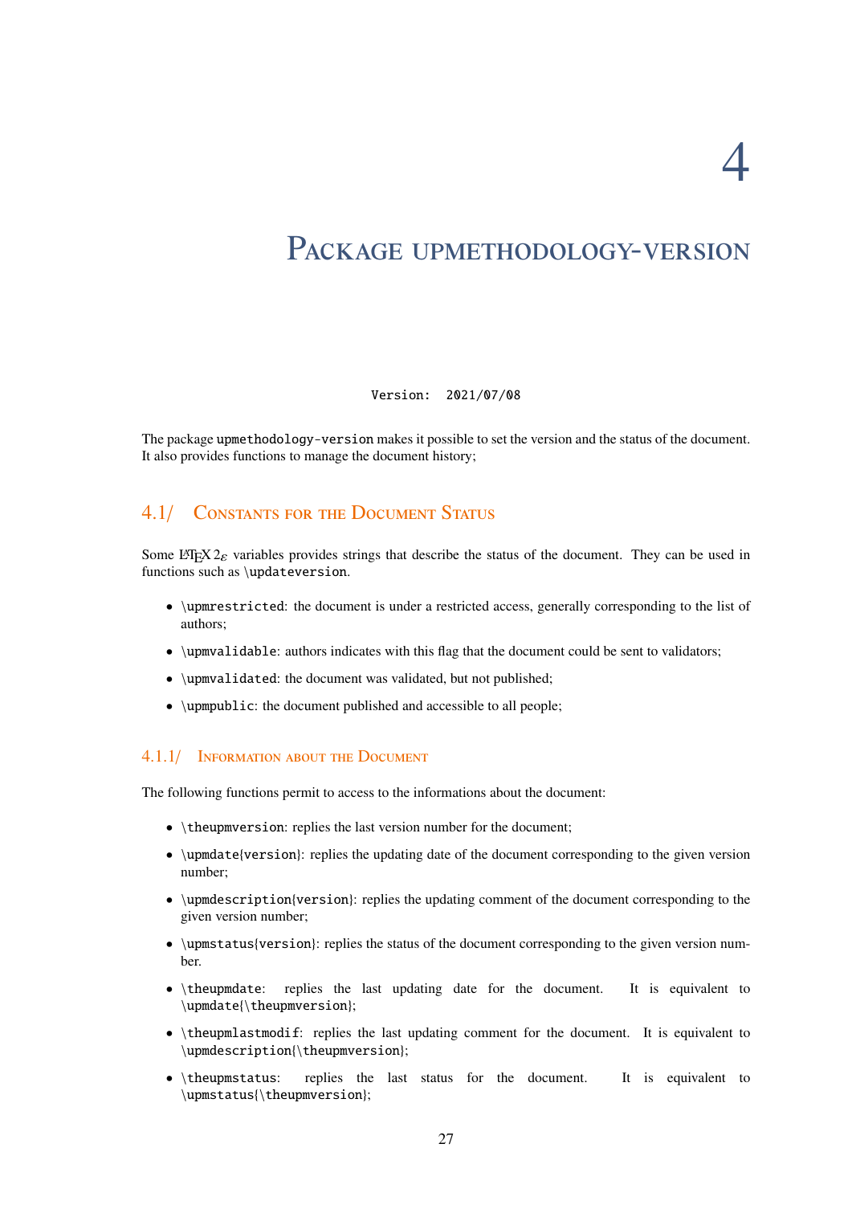# 4

# Package upmethodology-version

Version: 2021/07/08

The package `upmethodology-version` makes it possible to set the version and the status of the document. It also provides functions to manage the document history;

## 4.1/ Constants for the Document Status

Some LaTeX 2ε variables provides strings that describe the status of the document. They can be used in functions such as `\updateversion`.

- `\upmrestricted`: the document is under a restricted access, generally corresponding to the list of authors;
- `\upmvalidable`: authors indicates with this flag that the document could be sent to validators;
- `\upmvalidated`: the document was validated, but not published;
- `\upmpublic`: the document published and accessible to all people;

### 4.1.1/ Information about the Document

The following functions permit to access to the informations about the document:

- `\theupmversion`: replies the last version number for the document;
- `\upmdate{version}`: replies the updating date of the document corresponding to the given version number;
- `\upmdescription{version}`: replies the updating comment of the document corresponding to the given version number;
- `\upmstatus{version}`: replies the status of the document corresponding to the given version number.
- `\theupmdate`: replies the last updating date for the document. It is equivalent to `\upmdate{\theupmversion}`;
- `\theupmlastmodif`: replies the last updating comment for the document. It is equivalent to `\upmdescription{\theupmversion}`;
- `\theupmstatus`: replies the last status for the document. It is equivalent to `\upmstatus{\theupmversion}`;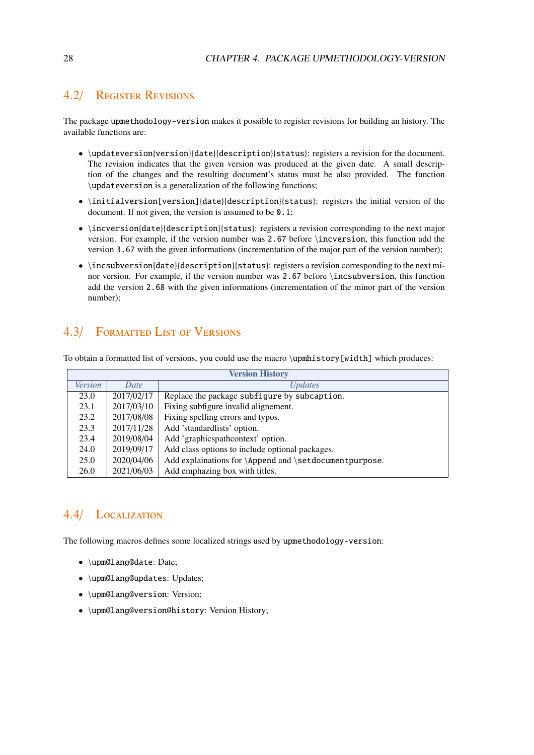## 4.2/ Register Revisions

The package `upmethodology-version` makes it possible to register revisions for building an history. The available functions are:

- `\updateversion{version}{date}{description}{status}`: registers a revision for the document. The revision indicates that the given version was produced at the given date. A small description of the changes and the resulting document's status must be also provided. The function `\updateversion` is a generalization of the following functions;
- `\initialversion[version]{date}{description}{status}`: registers the initial version of the document. If not given, the version is assumed to be `0.1`;
- `\incversion{date}{description}{status}`: registers a revision corresponding to the next major version. For example, if the version number was `2.67` before `\incversion`, this function add the version `3.67` with the given informations (incrementation of the major part of the version number);
- `\incsubversion{date}{description}{status}`: registers a revision corresponding to the next minor version. For example, if the version number was `2.67` before `\incsubversion`, this function add the version `2.68` with the given informations (incrementation of the minor part of the version number);

## 4.3/ Formatted List of Versions

To obtain a formatted list of versions, you could use the macro `\upmhistory[width]` which produces:

| **Version History** | | |
|---|---|---|
| *Version* | *Date* | *Updates* |
| 23.0 | 2017/02/17 | Replace the package `subfigure` by `subcaption`. |
| 23.1 | 2017/03/10 | Fixing subfigure invalid alignement. |
| 23.2 | 2017/08/08 | Fixing spelling errors and typos. |
| 23.3 | 2017/11/28 | Add 'standardlists' option. |
| 23.4 | 2019/08/04 | Add 'graphicspathcontext' option. |
| 24.0 | 2019/09/17 | Add class options to include optional packages. |
| 25.0 | 2020/04/06 | Add explainations for `\Append` and `\setdocumentpurpose`. |
| 26.0 | 2021/06/03 | Add emphazing box with titles. |

## 4.4/ Localization

The following macros defines some localized strings used by `upmethodology-version`:

- `\upm@lang@date`: Date;
- `\upm@lang@updates`: Updates;
- `\upm@lang@version`: Version;
- `\upm@lang@version@history`: Version History;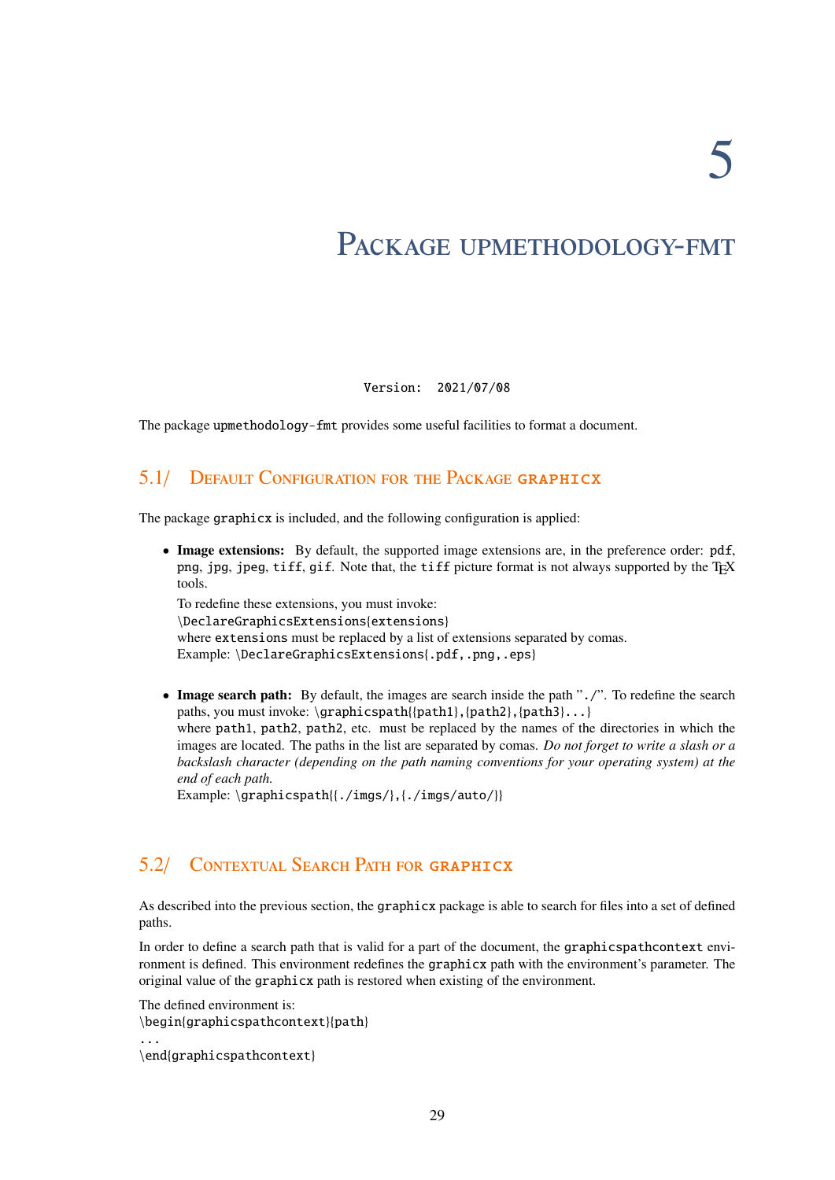# 5

# Package upmethodology-fmt

Version: `2021/07/08`

The package `upmethodology-fmt` provides some useful facilities to format a document.

## 5.1/ Default Configuration for the Package graphicx

The package `graphicx` is included, and the following configuration is applied:

- **Image extensions:** By default, the supported image extensions are, in the preference order: `pdf`, `png`, `jpg`, `jpeg`, `tiff`, `gif`. Note that, the `tiff` picture format is not always supported by the TEX tools.

  To redefine these extensions, you must invoke:
  `\DeclareGraphicsExtensions{extensions}`
  where `extensions` must be replaced by a list of extensions separated by comas.
  Example: `\DeclareGraphicsExtensions{.pdf,.png,.eps}`

- **Image search path:** By default, the images are search inside the path "`./`". To redefine the search paths, you must invoke: `\graphicspath{{path1},{path2},{path3}...}`
  where `path1`, `path2`, `path2`, etc. must be replaced by the names of the directories in which the images are located. The paths in the list are separated by comas. *Do not forget to write a slash or a backslash character (depending on the path naming conventions for your operating system) at the end of each path.*
  Example: `\graphicspath{{./imgs/},{./imgs/auto/}}`

## 5.2/ Contextual Search Path for graphicx

As described into the previous section, the `graphicx` package is able to search for files into a set of defined paths.

In order to define a search path that is valid for a part of the document, the `graphicspathcontext` environment is defined. This environment redefines the `graphicx` path with the environment's parameter. The original value of the `graphicx` path is restored when existing of the environment.

The defined environment is:

```
\begin{graphicspathcontext}{path}
...
\end{graphicspathcontext}
```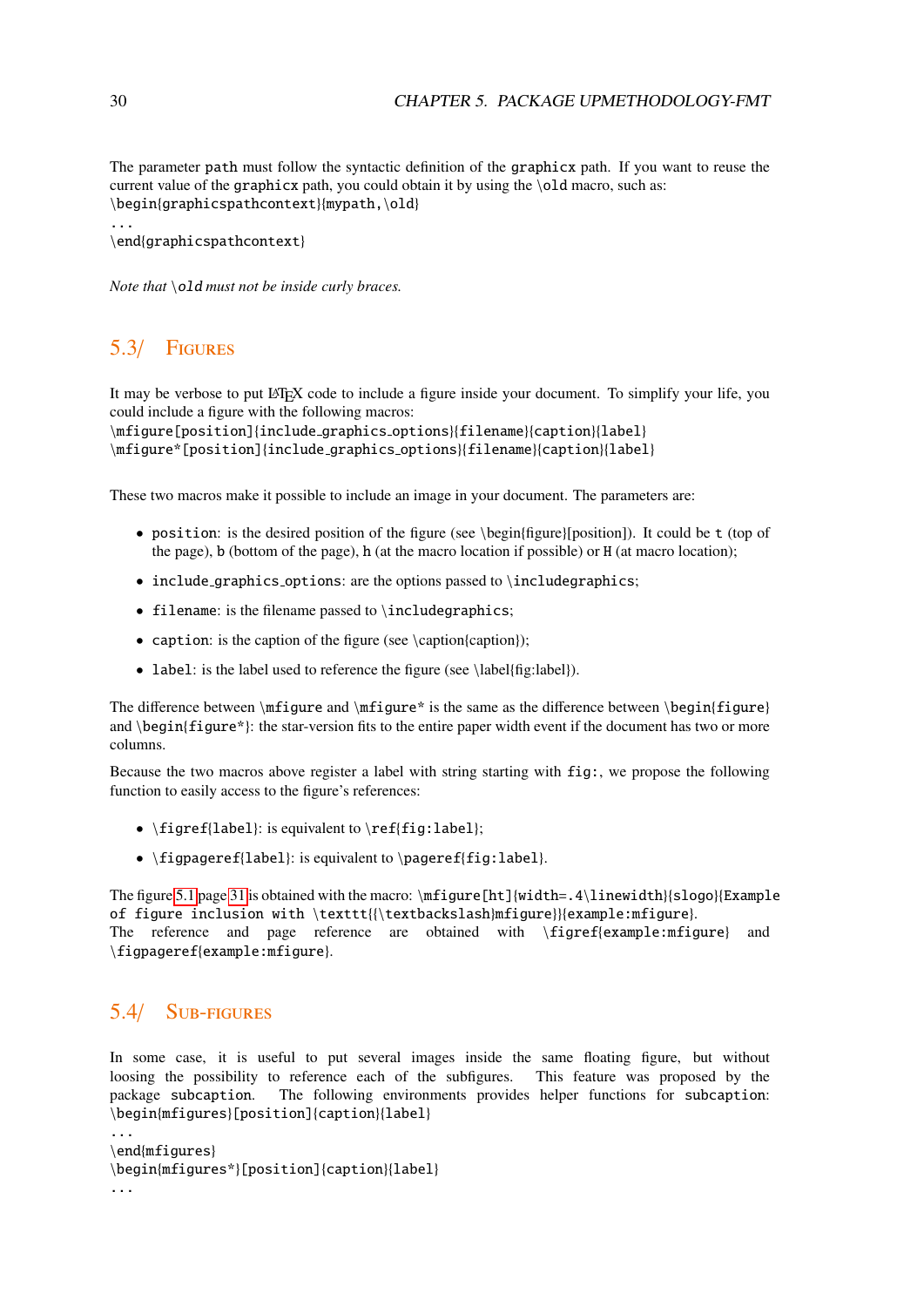The parameter `path` must follow the syntactic definition of the `graphicx` path. If you want to reuse the current value of the `graphicx` path, you could obtain it by using the `\old` macro, such as:

```
\begin{graphicspathcontext}{mypath,\old}
...
\end{graphicspathcontext}
```

*Note that* `\old` *must not be inside curly braces.*

## 5.3/ Figures

It may be verbose to put LaTeX code to include a figure inside your document. To simplify your life, you could include a figure with the following macros:

```
\mfigure[position]{include_graphics_options}{filename}{caption}{label}
\mfigure*[position]{include_graphics_options}{filename}{caption}{label}
```

These two macros make it possible to include an image in your document. The parameters are:

- `position`: is the desired position of the figure (see \begin{figure}[position]). It could be `t` (top of the page), `b` (bottom of the page), `h` (at the macro location if possible) or `H` (at macro location);
- `include_graphics_options`: are the options passed to `\includegraphics`;
- `filename`: is the filename passed to `\includegraphics`;
- `caption`: is the caption of the figure (see \caption{caption});
- `label`: is the label used to reference the figure (see \label{fig:label}).

The difference between `\mfigure` and `\mfigure*` is the same as the difference between `\begin{figure}` and `\begin{figure*}`: the star-version fits to the entire paper width event if the document has two or more columns.

Because the two macros above register a label with string starting with `fig:`, we propose the following function to easily access to the figure's references:

- `\figref{label}`: is equivalent to `\ref{fig:label}`;
- `\figpageref{label}`: is equivalent to `\pageref{fig:label}`.

The figure 5.1 page 31 is obtained with the macro: `\mfigure[ht]{width=.4\linewidth}{slogo}{Example of figure inclusion with \texttt{{\textbackslash}mfigure}}{example:mfigure}`.
The reference and page reference are obtained with `\figref{example:mfigure}` and `\figpageref{example:mfigure}`.

## 5.4/ Sub-figures

In some case, it is useful to put several images inside the same floating figure, but without loosing the possibility to reference each of the subfigures. This feature was proposed by the package `subcaption`. The following environments provides helper functions for `subcaption`:

```
\begin{mfigures}[position]{caption}{label}
...
\end{mfigures}
\begin{mfigures*}[position]{caption}{label}
...
```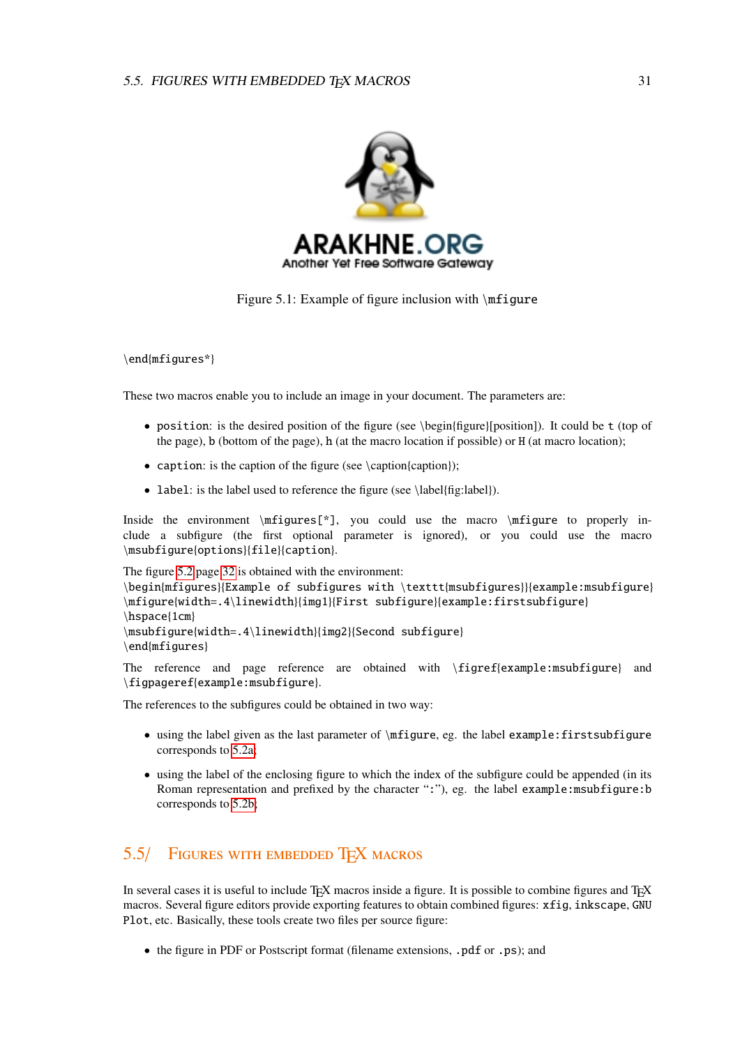Figure 5.1: Example of figure inclusion with `\mfigure`

```
\end{mfigures*}
```

These two macros enable you to include an image in your document. The parameters are:

- `position`: is the desired position of the figure (see \begin{figure}[position]). It could be `t` (top of the page), `b` (bottom of the page), `h` (at the macro location if possible) or `H` (at macro location);
- `caption`: is the caption of the figure (see \caption{caption});
- `label`: is the label used to reference the figure (see \label{fig:label}).

Inside the environment `\mfigures[*]`, you could use the macro `\mfigure` to properly include a subfigure (the first optional parameter is ignored), or you could use the macro `\msubfigure{options}{file}{caption}`.

The figure 5.2 page 32 is obtained with the environment:

```
\begin{mfigures}{Example of subfigures with \texttt{msubfigures}}{example:msubfigure}
\mfigure{width=.4\linewidth}{img1}{First subfigure}{example:firstsubfigure}
\hspace{1cm}
\msubfigure{width=.4\linewidth}{img2}{Second subfigure}
\end{mfigures}
```

The reference and page reference are obtained with `\figref{example:msubfigure}` and `\figpageref{example:msubfigure}`.

The references to the subfigures could be obtained in two way:

- using the label given as the last parameter of `\mfigure`, eg. the label `example:firstsubfigure` corresponds to 5.2a;
- using the label of the enclosing figure to which the index of the subfigure could be appended (in its Roman representation and prefixed by the character "`:`"), eg. the label `example:msubfigure:b` corresponds to 5.2b;

## 5.5/ Figures with embedded TEX macros

In several cases it is useful to include TEX macros inside a figure. It is possible to combine figures and TEX macros. Several figure editors provide exporting features to obtain combined figures: `xfig`, `inkscape`, `GNU Plot`, etc. Basically, these tools create two files per source figure:

- the figure in PDF or Postscript format (filename extensions, `.pdf` or `.ps`); and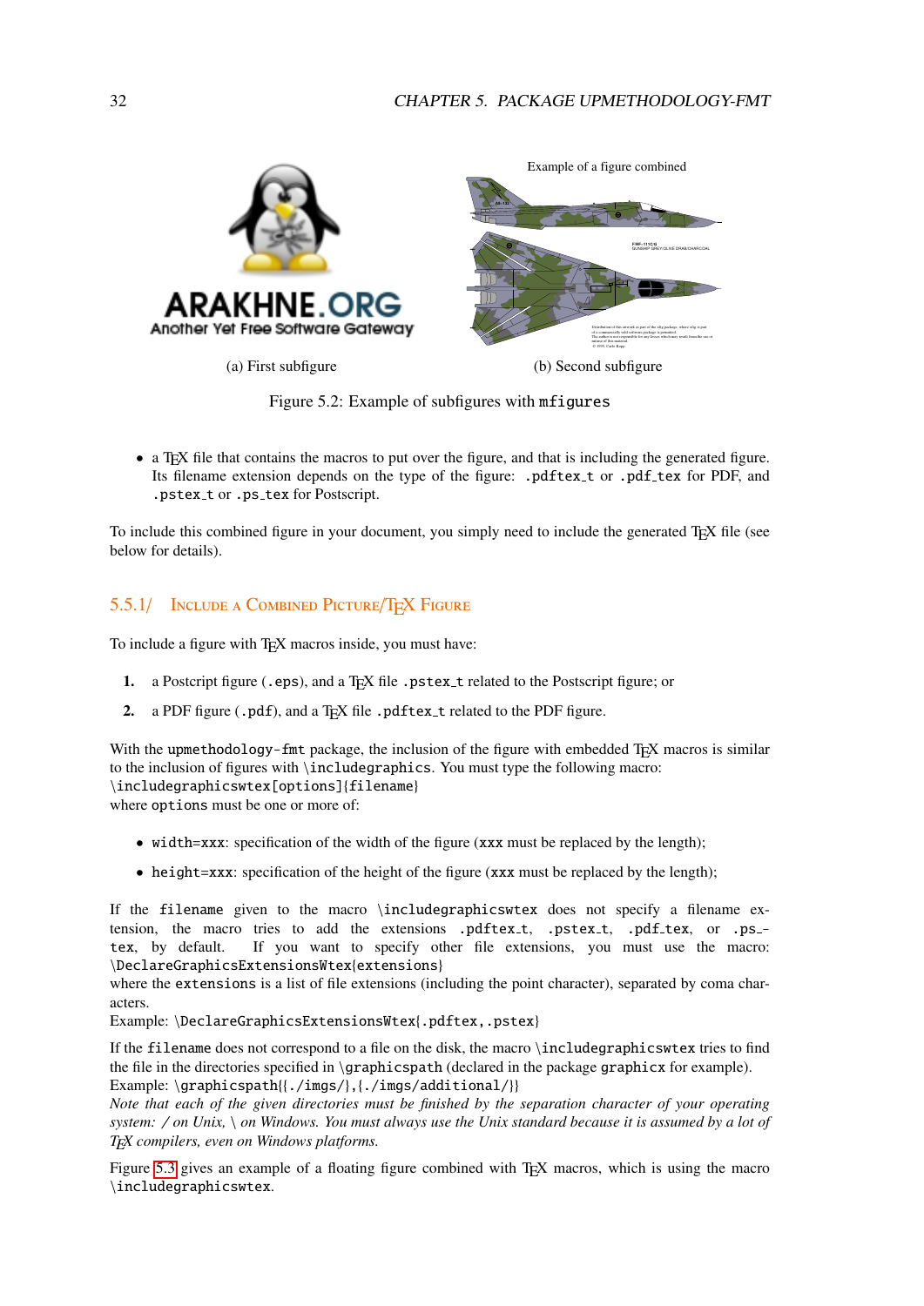Example of a figure combined

(a) First subfigure

(b) Second subfigure

Figure 5.2: Example of subfigures with `mfigures`

- a TEX file that contains the macros to put over the figure, and that is including the generated figure. Its filename extension depends on the type of the figure: `.pdftex_t` or `.pdf_tex` for PDF, and `.pstex_t` or `.ps_tex` for Postscript.

To include this combined figure in your document, you simply need to include the generated TEX file (see below for details).

### 5.5.1/ Include a Combined Picture/TEX Figure

To include a figure with TEX macros inside, you must have:

1. a Postcript figure (`.eps`), and a TEX file `.pstex_t` related to the Postscript figure; or
2. a PDF figure (`.pdf`), and a TEX file `.pdftex_t` related to the PDF figure.

With the `upmethodology-fmt` package, the inclusion of the figure with embedded TEX macros is similar to the inclusion of figures with `\includegraphics`. You must type the following macro:
`\includegraphicswtex[options]{filename}`
where `options` must be one or more of:

- `width=xxx`: specification of the width of the figure (`xxx` must be replaced by the length);
- `height=xxx`: specification of the height of the figure (`xxx` must be replaced by the length);

If the `filename` given to the macro `\includegraphicswtex` does not specify a filename extension, the macro tries to add the extensions `.pdftex_t`, `.pstex_t`, `.pdf_tex`, or `.ps_tex`, by default. If you want to specify other file extensions, you must use the macro: `\DeclareGraphicsExtensionsWtex{extensions}`
where the `extensions` is a list of file extensions (including the point character), separated by coma characters.
Example: `\DeclareGraphicsExtensionsWtex{.pdftex,.pstex}`

If the `filename` does not correspond to a file on the disk, the macro `\includegraphicswtex` tries to find the file in the directories specified in `\graphicspath` (declared in the package `graphicx` for example).
Example: `\graphicspath{{./imgs/},{./imgs/additional/}}`
*Note that each of the given directories must be finished by the separation character of your operating system: / on Unix, \ on Windows. You must always use the Unix standard because it is assumed by a lot of TEX compilers, even on Windows platforms.*

Figure 5.3 gives an example of a floating figure combined with TEX macros, which is using the macro `\includegraphicswtex`.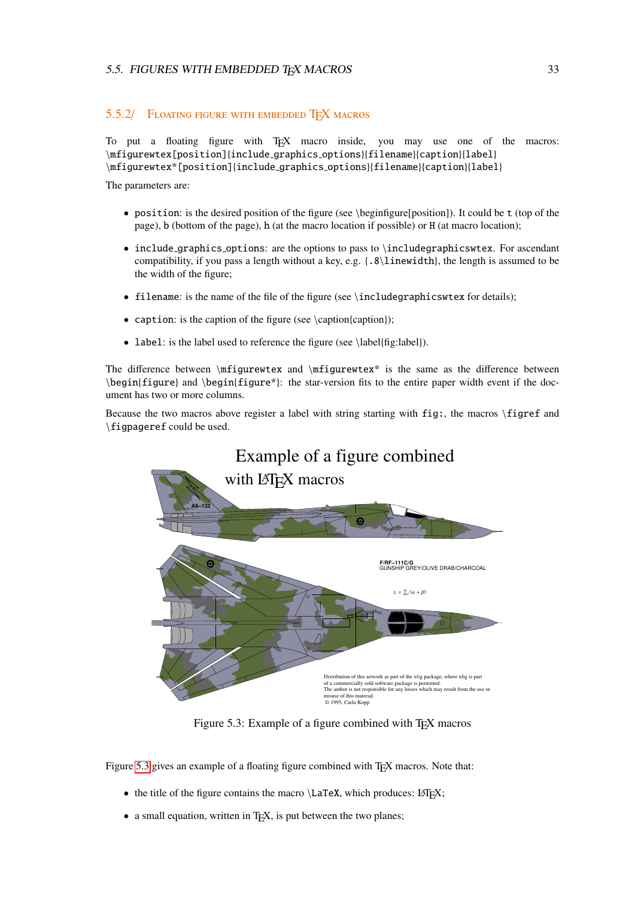### 5.5.2/ Floating figure with embedded TEX macros

To put a floating figure with TEX macro inside, you may use one of the macros:
`\mfigurewtex[position]{include_graphics_options}{filename}{caption}{label}`
`\mfigurewtex*[position]{include_graphics_options}{filename}{caption}{label}`

The parameters are:

- `position`: is the desired position of the figure (see \beginfigure[position]). It could be `t` (top of the page), `b` (bottom of the page), `h` (at the macro location if possible) or `H` (at macro location);
- `include_graphics_options`: are the options to pass to `\includegraphicswtex`. For ascendant compatibility, if you pass a length without a key, e.g. `{.8\linewidth}`, the length is assumed to be the width of the figure;
- `filename`: is the name of the file of the figure (see `\includegraphicswtex` for details);
- `caption`: is the caption of the figure (see \caption{caption});
- `label`: is the label used to reference the figure (see \label{fig:label}).

The difference between `\mfigurewtex` and `\mfigurewtex*` is the same as the difference between `\begin{figure}` and `\begin{figure*}`: the star-version fits to the entire paper width event if the document has two or more columns.

Because the two macros above register a label with string starting with `fig:`, the macros `\figref` and `\figpageref` could be used.

Figure 5.3: Example of a figure combined with TEX macros

Figure 5.3 gives an example of a floating figure combined with TEX macros. Note that:

- the title of the figure contains the macro `\LaTeX`, which produces: LATEX;
- a small equation, written in TEX, is put between the two planes;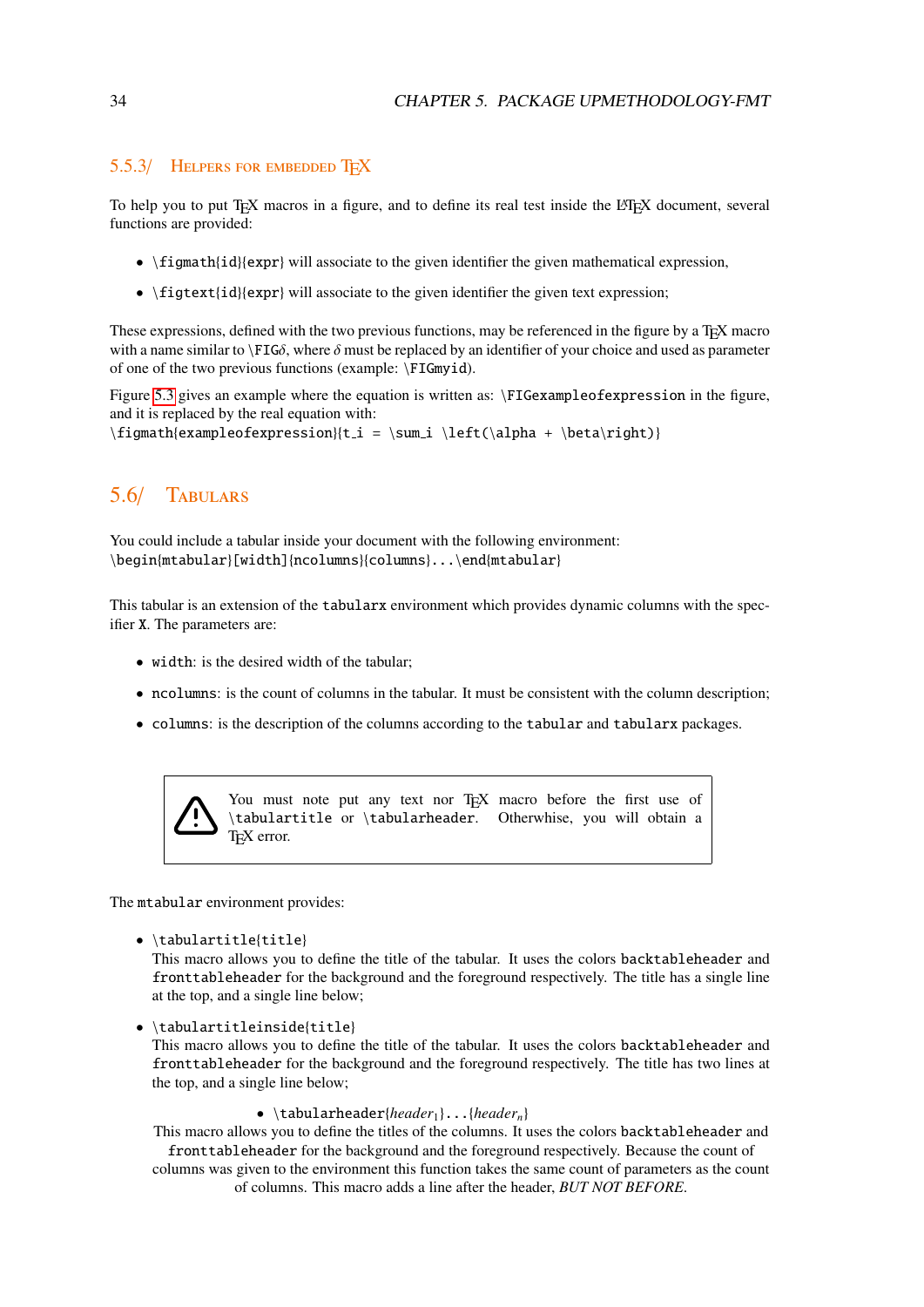### 5.5.3/ Helpers for embedded TEX

To help you to put TEX macros in a figure, and to define its real test inside the LATEX document, several functions are provided:

- `\figmath{id}{expr}` will associate to the given identifier the given mathematical expression,
- `\figtext{id}{expr}` will associate to the given identifier the given text expression;

These expressions, defined with the two previous functions, may be referenced in the figure by a TEX macro with a name similar to `\FIG`$\delta$, where $\delta$ must be replaced by an identifier of your choice and used as parameter of one of the two previous functions (example: `\FIGmyid`).

Figure 5.3 gives an example where the equation is written as: `\FIGexampleofexpression` in the figure, and it is replaced by the real equation with:
`\figmath{exampleofexpression}{t_i = \sum_i \left(\alpha + \beta\right)}`

## 5.6/ Tabulars

You could include a tabular inside your document with the following environment:
`\begin{mtabular}[width]{ncolumns}{columns}...\end{mtabular}`

This tabular is an extension of the `tabularx` environment which provides dynamic columns with the specifier `X`. The parameters are:

- `width`: is the desired width of the tabular;
- `ncolumns`: is the count of columns in the tabular. It must be consistent with the column description;
- `columns`: is the description of the columns according to the `tabular` and `tabularx` packages.

> ⚠ You must note put any text nor TEX macro before the first use of `\tabulartitle` or `\tabularheader`. Otherwise, you will obtain a TEX error.

The `mtabular` environment provides:

- `\tabulartitle{title}`
  This macro allows you to define the title of the tabular. It uses the colors `backtableheader` and `fronttableheader` for the background and the foreground respectively. The title has a single line at the top, and a single line below;
- `\tabulartitleinside{title}`
  This macro allows you to define the title of the tabular. It uses the colors `backtableheader` and `fronttableheader` for the background and the foreground respectively. The title has two lines at the top, and a single line below;
  - `\tabularheader`{$header_1$}`...`{$header_n$}
    This macro allows you to define the titles of the columns. It uses the colors `backtableheader` and `fronttableheader` for the background and the foreground respectively. Because the count of columns was given to the environment this function takes the same count of parameters as the count of columns. This macro adds a line after the header, *BUT NOT BEFORE*.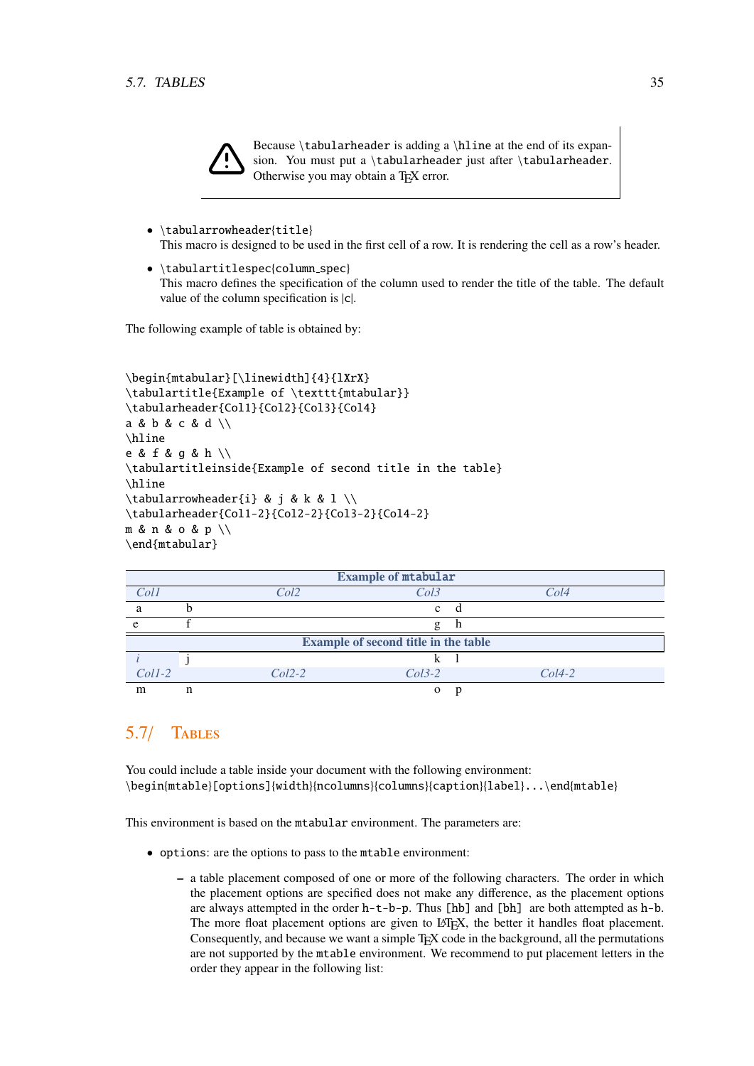> ⚠ Because `\tabularheader` is adding a `\hline` at the end of its expansion. You must put a `\tabularheader` just after `\tabularheader`. Otherwise you may obtain a TEX error.

- `\tabularrowheader{title}`
  This macro is designed to be used in the first cell of a row. It is rendering the cell as a row's header.
- `\tabulartitlespec{column_spec}`
  This macro defines the specification of the column used to render the title of the table. The default value of the column specification is |c|.

The following example of table is obtained by:

```
\begin{mtabular}[\linewidth]{4}{lXrX}
\tabulartitle{Example of \texttt{mtabular}}
\tabularheader{Col1}{Col2}{Col3}{Col4}
a & b & c & d \\
\hline
e & f & g & h \\
\tabulartitleinside{Example of second title in the table}
\hline
\tabularrowheader{i} & j & k & l \\
\tabularheader{Col1-2}{Col2-2}{Col3-2}{Col4-2}
m & n & o & p \\
\end{mtabular}
```

| **Example of `mtabular`** | | | |
|---|---|---|---|
| *Col1* | *Col2* | *Col3* | *Col4* |
| a | b | c | d |
| e | f | g | h |
| **Example of second title in the table** | | | |
| *i* | j | k | l |
| *Col1-2* | *Col2-2* | *Col3-2* | *Col4-2* |
| m | n | o | p |

## 5.7/ Tables

You could include a table inside your document with the following environment:
`\begin{mtable}[options]{width}{ncolumns}{columns}{caption}{label}...\end{mtable}`

This environment is based on the `mtabular` environment. The parameters are:

- `options`: are the options to pass to the `mtable` environment:
  - a table placement composed of one or more of the following characters. The order in which the placement options are specified does not make any difference, as the placement options are always attempted in the order `h-t-b-p`. Thus `[hb]` and `[bh]` are both attempted as `h-b`. The more float placement options are given to LATEX, the better it handles float placement. Consequently, and because we want a simple TEX code in the background, all the permutations are not supported by the `mtable` environment. We recommend to put placement letters in the order they appear in the following list: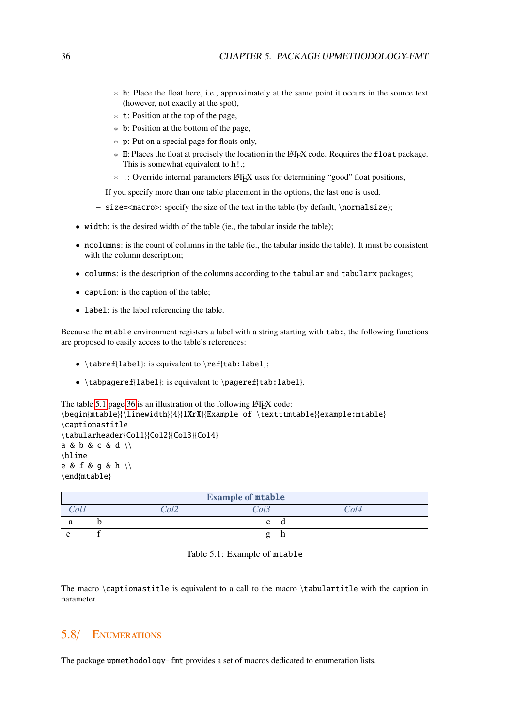* h: Place the float here, i.e., approximately at the same point it occurs in the source text (however, not exactly at the spot),
    * t: Position at the top of the page,
    * b: Position at the bottom of the page,
    * p: Put on a special page for floats only,
    * H: Places the float at precisely the location in the LaTeX code. Requires the float package. This is somewhat equivalent to h!.;
    * !: Override internal parameters LaTeX uses for determining "good" float positions,

    If you specify more than one table placement in the options, the last one is used.
  - size=<macro>: specify the size of the text in the table (by default, \normalsize);

- width: is the desired width of the table (ie., the tabular inside the table);
- ncolumns: is the count of columns in the table (ie., the tabular inside the table). It must be consistent with the column description;
- columns: is the description of the columns according to the tabular and tabularx packages;
- caption: is the caption of the table;
- label: is the label referencing the table.

Because the mtable environment registers a label with a string starting with tab:, the following functions are proposed to easily access to the table's references:

- \tabref{label}: is equivalent to \ref{tab:label};
- \tabpageref{label}: is equivalent to \pageref{tab:label}.

The table 5.1 page 36 is an illustration of the following LaTeX code:

```
\begin{mtable}{\linewidth}{4}{lXrX}{Example of \texttt{mtable}}{example:mtable}
\captionastitle
\tabularheader{Col1}{Col2}{Col3}{Col4}
a & b & c & d \\
\hline
e & f & g & h \\
\end{mtable}
```

| **Example of mtable** | | | |
|---|---|---|---|
| *Col1* | *Col2* | *Col3* | *Col4* |
| a | b | c | d |
| e | f | g | h |

Table 5.1: Example of mtable

The macro \captionastitle is equivalent to a call to the macro \tabulartitle with the caption in parameter.

## 5.8/ Enumerations

The package upmethodology-fmt provides a set of macros dedicated to enumeration lists.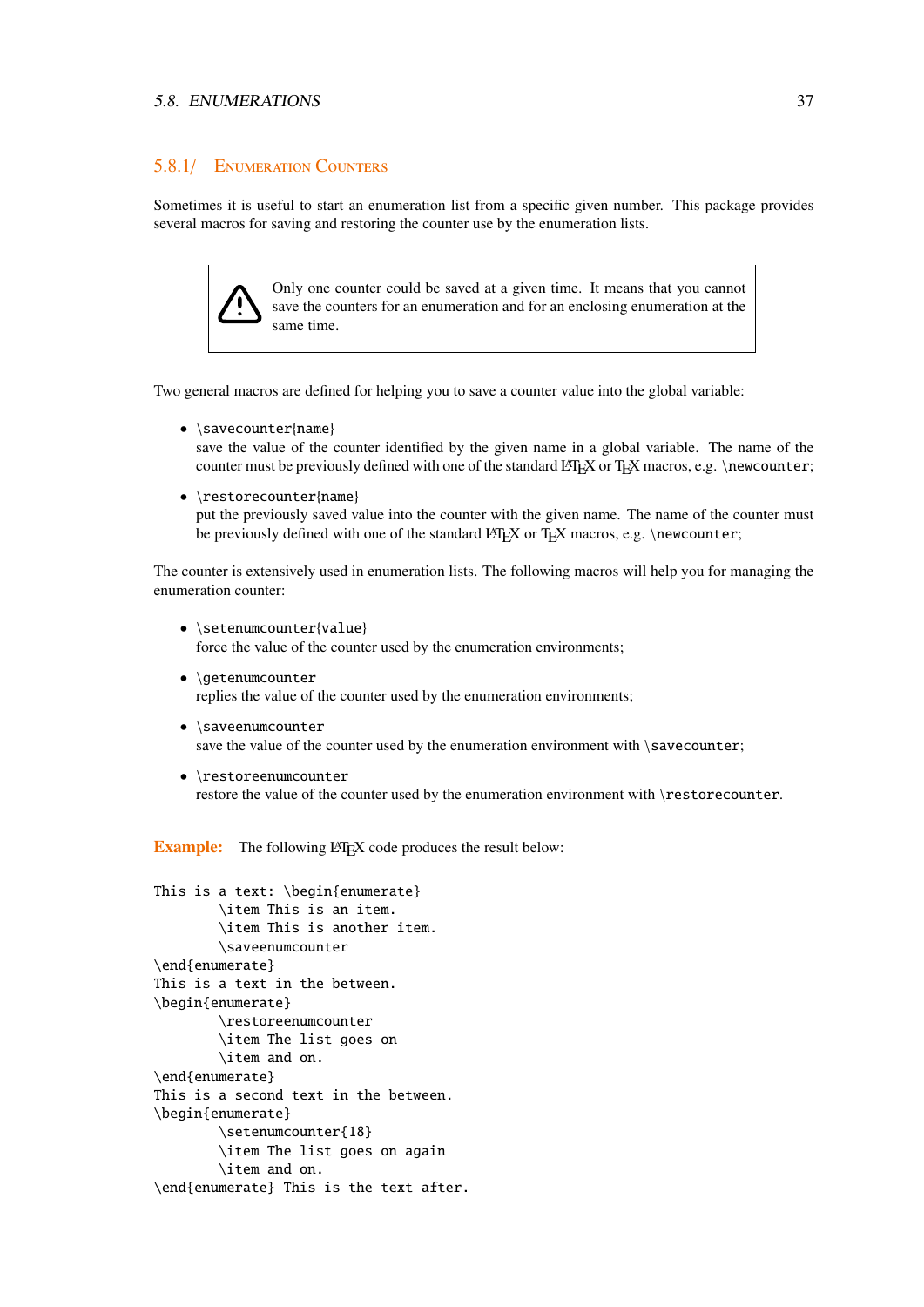### 5.8.1/ Enumeration Counters

Sometimes it is useful to start an enumeration list from a specific given number. This package provides several macros for saving and restoring the counter use by the enumeration lists.

> ⚠ Only one counter could be saved at a given time. It means that you cannot save the counters for an enumeration and for an enclosing enumeration at the same time.

Two general macros are defined for helping you to save a counter value into the global variable:

- `\savecounter{name}`
  save the value of the counter identified by the given name in a global variable. The name of the counter must be previously defined with one of the standard LaTeX or TeX macros, e.g. `\newcounter`;
- `\restorecounter{name}`
  put the previously saved value into the counter with the given name. The name of the counter must be previously defined with one of the standard LaTeX or TeX macros, e.g. `\newcounter`;

The counter is extensively used in enumeration lists. The following macros will help you for managing the enumeration counter:

- `\setenumcounter{value}`
  force the value of the counter used by the enumeration environments;
- `\getenumcounter`
  replies the value of the counter used by the enumeration environments;
- `\saveenumcounter`
  save the value of the counter used by the enumeration environment with `\savecounter`;
- `\restoreenumcounter`
  restore the value of the counter used by the enumeration environment with `\restorecounter`.

**Example:** The following LaTeX code produces the result below:

```
This is a text: \begin{enumerate}
        \item This is an item.
        \item This is another item.
        \saveenumcounter
\end{enumerate}
This is a text in the between.
\begin{enumerate}
        \restoreenumcounter
        \item The list goes on
        \item and on.
\end{enumerate}
This is a second text in the between.
\begin{enumerate}
        \setenumcounter{18}
        \item The list goes on again
        \item and on.
\end{enumerate} This is the text after.
```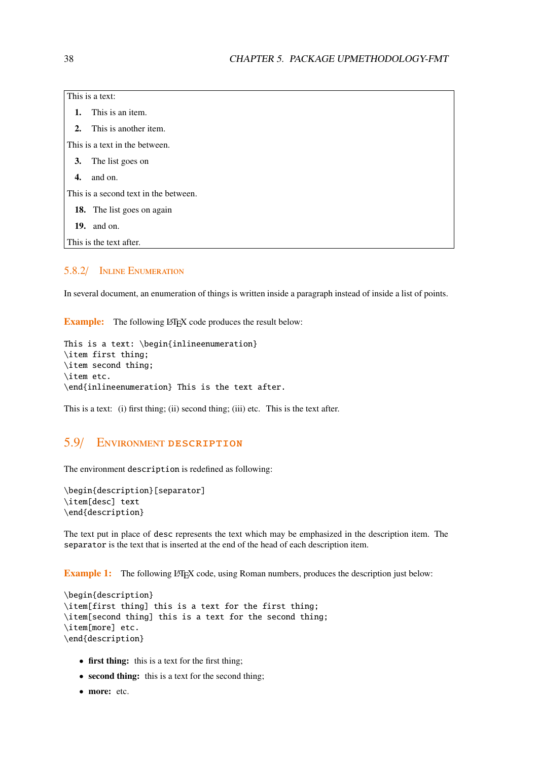This is a text:

**1.** This is an item.

**2.** This is another item.

This is a text in the between.

**3.** The list goes on

**4.** and on.

This is a second text in the between.

**18.** The list goes on again

**19.** and on.

This is the text after.

### 5.8.2/ Inline Enumeration

In several document, an enumeration of things is written inside a paragraph instead of inside a list of points.

**Example:** The following LaTeX code produces the result below:

```
This is a text: \begin{inlineenumeration}
\item first thing;
\item second thing;
\item etc.
\end{inlineenumeration} This is the text after.
```

This is a text: (i) first thing; (ii) second thing; (iii) etc. This is the text after.

## 5.9/ Environment description

The environment `description` is redefined as following:

```
\begin{description}[separator]
\item[desc] text
\end{description}
```

The text put in place of `desc` represents the text which may be emphasized in the description item. The `separator` is the text that is inserted at the end of the head of each description item.

**Example 1:** The following LaTeX code, using Roman numbers, produces the description just below:

```
\begin{description}
\item[first thing] this is a text for the first thing;
\item[second thing] this is a text for the second thing;
\item[more] etc.
\end{description}
```

- **first thing:** this is a text for the first thing;
- **second thing:** this is a text for the second thing;
- **more:** etc.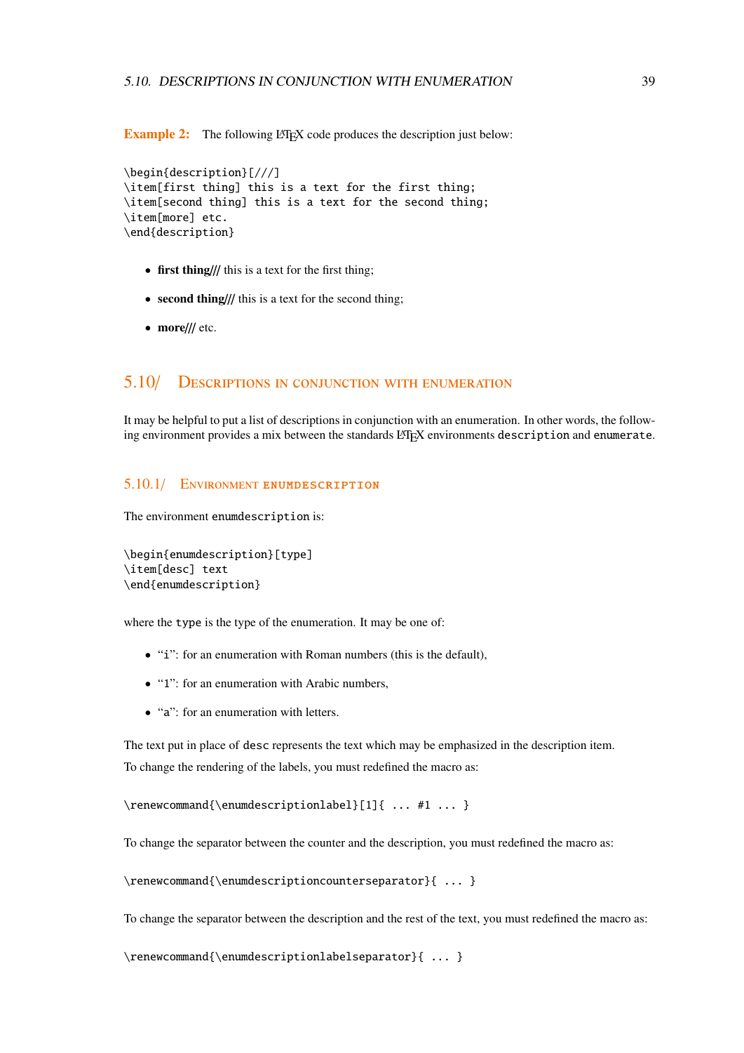**Example 2:** The following LaTeX code produces the description just below:

```
\begin{description}[///]
\item[first thing] this is a text for the first thing;
\item[second thing] this is a text for the second thing;
\item[more] etc.
\end{description}
```

- **first thing///** this is a text for the first thing;
- **second thing///** this is a text for the second thing;
- **more///** etc.

## 5.10/ Descriptions in conjunction with enumeration

It may be helpful to put a list of descriptions in conjunction with an enumeration. In other words, the following environment provides a mix between the standards LaTeX environments `description` and `enumerate`.

### 5.10.1/ Environment `enumdescription`

The environment `enumdescription` is:

```
\begin{enumdescription}[type]
\item[desc] text
\end{enumdescription}
```

where the `type` is the type of the enumeration. It may be one of:

- "`i`": for an enumeration with Roman numbers (this is the default),
- "`1`": for an enumeration with Arabic numbers,
- "`a`": for an enumeration with letters.

The text put in place of `desc` represents the text which may be emphasized in the description item.

To change the rendering of the labels, you must redefined the macro as:

```
\renewcommand{\enumdescriptionlabel}[1]{ ... #1 ... }
```

To change the separator between the counter and the description, you must redefined the macro as:

```
\renewcommand{\enumdescriptioncounterseparator}{ ... }
```

To change the separator between the description and the rest of the text, you must redefined the macro as:

```
\renewcommand{\enumdescriptionlabelseparator}{ ... }
```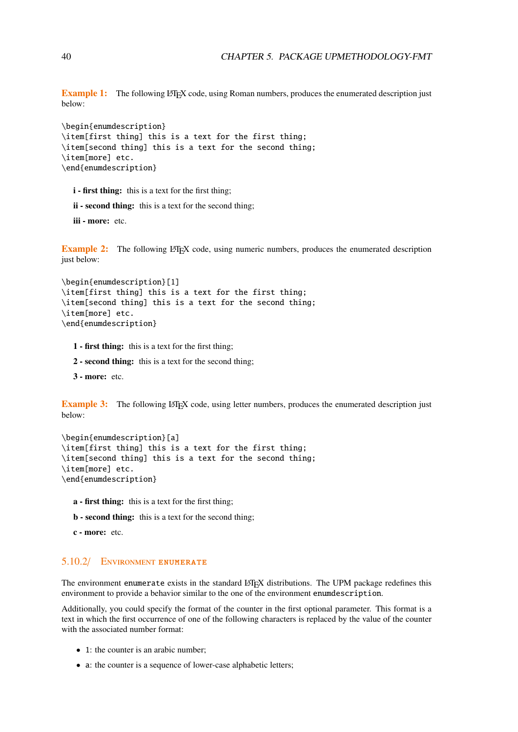**Example 1:** The following LaTeX code, using Roman numbers, produces the enumerated description just below:

```
\begin{enumdescription}
\item[first thing] this is a text for the first thing;
\item[second thing] this is a text for the second thing;
\item[more] etc.
\end{enumdescription}
```

**i - first thing:** this is a text for the first thing;

**ii - second thing:** this is a text for the second thing;

**iii - more:** etc.

**Example 2:** The following LaTeX code, using numeric numbers, produces the enumerated description just below:

```
\begin{enumdescription}[1]
\item[first thing] this is a text for the first thing;
\item[second thing] this is a text for the second thing;
\item[more] etc.
\end{enumdescription}
```

**1 - first thing:** this is a text for the first thing;

**2 - second thing:** this is a text for the second thing;

**3 - more:** etc.

**Example 3:** The following LaTeX code, using letter numbers, produces the enumerated description just below:

```
\begin{enumdescription}[a]
\item[first thing] this is a text for the first thing;
\item[second thing] this is a text for the second thing;
\item[more] etc.
\end{enumdescription}
```

**a - first thing:** this is a text for the first thing;

**b - second thing:** this is a text for the second thing;

**c - more:** etc.

### 5.10.2/ Environment `enumerate`

The environment `enumerate` exists in the standard LaTeX distributions. The UPM package redefines this environment to provide a behavior similar to the one of the environment `enumdescription`.

Additionally, you could specify the format of the counter in the first optional parameter. This format is a text in which the first occurrence of one of the following characters is replaced by the value of the counter with the associated number format:

- `1`: the counter is an arabic number;
- `a`: the counter is a sequence of lower-case alphabetic letters;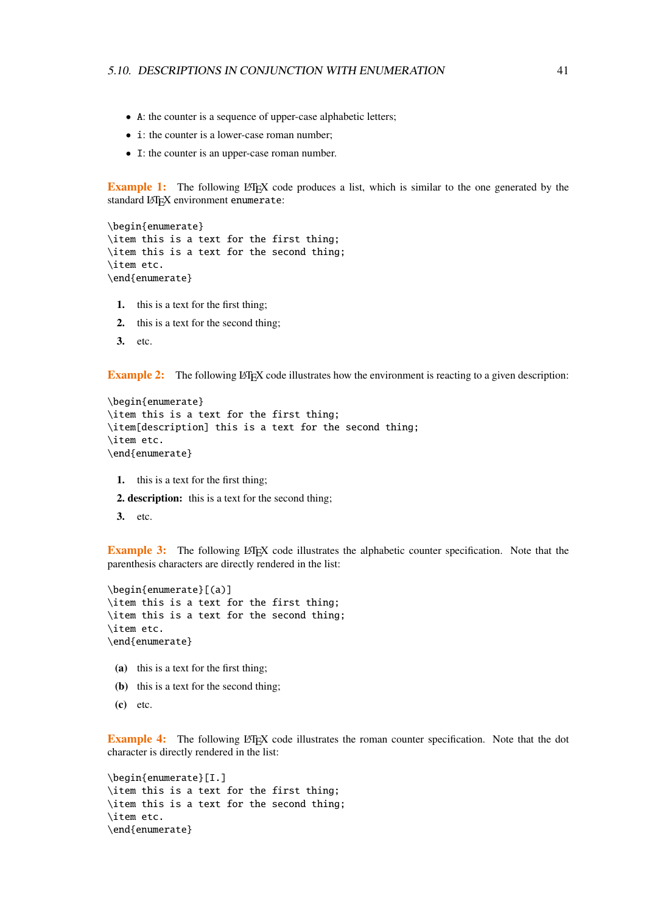- `A`: the counter is a sequence of upper-case alphabetic letters;
- `i`: the counter is a lower-case roman number;
- `I`: the counter is an upper-case roman number.

**Example 1:** The following LaTeX code produces a list, which is similar to the one generated by the standard LaTeX environment `enumerate`:

```
\begin{enumerate}
\item this is a text for the first thing;
\item this is a text for the second thing;
\item etc.
\end{enumerate}
```

**1.** this is a text for the first thing;

**2.** this is a text for the second thing;

**3.** etc.

**Example 2:** The following LaTeX code illustrates how the environment is reacting to a given description:

```
\begin{enumerate}
\item this is a text for the first thing;
\item[description] this is a text for the second thing;
\item etc.
\end{enumerate}
```

**1.** this is a text for the first thing;

**2. description:** this is a text for the second thing;

**3.** etc.

**Example 3:** The following LaTeX code illustrates the alphabetic counter specification. Note that the parenthesis characters are directly rendered in the list:

```
\begin{enumerate}[(a)]
\item this is a text for the first thing;
\item this is a text for the second thing;
\item etc.
\end{enumerate}
```

**(a)** this is a text for the first thing;

**(b)** this is a text for the second thing;

**(c)** etc.

**Example 4:** The following LaTeX code illustrates the roman counter specification. Note that the dot character is directly rendered in the list:

```
\begin{enumerate}[I.]
\item this is a text for the first thing;
\item this is a text for the second thing;
\item etc.
\end{enumerate}
```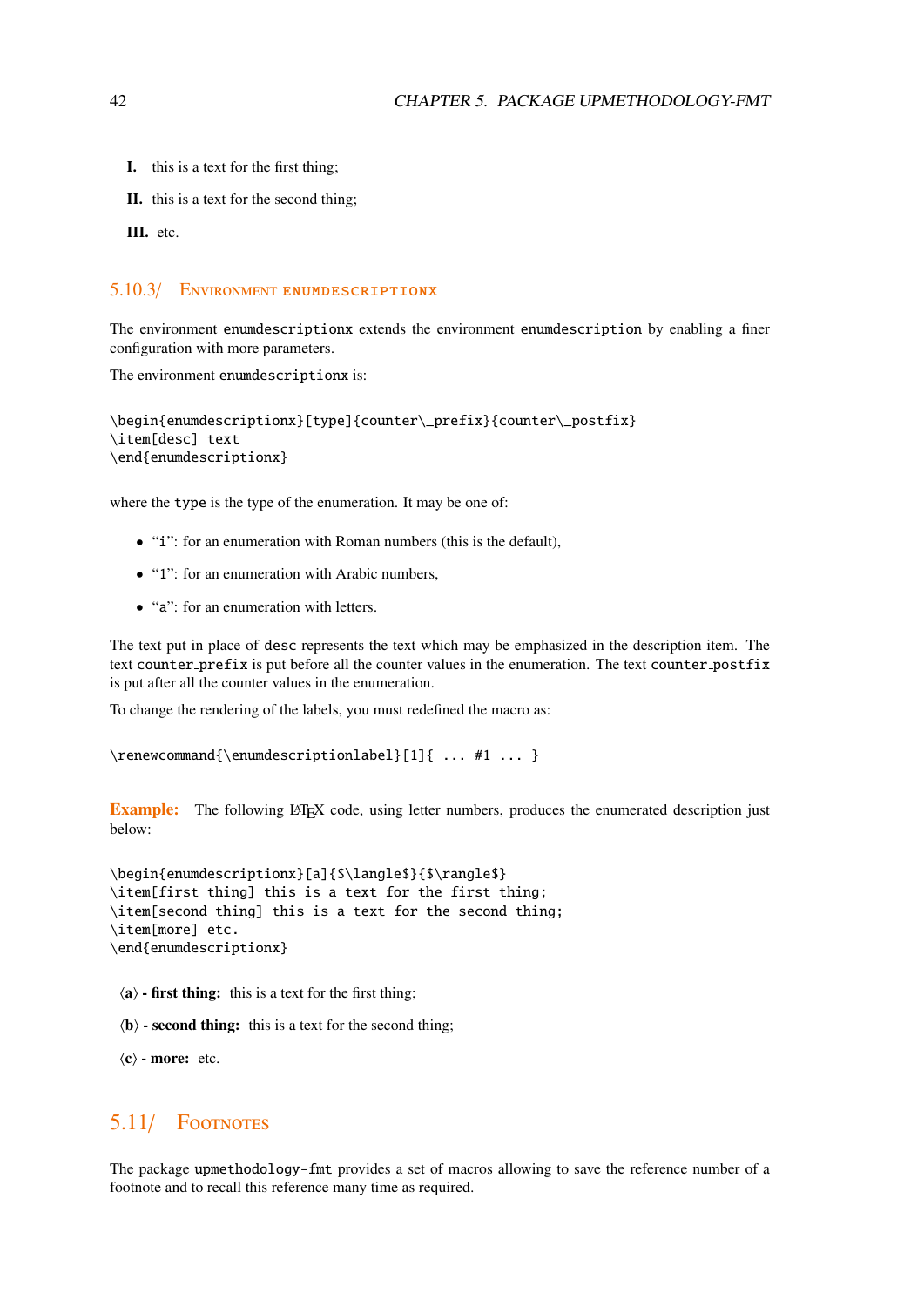**I.** this is a text for the first thing;

**II.** this is a text for the second thing;

**III.** etc.

### 5.10.3/ Environment enumdescriptionx

The environment `enumdescriptionx` extends the environment `enumdescription` by enabling a finer configuration with more parameters.

The environment `enumdescriptionx` is:

```
\begin{enumdescriptionx}[type]{counter\_prefix}{counter\_postfix}
\item[desc] text
\end{enumdescriptionx}
```

where the `type` is the type of the enumeration. It may be one of:

- "`i`": for an enumeration with Roman numbers (this is the default),
- "`1`": for an enumeration with Arabic numbers,
- "`a`": for an enumeration with letters.

The text put in place of `desc` represents the text which may be emphasized in the description item. The text `counter_prefix` is put before all the counter values in the enumeration. The text `counter_postfix` is put after all the counter values in the enumeration.

To change the rendering of the labels, you must redefined the macro as:

```
\renewcommand{\enumdescriptionlabel}[1]{ ... #1 ... }
```

**Example:** The following LaTeX code, using letter numbers, produces the enumerated description just below:

```
\begin{enumdescriptionx}[a]{$\langle$}{$\rangle$}
\item[first thing] this is a text for the first thing;
\item[second thing] this is a text for the second thing;
\item[more] etc.
\end{enumdescriptionx}
```

**⟨a⟩ - first thing:** this is a text for the first thing;

**⟨b⟩ - second thing:** this is a text for the second thing;

**⟨c⟩ - more:** etc.

## 5.11/ Footnotes

The package `upmethodology-fmt` provides a set of macros allowing to save the reference number of a footnote and to recall this reference many time as required.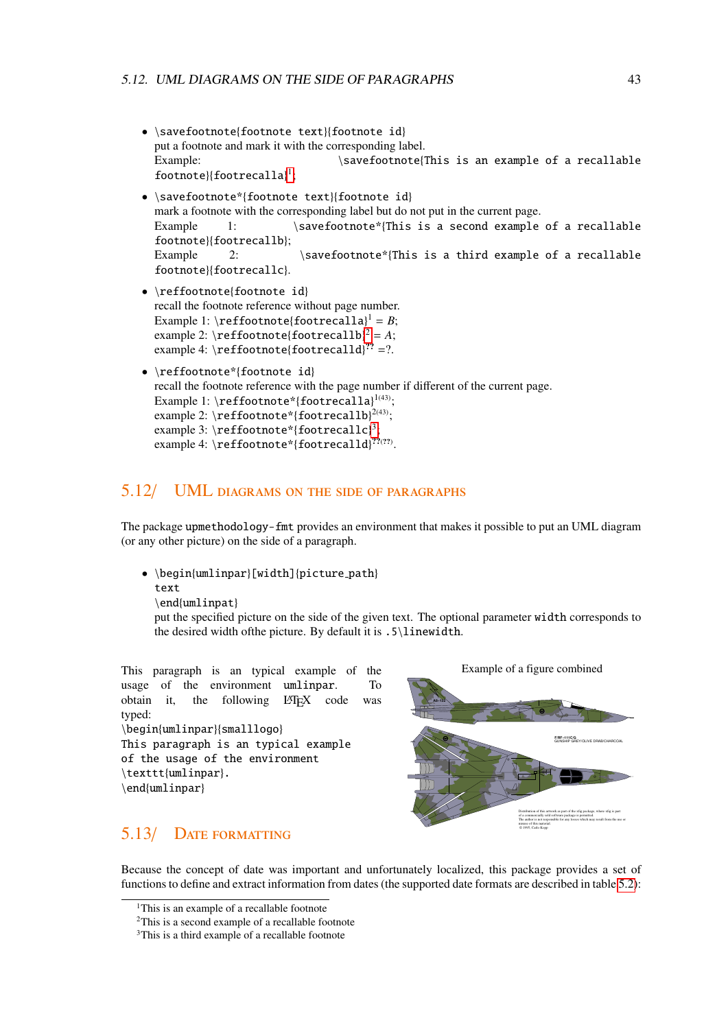- `\savefootnote{footnote text}{footnote id}`
  put a footnote and mark it with the corresponding label.
  Example: `\savefootnote{This is an example of a recallable footnote}{footrecalla}`[1].

- `\savefootnote*{footnote text}{footnote id}`
  mark a footnote with the corresponding label but do not put in the current page.
  Example 1: `\savefootnote*{This is a second example of a recallable footnote}{footrecallb}`;
  Example 2: `\savefootnote*{This is a third example of a recallable footnote}{footrecallc}`.

- `\reffootnote{footnote id}`
  recall the footnote reference without page number.
  Example 1: `\reffootnote{footrecalla}`[1] = *B*;
  example 2: `\reffootnote{footrecallb}`[2] = *A*;
  example 4: `\reffootnote{footrecalld}`[??] =?.

- `\reffootnote*{footnote id}`
  recall the footnote reference with the page number if different of the current page.
  Example 1: `\reffootnote*{footrecalla}`[1(43)];
  example 2: `\reffootnote*{footrecallb}`[2(43)];
  example 3: `\reffootnote*{footrecallc}`[3];
  example 4: `\reffootnote*{footrecalld}`[??(??)].

## 5.12/ UML diagrams on the side of paragraphs

The package `upmethodology-fmt` provides an environment that makes it possible to put an UML diagram (or any other picture) on the side of a paragraph.

- `\begin{umlinpar}[width]{picture_path}`
  `text`
  `\end{umlinpat}`
  put the specified picture on the side of the given text. The optional parameter `width` corresponds to the desired width ofthe picture. By default it is `.5\linewidth`.

This paragraph is an typical example of the usage of the environment `umlinpar`. To obtain it, the following LaTeX code was typed:

```
\begin{umlinpar}{smalllogo}
This paragraph is an typical example
of the usage of the environment
\texttt{umlinpar}.
\end{umlinpar}
```

Example of a figure combined

## 5.13/ Date formatting

Because the concept of date was important and unfortunately localized, this package provides a set of functions to define and extract information from dates (the supported date formats are described in table 5.2):

---

[1] This is an example of a recallable footnote

[2] This is a second example of a recallable footnote

[3] This is a third example of a recallable footnote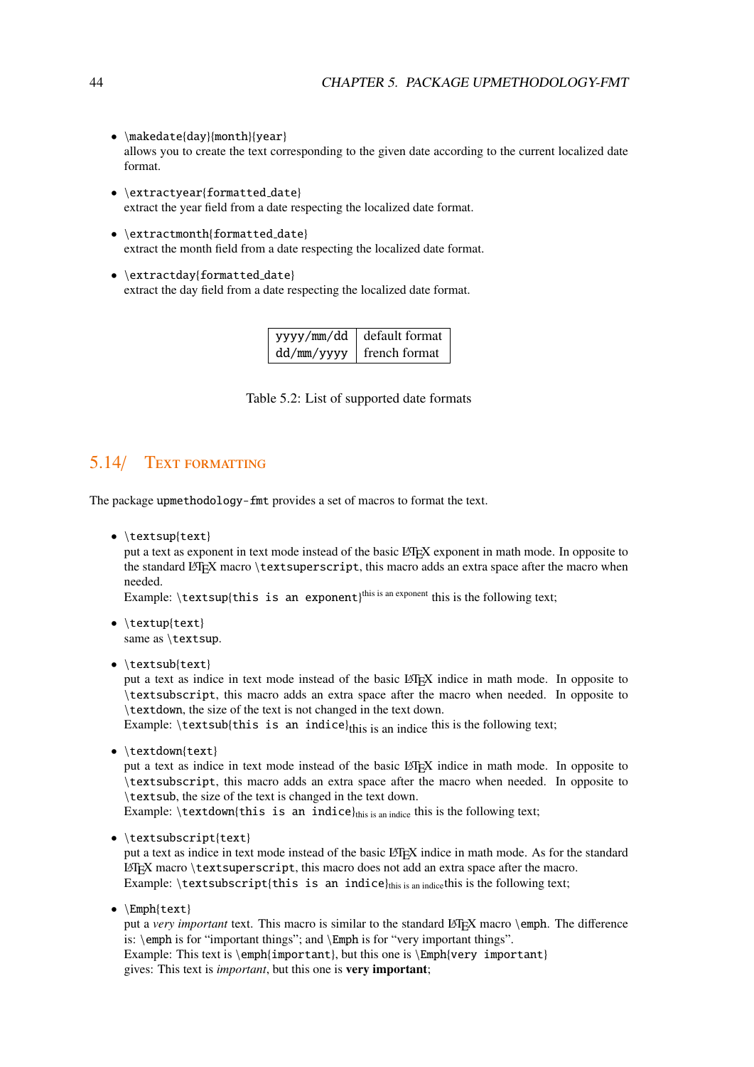- `\makedate{day}{month}{year}`
  allows you to create the text corresponding to the given date according to the current localized date format.

- `\extractyear{formatted_date}`
  extract the year field from a date respecting the localized date format.

- `\extractmonth{formatted_date}`
  extract the month field from a date respecting the localized date format.

- `\extractday{formatted_date}`
  extract the day field from a date respecting the localized date format.

| yyyy/mm/dd | default format |
|---|---|
| dd/mm/yyyy | french format |

Table 5.2: List of supported date formats

## 5.14/ Text formatting

The package `upmethodology-fmt` provides a set of macros to format the text.

- `\textsup{text}`
  put a text as exponent in text mode instead of the basic LaTeX exponent in math mode. In opposite to the standard LaTeX macro `\textsuperscript`, this macro adds an extra space after the macro when needed.
  Example: `\textsup{this is an exponent}`$^{\text{this is an exponent}}$ this is the following text;

- `\textup{text}`
  same as `\textsup`.

- `\textsub{text}`
  put a text as indice in text mode instead of the basic LaTeX indice in math mode. In opposite to `\textsubscript`, this macro adds an extra space after the macro when needed. In opposite to `\textdown`, the size of the text is not changed in the text down.
  Example: `\textsub{this is an indice}`$_{\text{this is an indice}}$ this is the following text;

- `\textdown{text}`
  put a text as indice in text mode instead of the basic LaTeX indice in math mode. In opposite to `\textsubscript`, this macro adds an extra space after the macro when needed. In opposite to `\textsub`, the size of the text is changed in the text down.
  Example: `\textdown{this is an indice}`$_{\text{this is an indice}}$ this is the following text;

- `\textsubscript{text}`
  put a text as indice in text mode instead of the basic LaTeX indice in math mode. As for the standard LaTeX macro `\textsuperscript`, this macro does not add an extra space after the macro.
  Example: `\textsubscript{this is an indice}`$_{\text{this is an indice}}$this is the following text;

- `\Emph{text}`
  put a *very important* text. This macro is similar to the standard LaTeX macro `\emph`. The difference is: `\emph` is for "important things"; and `\Emph` is for "very important things".
  Example: This text is `\emph{important}`, but this one is `\Emph{very important}`
  gives: This text is *important*, but this one is **very important**;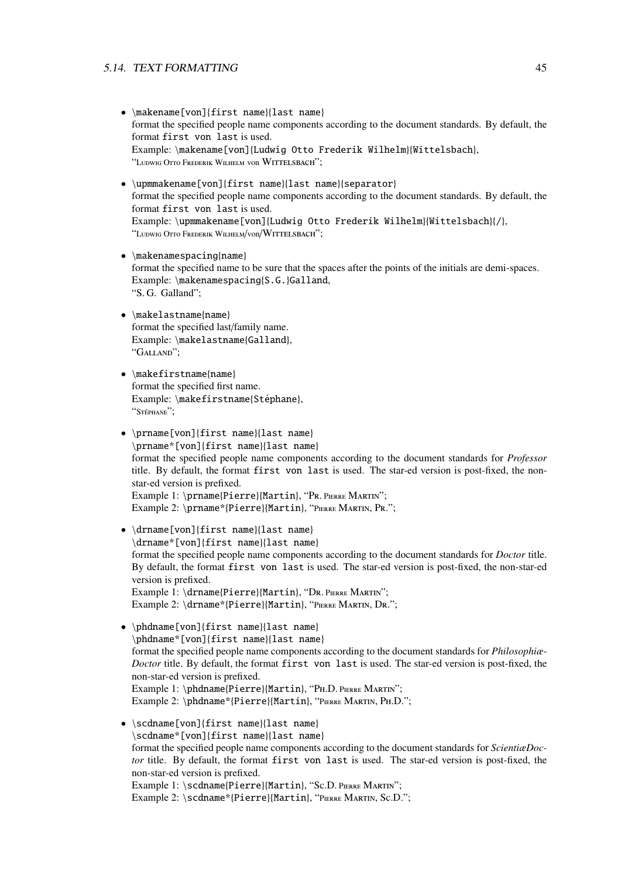- `\makename[von]{first name}{last name}`
  format the specified people name components according to the document standards. By default, the format `first von last` is used.
  Example: `\makename[von]{Ludwig Otto Frederik Wilhelm}{Wittelsbach}`,
  "LUDWIG OTTO FREDERIK WILHELM von WITTELSBACH";

- `\upmmakename[von]{first name}{last name}{separator}`
  format the specified people name components according to the document standards. By default, the format `first von last` is used.
  Example: `\upmmakename[von]{Ludwig Otto Frederik Wilhelm}{Wittelsbach}{/}`,
  "LUDWIG OTTO FREDERIK WILHELM/von/WITTELSBACH";

- `\makenamespacing{name}`
  format the specified name to be sure that the spaces after the points of the initials are demi-spaces.
  Example: `\makenamespacing{S.G.}Galland`,
  "S. G. Galland";

- `\makelastname{name}`
  format the specified last/family name.
  Example: `\makelastname{Galland}`,
  "GALLAND";

- `\makefirstname{name}`
  format the specified first name.
  Example: `\makefirstname{Stéphane}`,
  "STÉPHANE";

- `\prname[von]{first name}{last name}`
  `\prname*[von]{first name}{last name}`
  format the specified people name components according to the document standards for *Professor* title. By default, the format `first von last` is used. The star-ed version is post-fixed, the non-star-ed version is prefixed.
  Example 1: `\prname{Pierre}{Martin}`, "PR. PIERRE MARTIN";
  Example 2: `\prname*{Pierre}{Martin}`, "PIERRE MARTIN, PR.";

- `\drname[von]{first name}{last name}`
  `\drname*[von]{first name}{last name}`
  format the specified people name components according to the document standards for *Doctor* title. By default, the format `first von last` is used. The star-ed version is post-fixed, the non-star-ed version is prefixed.
  Example 1: `\drname{Pierre}{Martin}`, "DR. PIERRE MARTIN";
  Example 2: `\drname*{Pierre}{Martin}`, "PIERRE MARTIN, DR.";

- `\phdname[von]{first name}{last name}`
  `\phdname*[von]{first name}{last name}`
  format the specified people name components according to the document standards for *Philosophiæ-Doctor* title. By default, the format `first von last` is used. The star-ed version is post-fixed, the non-star-ed version is prefixed.
  Example 1: `\phdname{Pierre}{Martin}`, "PH.D. PIERRE MARTIN";
  Example 2: `\phdname*{Pierre}{Martin}`, "PIERRE MARTIN, PH.D.";

- `\scdname[von]{first name}{last name}`
  `\scdname*[von]{first name}{last name}`
  format the specified people name components according to the document standards for *ScientiæDoctor* title. By default, the format `first von last` is used. The star-ed version is post-fixed, the non-star-ed version is prefixed.
  Example 1: `\scdname{Pierre}{Martin}`, "SC.D. PIERRE MARTIN";
  Example 2: `\scdname*{Pierre}{Martin}`, "PIERRE MARTIN, SC.D.";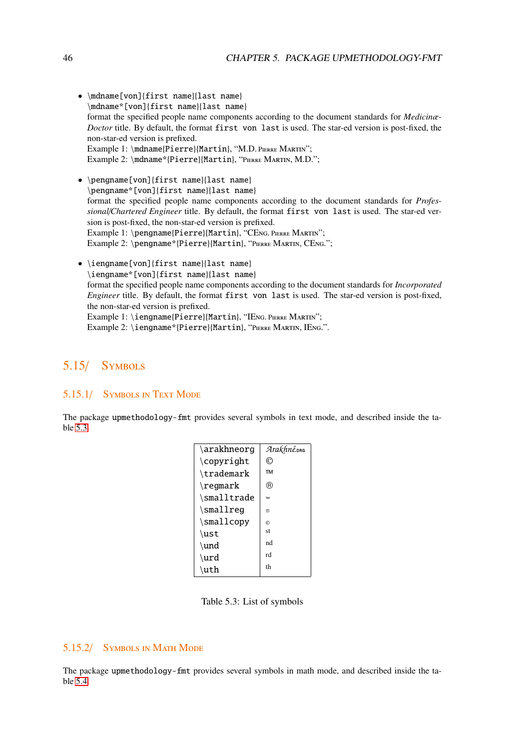- `\mdname[von]{first name}{last name}`
  `\mdname*[von]{first name}{last name}`
  format the specified people name components according to the document standards for *Medicinæ-Doctor* title. By default, the format `first von last` is used. The star-ed version is post-fixed, the non-star-ed version is prefixed.
  Example 1: `\mdname{Pierre}{Martin}`, "M.D. Pierre Martin";
  Example 2: `\mdname*{Pierre}{Martin}`, "Pierre Martin, M.D.";

- `\pengname[von]{first name}{last name}`
  `\pengname*[von]{first name}{last name}`
  format the specified people name components according to the document standards for *Professional/Chartered Engineer* title. By default, the format `first von last` is used. The star-ed version is post-fixed, the non-star-ed version is prefixed.
  Example 1: `\pengname{Pierre}{Martin}`, "CEng. Pierre Martin";
  Example 2: `\pengname*{Pierre}{Martin}`, "Pierre Martin, CEng.";

- `\iengname[von]{first name}{last name}`
  `\iengname*[von]{first name}{last name}`
  format the specified people name components according to the document standards for *Incorporated Engineer* title. By default, the format `first von last` is used. The star-ed version is post-fixed, the non-star-ed version is prefixed.
  Example 1: `\iengname{Pierre}{Martin}`, "IEng. Pierre Martin";
  Example 2: `\iengname*{Pierre}{Martin}`, "Pierre Martin, IEng.".

## 5.15/ Symbols

### 5.15.1/ Symbols in Text Mode

The package `upmethodology-fmt` provides several symbols in text mode, and described inside the table 5.3.

| Command | Symbol |
|---|---|
| `\arakhneorg` | Arakhnê.org |
| `\copyright` | © |
| `\trademark` | ™ |
| `\regmark` | ® |
| `\smalltrade` | ™ |
| `\smallreg` | ® |
| `\smallcopy` | © |
| `\ust` | st |
| `\und` | nd |
| `\urd` | rd |
| `\uth` | th |

Table 5.3: List of symbols

### 5.15.2/ Symbols in Math Mode

The package `upmethodology-fmt` provides several symbols in math mode, and described inside the table 5.4.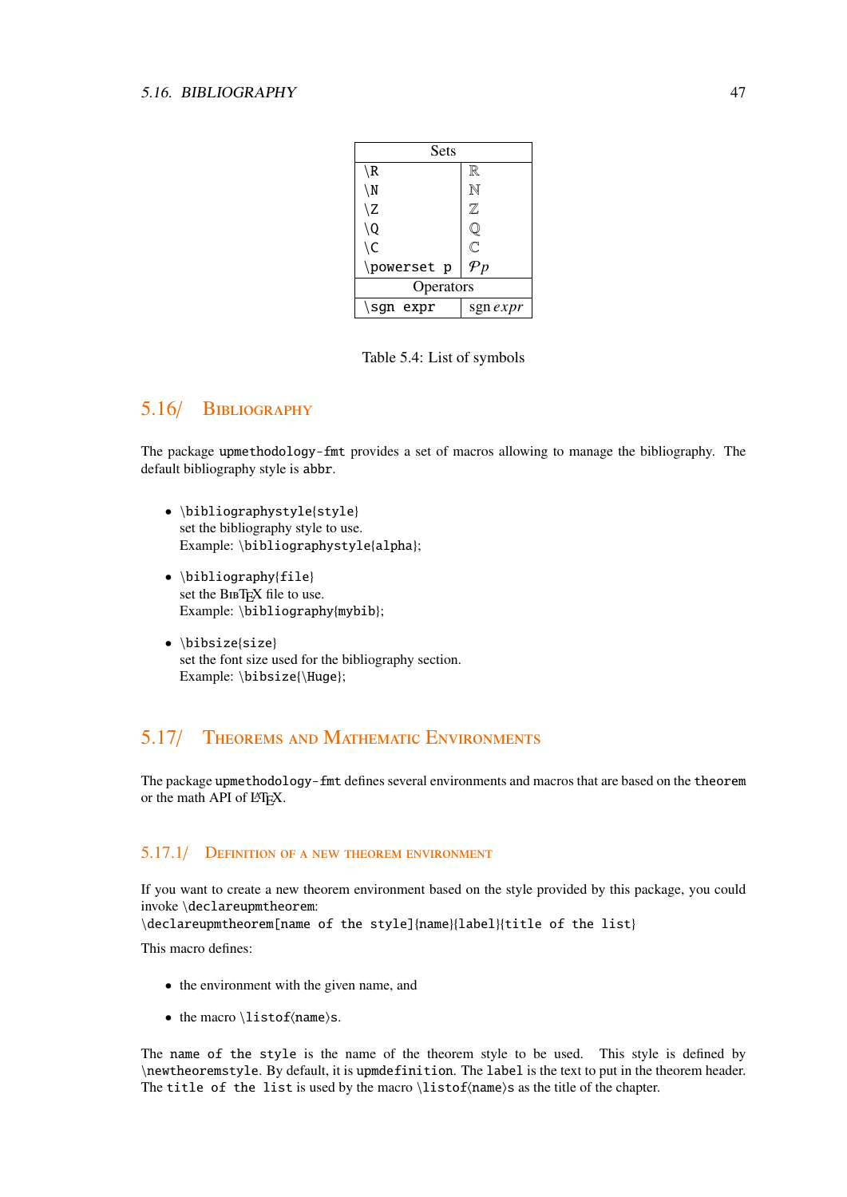| Sets | |
|---|---|
| `\R` | $\mathbb{R}$ |
| `\N` | $\mathbb{N}$ |
| `\Z` | $\mathbb{Z}$ |
| `\Q` | $\mathbb{Q}$ |
| `\C` | $\mathbb{C}$ |
| `\powerset p` | $\mathcal{P}p$ |
| **Operators** | |
| `\sgn expr` | $\operatorname{sgn} expr$ |

Table 5.4: List of symbols

## 5.16/ Bibliography

The package `upmethodology-fmt` provides a set of macros allowing to manage the bibliography. The default bibliography style is `abbr`.

- `\bibliographystyle{style}`
  set the bibliography style to use.
  Example: `\bibliographystyle{alpha}`;

- `\bibliography{file}`
  set the BibTEX file to use.
  Example: `\bibliography{mybib}`;

- `\bibsize{size}`
  set the font size used for the bibliography section.
  Example: `\bibsize{\Huge}`;

## 5.17/ Theorems and Mathematic Environments

The package `upmethodology-fmt` defines several environments and macros that are based on the `theorem` or the math API of LaTeX.

### 5.17.1/ Definition of a new theorem environment

If you want to create a new theorem environment based on the style provided by this package, you could invoke `\declareupmtheorem`:
`\declareupmtheorem[name of the style]{name}{label}{title of the list}`

This macro defines:

- the environment with the given name, and

- the macro `\listof⟨name⟩s`.

The `name of the style` is the name of the theorem style to be used. This style is defined by `\newtheoremstyle`. By default, it is `upmdefinition`. The `label` is the text to put in the theorem header. The `title of the list` is used by the macro `\listof⟨name⟩s` as the title of the chapter.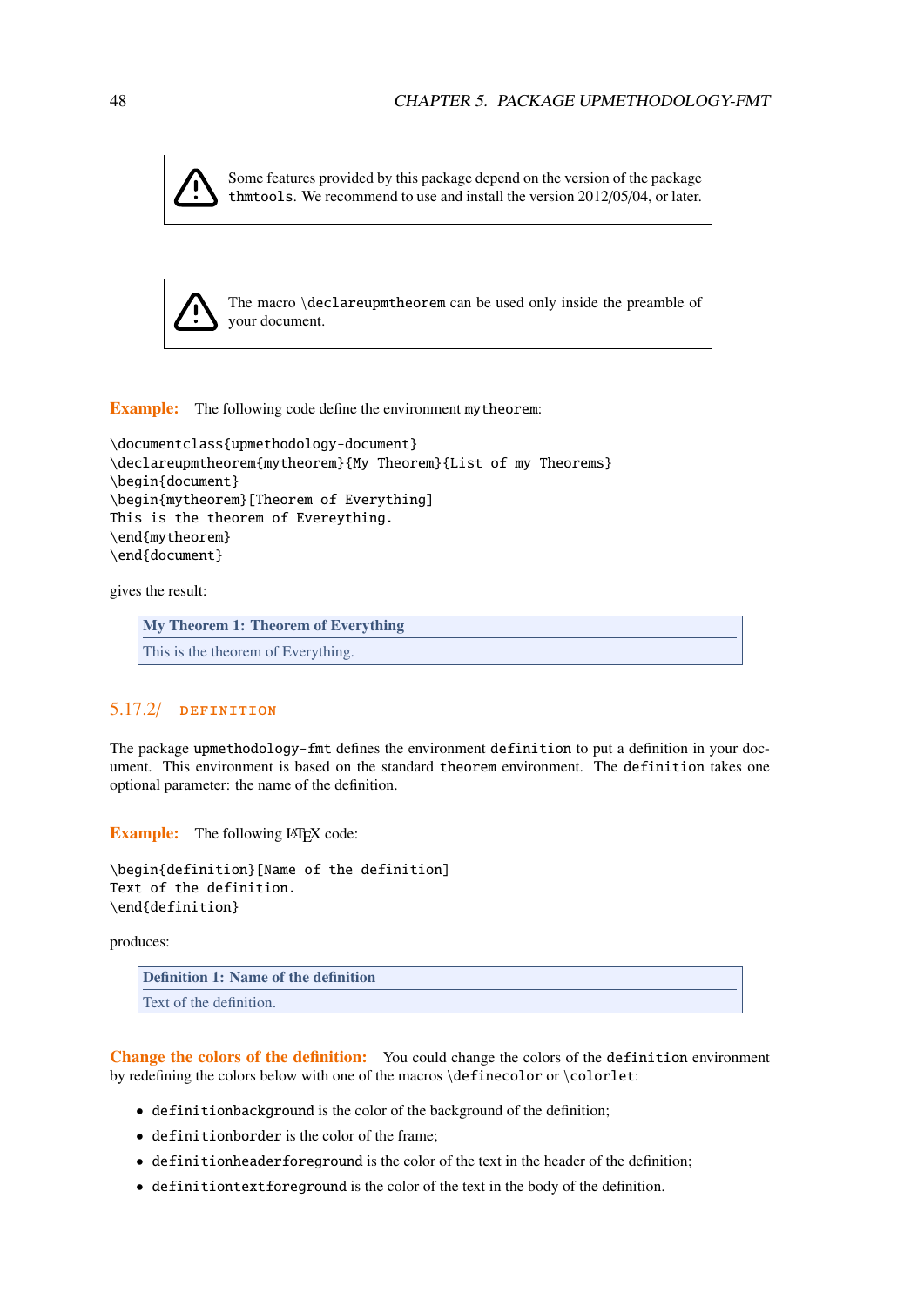> ⚠ Some features provided by this package depend on the version of the package `thmtools`. We recommend to use and install the version 2012/05/04, or later.

> ⚠ The macro `\declareupmtheorem` can be used only inside the preamble of your document.

**Example:** The following code define the environment `mytheorem`:

```
\documentclass{upmethodology-document}
\declareupmtheorem{mytheorem}{My Theorem}{List of my Theorems}
\begin{document}
\begin{mytheorem}[Theorem of Everything]
This is the theorem of Evereything.
\end{mytheorem}
\end{document}
```

gives the result:

> **My Theorem 1: Theorem of Everything**
>
> This is the theorem of Everything.

### 5.17.2/ DEFINITION

The package `upmethodology-fmt` defines the environment `definition` to put a definition in your document. This environment is based on the standard `theorem` environment. The `definition` takes one optional parameter: the name of the definition.

**Example:** The following LaTeX code:

```
\begin{definition}[Name of the definition]
Text of the definition.
\end{definition}
```

produces:

> **Definition 1: Name of the definition**
>
> Text of the definition.

**Change the colors of the definition:** You could change the colors of the `definition` environment by redefining the colors below with one of the macros `\definecolor` or `\colorlet`:

- `definitionbackground` is the color of the background of the definition;
- `definitionborder` is the color of the frame;
- `definitionheaderforeground` is the color of the text in the header of the definition;
- `definitiontextforeground` is the color of the text in the body of the definition.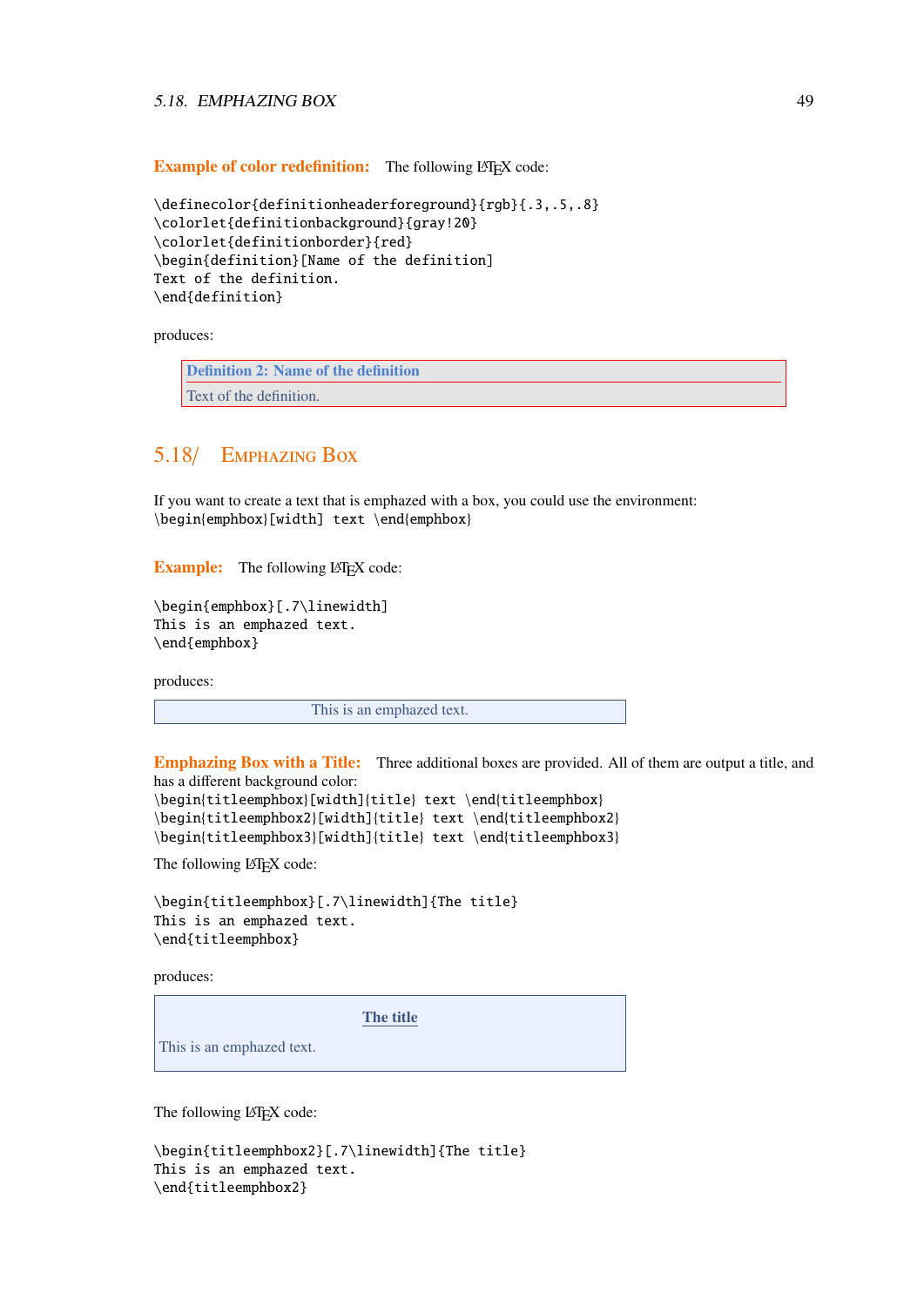**Example of color redefinition:** The following LaTeX code:

```
\definecolor{definitionheaderforeground}{rgb}{.3,.5,.8}
\colorlet{definitionbackground}{gray!20}
\colorlet{definitionborder}{red}
\begin{definition}[Name of the definition]
Text of the definition.
\end{definition}
```

produces:

**Definition 2: Name of the definition**

Text of the definition.

## 5.18/ Emphazing Box

If you want to create a text that is emphazed with a box, you could use the environment:
`\begin{emphbox}[width] text \end{emphbox}`

**Example:** The following LaTeX code:

```
\begin{emphbox}[.7\linewidth]
This is an emphazed text.
\end{emphbox}
```

produces:

This is an emphazed text.

**Emphazing Box with a Title:** Three additional boxes are provided. All of them are output a title, and has a different background color:
`\begin{titleemphbox}[width]{title} text \end{titleemphbox}`
`\begin{titleemphbox2}[width]{title} text \end{titleemphbox2}`
`\begin{titleemphbox3}[width]{title} text \end{titleemphbox3}`

The following LaTeX code:

```
\begin{titleemphbox}[.7\linewidth]{The title}
This is an emphazed text.
\end{titleemphbox}
```

produces:

**The title**

This is an emphazed text.

The following LaTeX code:

```
\begin{titleemphbox2}[.7\linewidth]{The title}
This is an emphazed text.
\end{titleemphbox2}
```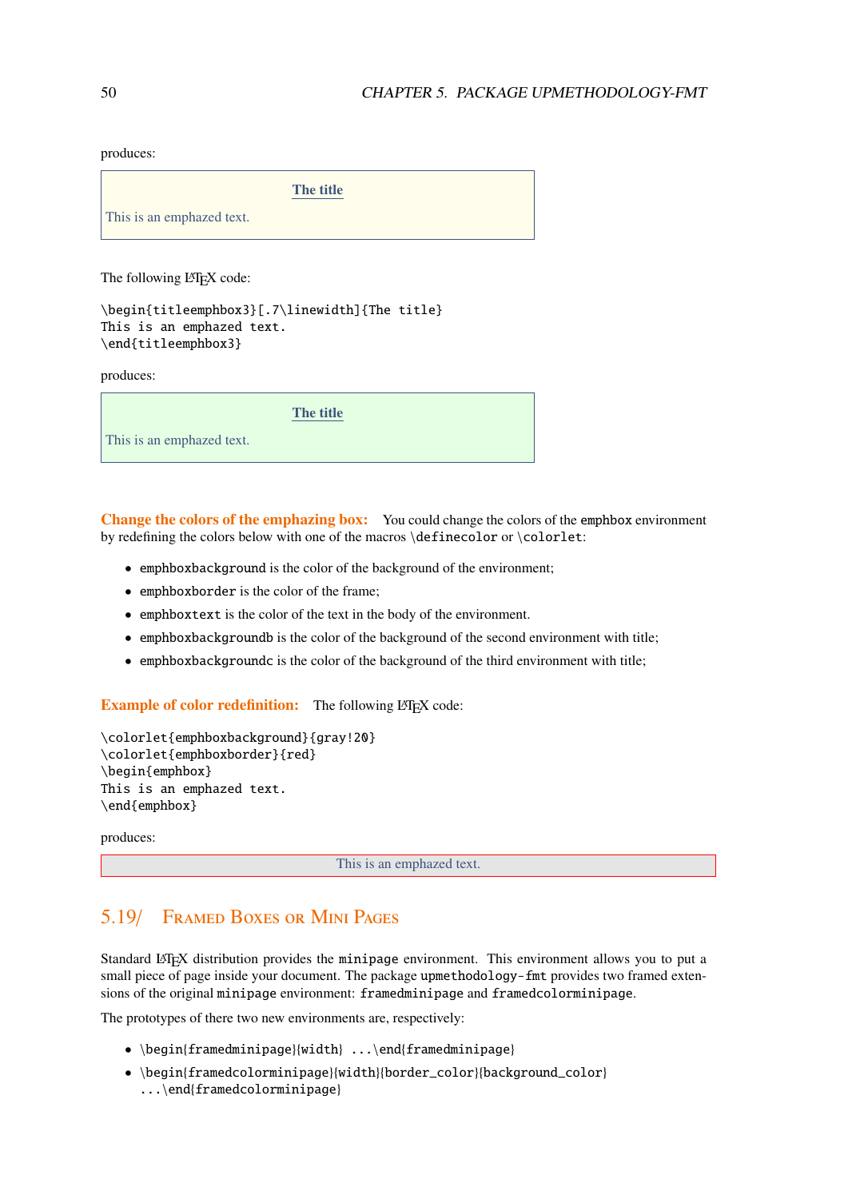produces:

> **The title**
>
> This is an emphazed text.

The following LaTeX code:

```
\begin{titleemphbox3}[.7\linewidth]{The title}
This is an emphazed text.
\end{titleemphbox3}
```

produces:

> **The title**
>
> This is an emphazed text.

**Change the colors of the emphazing box:** You could change the colors of the `emphbox` environment by redefining the colors below with one of the macros `\definecolor` or `\colorlet`:

- `emphboxbackground` is the color of the background of the environment;
- `emphboxborder` is the color of the frame;
- `emphboxtext` is the color of the text in the body of the environment.
- `emphboxbackgroundb` is the color of the background of the second environment with title;
- `emphboxbackgroundc` is the color of the background of the third environment with title;

**Example of color redefinition:** The following LaTeX code:

```
\colorlet{emphboxbackground}{gray!20}
\colorlet{emphboxborder}{red}
\begin{emphbox}
This is an emphazed text.
\end{emphbox}
```

produces:

> This is an emphazed text.

## 5.19/ Framed Boxes or Mini Pages

Standard LaTeX distribution provides the `minipage` environment. This environment allows you to put a small piece of page inside your document. The package `upmethodology-fmt` provides two framed extensions of the original `minipage` environment: `framedminipage` and `framedcolorminipage`.

The prototypes of there two new environments are, respectively:

- `\begin{framedminipage}{width} ...\end{framedminipage}`
- `\begin{framedcolorminipage}{width}{border_color}{background_color} ...\end{framedcolorminipage}`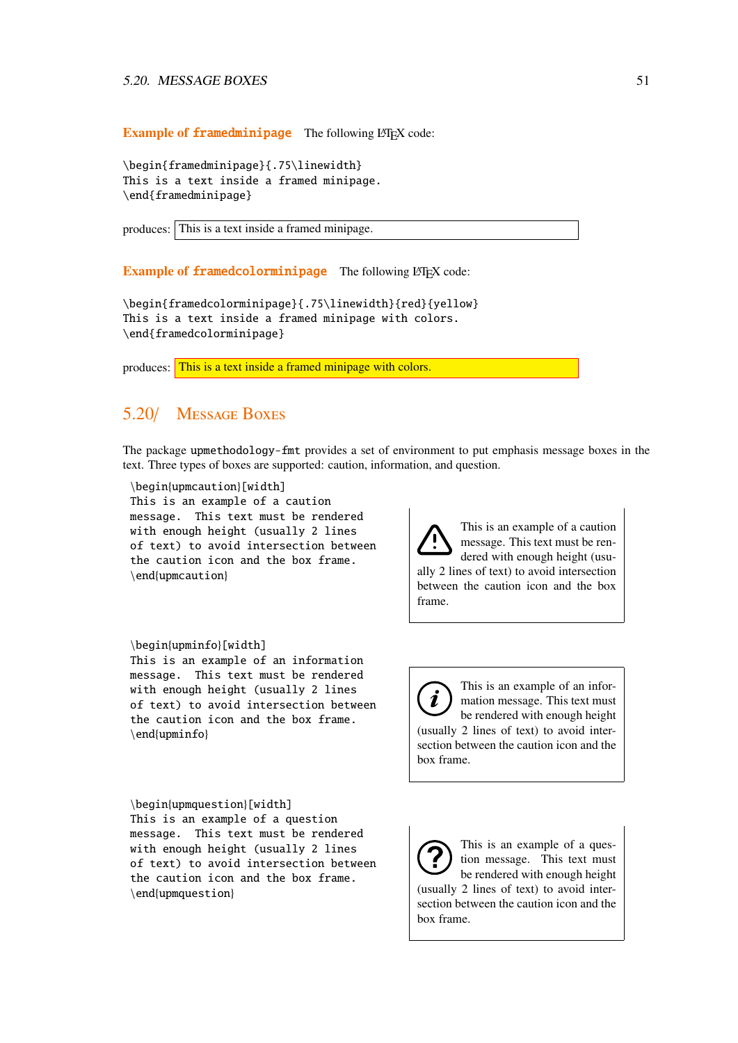**Example of `framedminipage`** The following LaTeX code:

```
\begin{framedminipage}{.75\linewidth}
This is a text inside a framed minipage.
\end{framedminipage}
```

produces: This is a text inside a framed minipage.

**Example of `framedcolorminipage`** The following LaTeX code:

```
\begin{framedcolorminipage}{.75\linewidth}{red}{yellow}
This is a text inside a framed minipage with colors.
\end{framedcolorminipage}
```

produces: This is a text inside a framed minipage with colors.

## 5.20/ Message Boxes

The package `upmethodology-fmt` provides a set of environment to put emphasis message boxes in the text. Three types of boxes are supported: caution, information, and question.

```
\begin{upmcaution}[width]
This is an example of a caution
message.  This text must be rendered
with enough height (usually 2 lines
of text) to avoid intersection between
the caution icon and the box frame.
\end{upmcaution}
```

⚠ This is an example of a caution message. This text must be rendered with enough height (usually 2 lines of text) to avoid intersection between the caution icon and the box frame.

```
\begin{upminfo}[width]
This is an example of an information
message.  This text must be rendered
with enough height (usually 2 lines
of text) to avoid intersection between
the caution icon and the box frame.
\end{upminfo}
```

ⓘ This is an example of an information message. This text must be rendered with enough height (usually 2 lines of text) to avoid intersection between the caution icon and the box frame.

```
\begin{upmquestion}[width]
This is an example of a question
message.  This text must be rendered
with enough height (usually 2 lines
of text) to avoid intersection between
the caution icon and the box frame.
\end{upmquestion}
```

? This is an example of a question message. This text must be rendered with enough height (usually 2 lines of text) to avoid intersection between the caution icon and the box frame.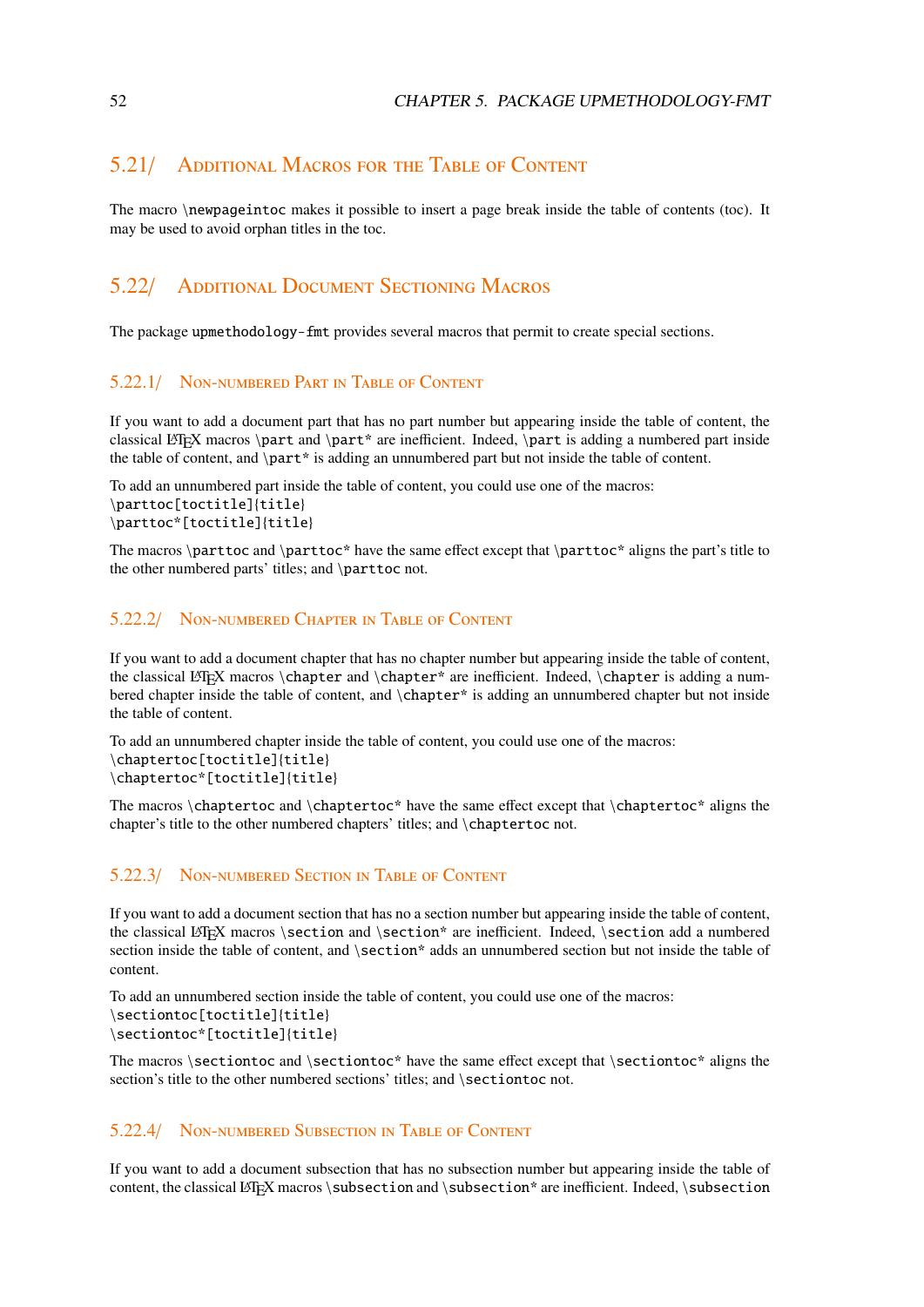## 5.21/ Additional Macros for the Table of Content

The macro `\newpageintoc` makes it possible to insert a page break inside the table of contents (toc). It may be used to avoid orphan titles in the toc.

## 5.22/ Additional Document Sectioning Macros

The package `upmethodology-fmt` provides several macros that permit to create special sections.

### 5.22.1/ Non-numbered Part in Table of Content

If you want to add a document part that has no part number but appearing inside the table of content, the classical LaTeX macros `\part` and `\part*` are inefficient. Indeed, `\part` is adding a numbered part inside the table of content, and `\part*` is adding an unnumbered part but not inside the table of content.

To add an unnumbered part inside the table of content, you could use one of the macros:
`\parttoc[toctitle]{title}`
`\parttoc*[toctitle]{title}`

The macros `\parttoc` and `\parttoc*` have the same effect except that `\parttoc*` aligns the part's title to the other numbered parts' titles; and `\parttoc` not.

### 5.22.2/ Non-numbered Chapter in Table of Content

If you want to add a document chapter that has no chapter number but appearing inside the table of content, the classical LaTeX macros `\chapter` and `\chapter*` are inefficient. Indeed, `\chapter` is adding a numbered chapter inside the table of content, and `\chapter*` is adding an unnumbered chapter but not inside the table of content.

To add an unnumbered chapter inside the table of content, you could use one of the macros:
`\chaptertoc[toctitle]{title}`
`\chaptertoc*[toctitle]{title}`

The macros `\chaptertoc` and `\chaptertoc*` have the same effect except that `\chaptertoc*` aligns the chapter's title to the other numbered chapters' titles; and `\chaptertoc` not.

### 5.22.3/ Non-numbered Section in Table of Content

If you want to add a document section that has no a section number but appearing inside the table of content, the classical LaTeX macros `\section` and `\section*` are inefficient. Indeed, `\section` add a numbered section inside the table of content, and `\section*` adds an unnumbered section but not inside the table of content.

To add an unnumbered section inside the table of content, you could use one of the macros:
`\sectiontoc[toctitle]{title}`
`\sectiontoc*[toctitle]{title}`

The macros `\sectiontoc` and `\sectiontoc*` have the same effect except that `\sectiontoc*` aligns the section's title to the other numbered sections' titles; and `\sectiontoc` not.

### 5.22.4/ Non-numbered Subsection in Table of Content

If you want to add a document subsection that has no subsection number but appearing inside the table of content, the classical LaTeX macros `\subsection` and `\subsection*` are inefficient. Indeed, `\subsection`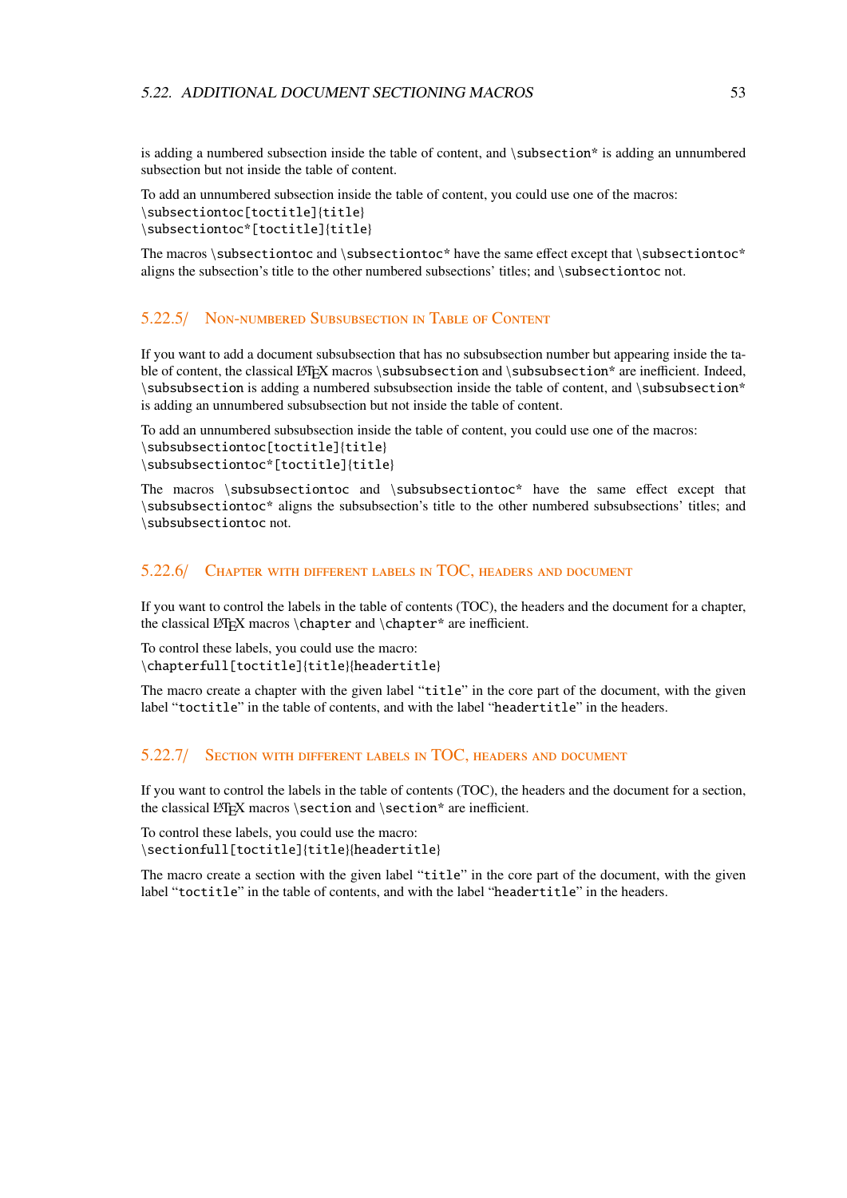is adding a numbered subsection inside the table of content, and `\subsection*` is adding an unnumbered subsection but not inside the table of content.

To add an unnumbered subsection inside the table of content, you could use one of the macros:
`\subsectiontoc[toctitle]{title}`
`\subsectiontoc*[toctitle]{title}`

The macros `\subsectiontoc` and `\subsectiontoc*` have the same effect except that `\subsectiontoc*` aligns the subsection's title to the other numbered subsections' titles; and `\subsectiontoc` not.

### 5.22.5/ Non-numbered Subsubsection in Table of Content

If you want to add a document subsubsection that has no subsubsection number but appearing inside the table of content, the classical LaTeX macros `\subsubsection` and `\subsubsection*` are inefficient. Indeed, `\subsubsection` is adding a numbered subsubsection inside the table of content, and `\subsubsection*` is adding an unnumbered subsubsection but not inside the table of content.

To add an unnumbered subsubsection inside the table of content, you could use one of the macros:
`\subsubsectiontoc[toctitle]{title}`
`\subsubsectiontoc*[toctitle]{title}`

The macros `\subsubsectiontoc` and `\subsubsectiontoc*` have the same effect except that `\subsubsectiontoc*` aligns the subsubsection's title to the other numbered subsubsections' titles; and `\subsubsectiontoc` not.

### 5.22.6/ Chapter with different labels in TOC, headers and document

If you want to control the labels in the table of contents (TOC), the headers and the document for a chapter, the classical LaTeX macros `\chapter` and `\chapter*` are inefficient.

To control these labels, you could use the macro:
`\chapterfull[toctitle]{title}{headertitle}`

The macro create a chapter with the given label "`title`" in the core part of the document, with the given label "`toctitle`" in the table of contents, and with the label "`headertitle`" in the headers.

### 5.22.7/ Section with different labels in TOC, headers and document

If you want to control the labels in the table of contents (TOC), the headers and the document for a section, the classical LaTeX macros `\section` and `\section*` are inefficient.

To control these labels, you could use the macro:
`\sectionfull[toctitle]{title}{headertitle}`

The macro create a section with the given label "`title`" in the core part of the document, with the given label "`toctitle`" in the table of contents, and with the label "`headertitle`" in the headers.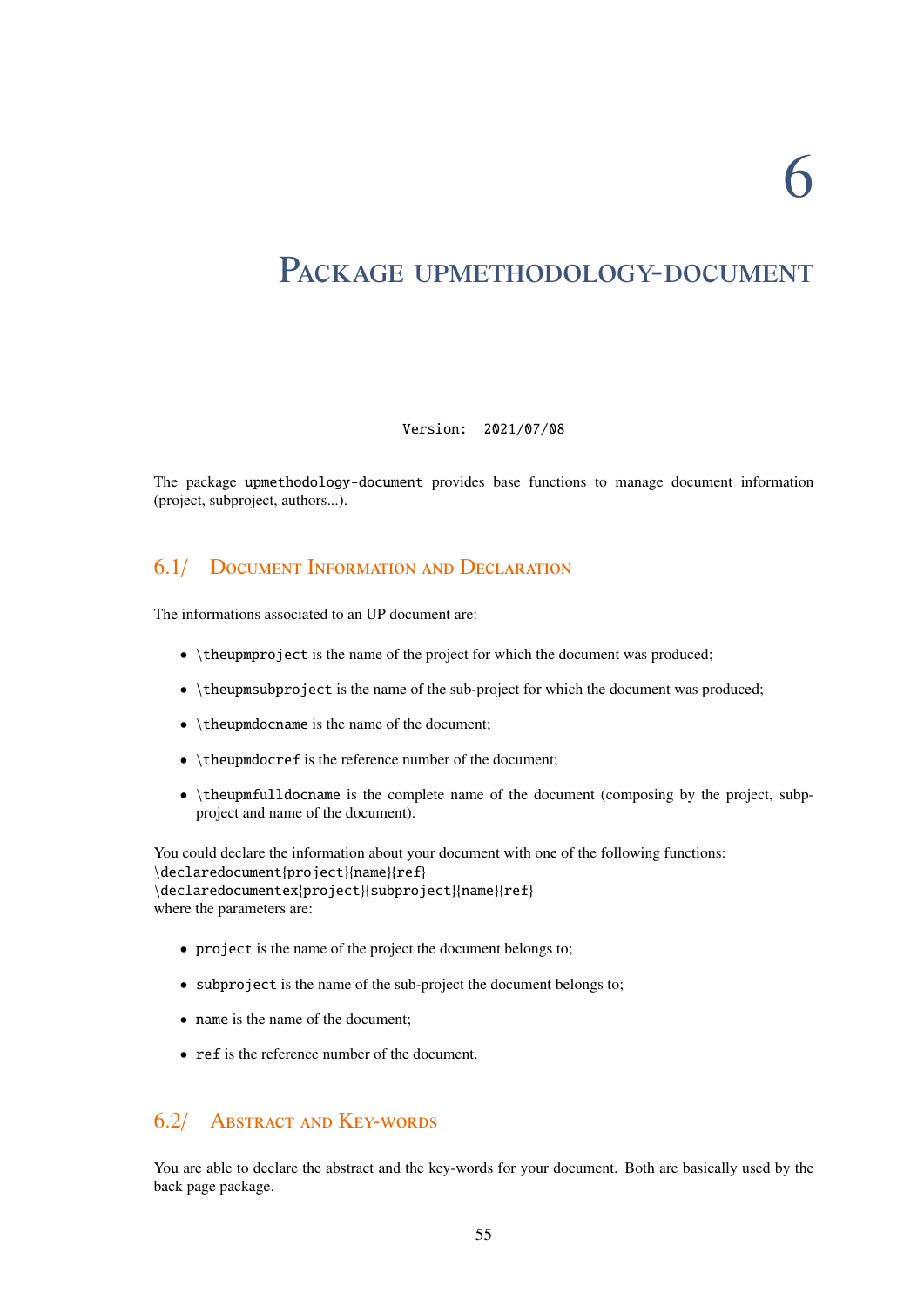# 6 Package upmethodology-document

Version: 2021/07/08

The package `upmethodology-document` provides base functions to manage document information (project, subproject, authors...).

## 6.1/ Document Information and Declaration

The informations associated to an UP document are:

- `\theupmproject` is the name of the project for which the document was produced;
- `\theupmsubproject` is the name of the sub-project for which the document was produced;
- `\theupmdocname` is the name of the document;
- `\theupmdocref` is the reference number of the document;
- `\theupmfulldocname` is the complete name of the document (composing by the project, subproject and name of the document).

You could declare the information about your document with one of the following functions:
`\declaredocument{project}{name}{ref}`
`\declaredocumentex{project}{subproject}{name}{ref}`
where the parameters are:

- `project` is the name of the project the document belongs to;
- `subproject` is the name of the sub-project the document belongs to;
- `name` is the name of the document;
- `ref` is the reference number of the document.

## 6.2/ Abstract and Key-words

You are able to declare the abstract and the key-words for your document. Both are basically used by the back page package.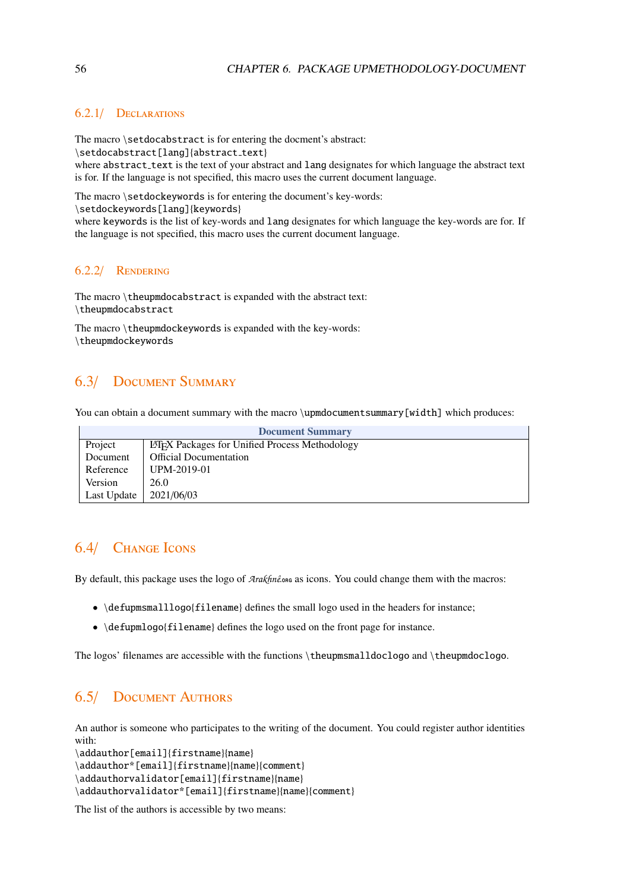### 6.2.1/ Declarations

The macro `\setdocabstract` is for entering the docment's abstract:
`\setdocabstract[lang]{abstract_text}`
where `abstract_text` is the text of your abstract and `lang` designates for which language the abstract text is for. If the language is not specified, this macro uses the current document language.

The macro `\setdockeywords` is for entering the document's key-words:
`\setdockeywords[lang]{keywords}`
where `keywords` is the list of key-words and `lang` designates for which language the key-words are for. If the language is not specified, this macro uses the current document language.

### 6.2.2/ Rendering

The macro `\theupmdocabstract` is expanded with the abstract text:
`\theupmdocabstract`

The macro `\theupmdockeywords` is expanded with the key-words:
`\theupmdockeywords`

## 6.3/ Document Summary

You can obtain a document summary with the macro `\upmdocumentsummary[width]` which produces:

| Document Summary | |
|---|---|
| Project | LaTeX Packages for Unified Process Methodology |
| Document | Official Documentation |
| Reference | UPM-2019-01 |
| Version | 26.0 |
| Last Update | 2021/06/03 |

## 6.4/ Change Icons

By default, this package uses the logo of *Arakhnê*.ORG as icons. You could change them with the macros:

- `\defupmsmalllogo{filename}` defines the small logo used in the headers for instance;
- `\defupmlogo{filename}` defines the logo used on the front page for instance.

The logos' filenames are accessible with the functions `\theupmsmalldoclogo` and `\theupmdoclogo`.

## 6.5/ Document Authors

An author is someone who participates to the writing of the document. You could register author identities with:
`\addauthor[email]{firstname}{name}`
`\addauthor*[email]{firstname}{name}{comment}`
`\addauthorvalidator[email]{firstname}{name}`
`\addauthorvalidator*[email]{firstname}{name}{comment}`

The list of the authors is accessible by two means: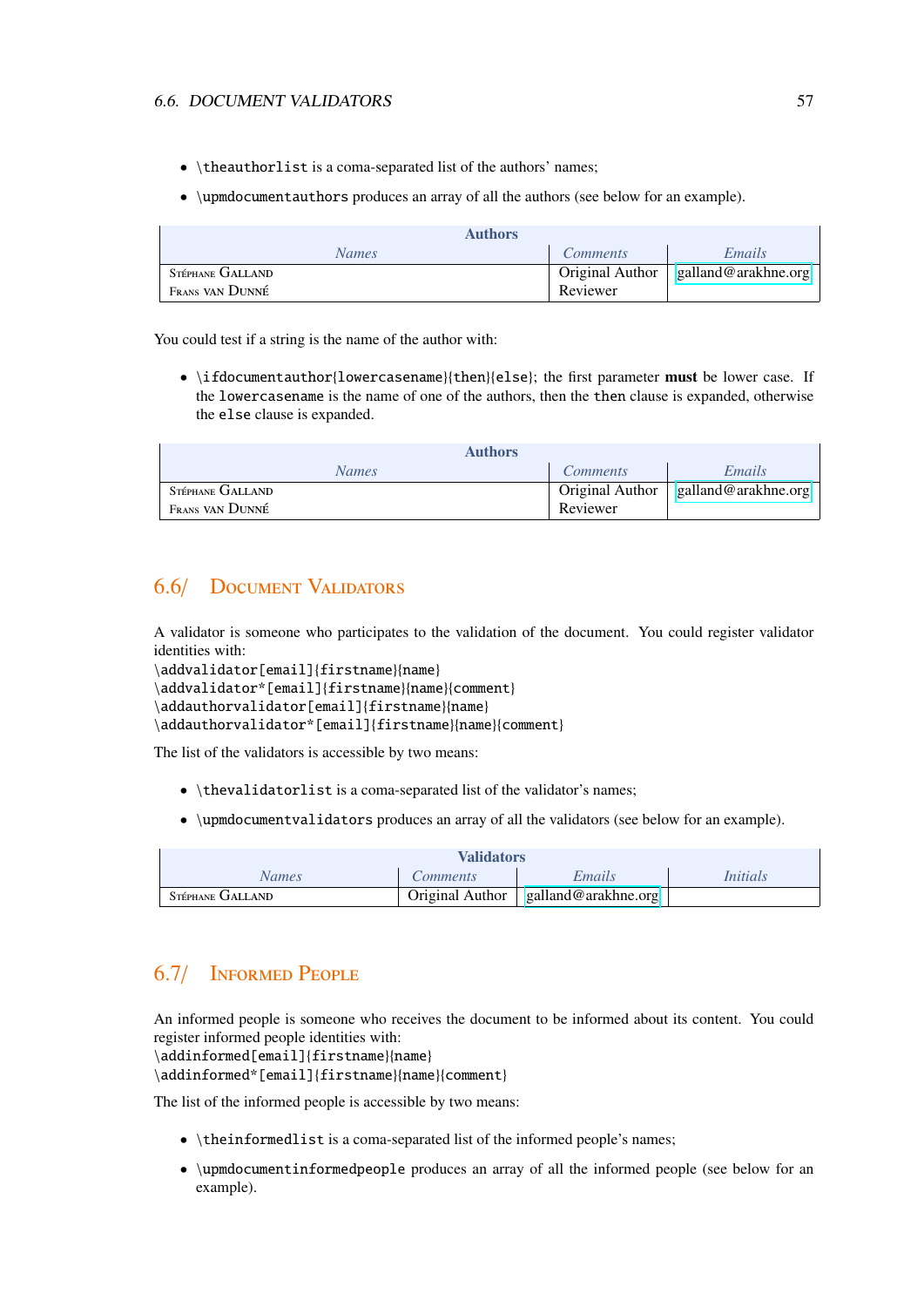- `\theauthorlist` is a coma-separated list of the authors' names;
- `\upmdocumentauthors` produces an array of all the authors (see below for an example).

| **Authors** | | |
|---|---|---|
| *Names* | *Comments* | *Emails* |
| Stéphane Galland | Original Author | galland@arakhne.org |
| Frans van Dunné | Reviewer | |

You could test if a string is the name of the author with:

- `\ifdocumentauthor{lowercasename}{then}{else}`; the first parameter **must** be lower case. If the `lowercasename` is the name of one of the authors, then the `then` clause is expanded, otherwise the `else` clause is expanded.

| **Authors** | | |
|---|---|---|
| *Names* | *Comments* | *Emails* |
| Stéphane Galland | Original Author | galland@arakhne.org |
| Frans van Dunné | Reviewer | |

## 6.6/ Document Validators

A validator is someone who participates to the validation of the document. You could register validator identities with:
`\addvalidator[email]{firstname}{name}`
`\addvalidator*[email]{firstname}{name}{comment}`
`\addauthorvalidator[email]{firstname}{name}`
`\addauthorvalidator*[email]{firstname}{name}{comment}`

The list of the validators is accessible by two means:

- `\thevalidatorlist` is a coma-separated list of the validator's names;
- `\upmdocumentvalidators` produces an array of all the validators (see below for an example).

| **Validators** | | | |
|---|---|---|---|
| *Names* | *Comments* | *Emails* | *Initials* |
| Stéphane Galland | Original Author | galland@arakhne.org | |

## 6.7/ Informed People

An informed people is someone who receives the document to be informed about its content. You could register informed people identities with:
`\addinformed[email]{firstname}{name}`
`\addinformed*[email]{firstname}{name}{comment}`

The list of the informed people is accessible by two means:

- `\theinformedlist` is a coma-separated list of the informed people's names;
- `\upmdocumentinformedpeople` produces an array of all the informed people (see below for an example).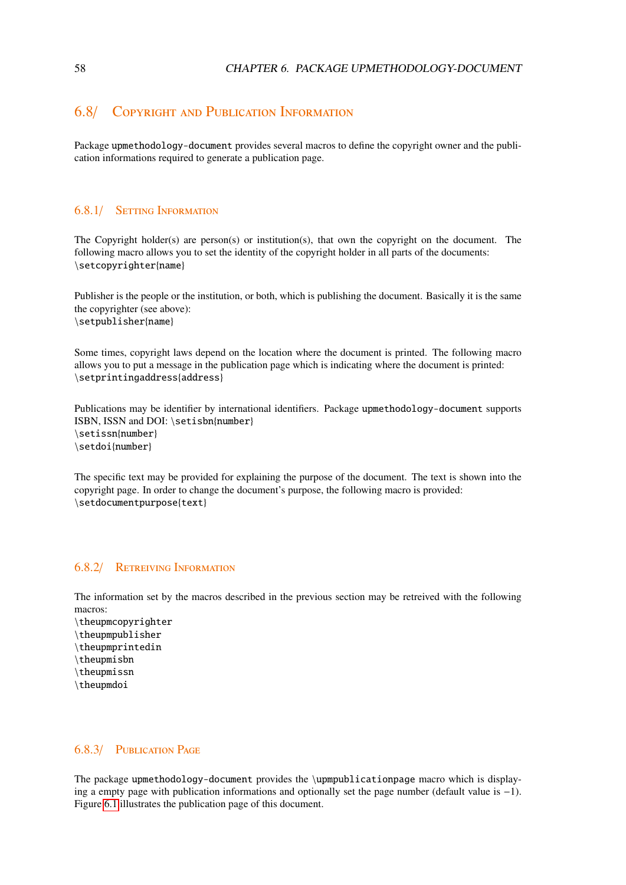## 6.8/ Copyright and Publication Information

Package `upmethodology-document` provides several macros to define the copyright owner and the publication informations required to generate a publication page.

### 6.8.1/ Setting Information

The Copyright holder(s) are person(s) or institution(s), that own the copyright on the document. The following macro allows you to set the identity of the copyright holder in all parts of the documents:
`\setcopyrighter{name}`

Publisher is the people or the institution, or both, which is publishing the document. Basically it is the same the copyrighter (see above):
`\setpublisher{name}`

Some times, copyright laws depend on the location where the document is printed. The following macro allows you to put a message in the publication page which is indicating where the document is printed:
`\setprintingaddress{address}`

Publications may be identifier by international identifiers. Package `upmethodology-document` supports ISBN, ISSN and DOI: `\setisbn{number}`
`\setissn{number}`
`\setdoi{number}`

The specific text may be provided for explaining the purpose of the document. The text is shown into the copyright page. In order to change the document's purpose, the following macro is provided:
`\setdocumentpurpose{text}`

### 6.8.2/ Retreiving Information

The information set by the macros described in the previous section may be retreived with the following macros:
`\theupmcopyrighter`
`\theupmpublisher`
`\theupmprintedin`
`\theupmisbn`
`\theupmissn`
`\theupmdoi`

### 6.8.3/ Publication Page

The package `upmethodology-document` provides the `\upmpublicationpage` macro which is displaying a empty page with publication informations and optionally set the page number (default value is $-1$). Figure 6.1 illustrates the publication page of this document.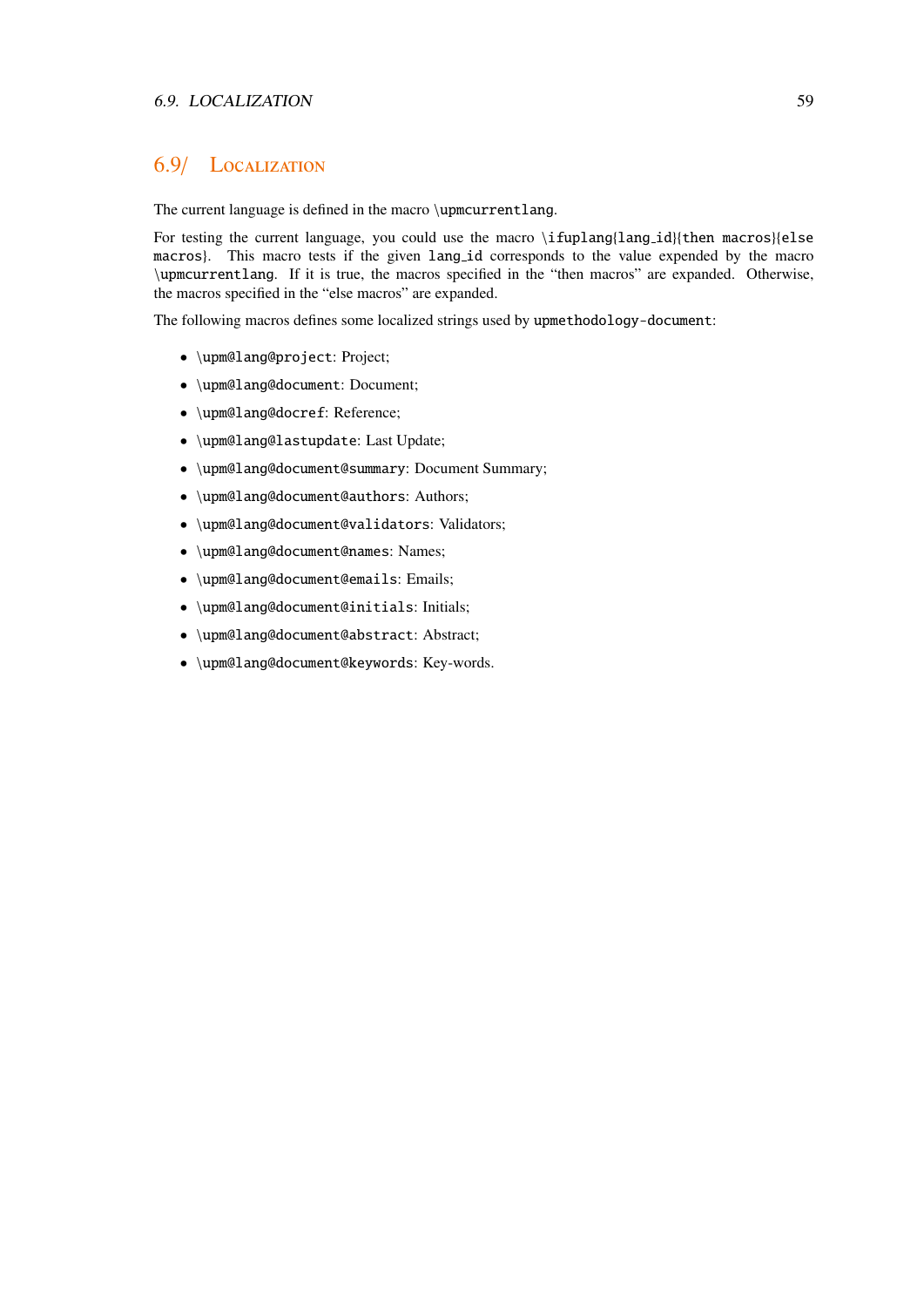## 6.9/ Localization

The current language is defined in the macro `\upmcurrentlang`.

For testing the current language, you could use the macro `\ifuplang{lang_id}{then macros}{else macros}`. This macro tests if the given `lang_id` corresponds to the value expended by the macro `\upmcurrentlang`. If it is true, the macros specified in the "then macros" are expanded. Otherwise, the macros specified in the "else macros" are expanded.

The following macros defines some localized strings used by `upmethodology-document`:

- `\upm@lang@project`: Project;
- `\upm@lang@document`: Document;
- `\upm@lang@docref`: Reference;
- `\upm@lang@lastupdate`: Last Update;
- `\upm@lang@document@summary`: Document Summary;
- `\upm@lang@document@authors`: Authors;
- `\upm@lang@document@validators`: Validators;
- `\upm@lang@document@names`: Names;
- `\upm@lang@document@emails`: Emails;
- `\upm@lang@document@initials`: Initials;
- `\upm@lang@document@abstract`: Abstract;
- `\upm@lang@document@keywords`: Key-words.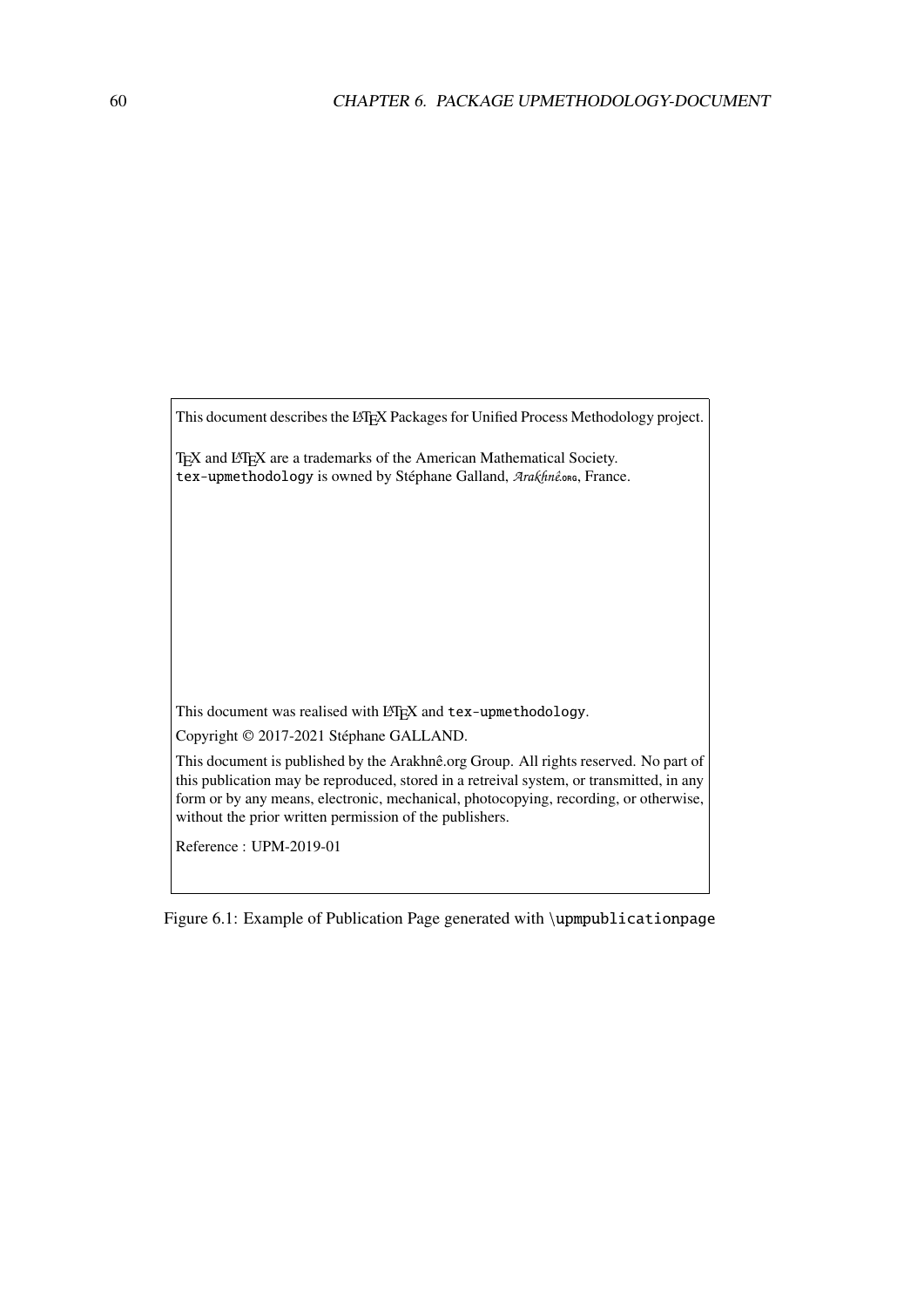This document describes the LaTeX Packages for Unified Process Methodology project.

TeX and LaTeX are a trademarks of the American Mathematical Society.
`tex-upmethodology` is owned by Stéphane Galland, *Arakhnê.org*, France.

This document was realised with LaTeX and `tex-upmethodology`.

Copyright © 2017-2021 Stéphane GALLAND.

This document is published by the Arakhnê.org Group. All rights reserved. No part of this publication may be reproduced, stored in a retreival system, or transmitted, in any form or by any means, electronic, mechanical, photocopying, recording, or otherwise, without the prior written permission of the publishers.

Reference : UPM-2019-01

Figure 6.1: Example of Publication Page generated with `\upmpublicationpage`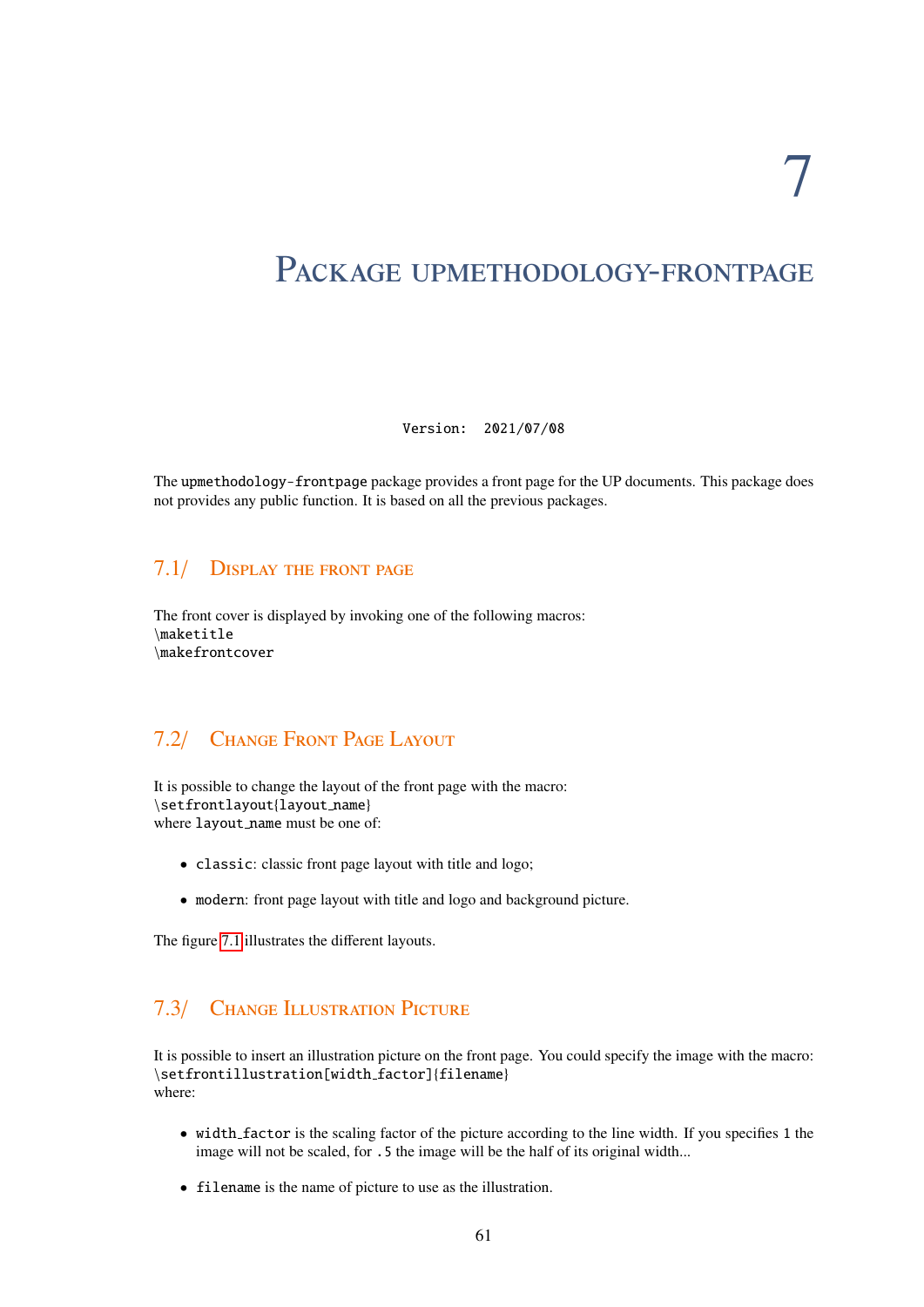# 7

# Package upmethodology-frontpage

Version: 2021/07/08

The `upmethodology-frontpage` package provides a front page for the UP documents. This package does not provides any public function. It is based on all the previous packages.

## 7.1/ Display the front page

The front cover is displayed by invoking one of the following macros:
`\maketitle`
`\makefrontcover`

## 7.2/ Change Front Page Layout

It is possible to change the layout of the front page with the macro:
`\setfrontlayout{layout_name}`
where `layout_name` must be one of:

- `classic`: classic front page layout with title and logo;
- `modern`: front page layout with title and logo and background picture.

The figure 7.1 illustrates the different layouts.

## 7.3/ Change Illustration Picture

It is possible to insert an illustration picture on the front page. You could specify the image with the macro:
`\setfrontillustration[width_factor]{filename}`
where:

- `width_factor` is the scaling factor of the picture according to the line width. If you specifies `1` the image will not be scaled, for `.5` the image will be the half of its original width...
- `filename` is the name of picture to use as the illustration.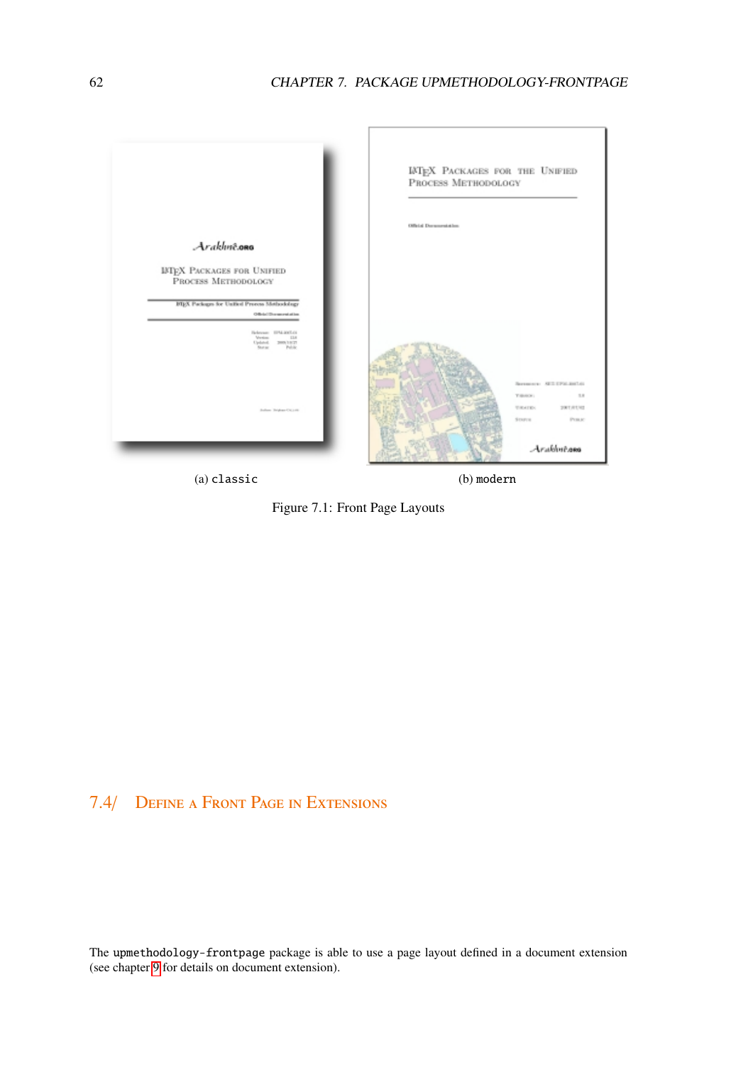(a) classic

(b) modern

Figure 7.1: Front Page Layouts

## 7.4/ Define a Front Page in Extensions

The upmethodology-frontpage package is able to use a page layout defined in a document extension (see chapter 9 for details on document extension).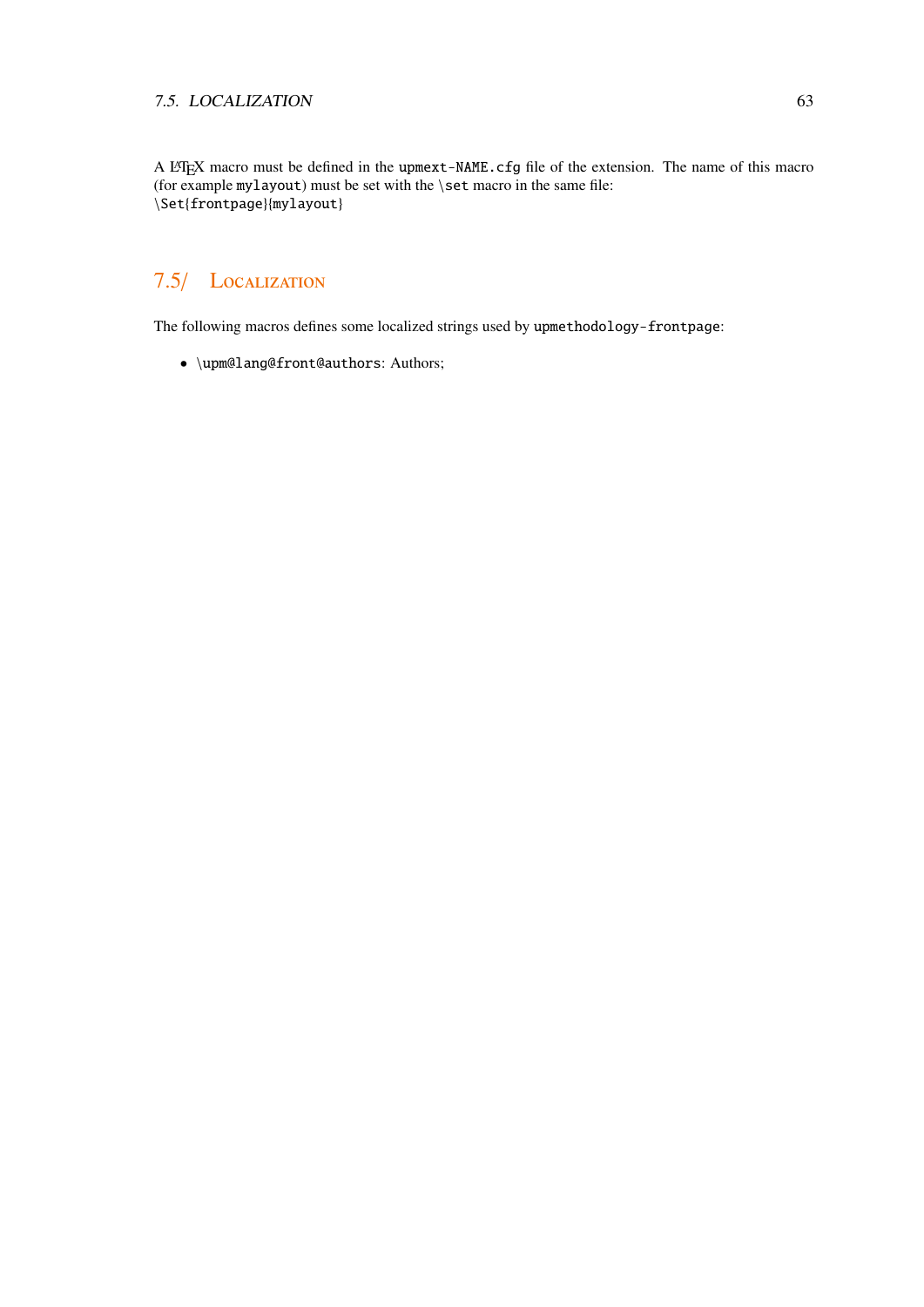A LaTeX macro must be defined in the `upmext-NAME.cfg` file of the extension. The name of this macro (for example `mylayout`) must be set with the `\set` macro in the same file:
`\Set{frontpage}{mylayout}`

## 7.5/ Localization

The following macros defines some localized strings used by `upmethodology-frontpage`:

- `\upm@lang@front@authors`: Authors;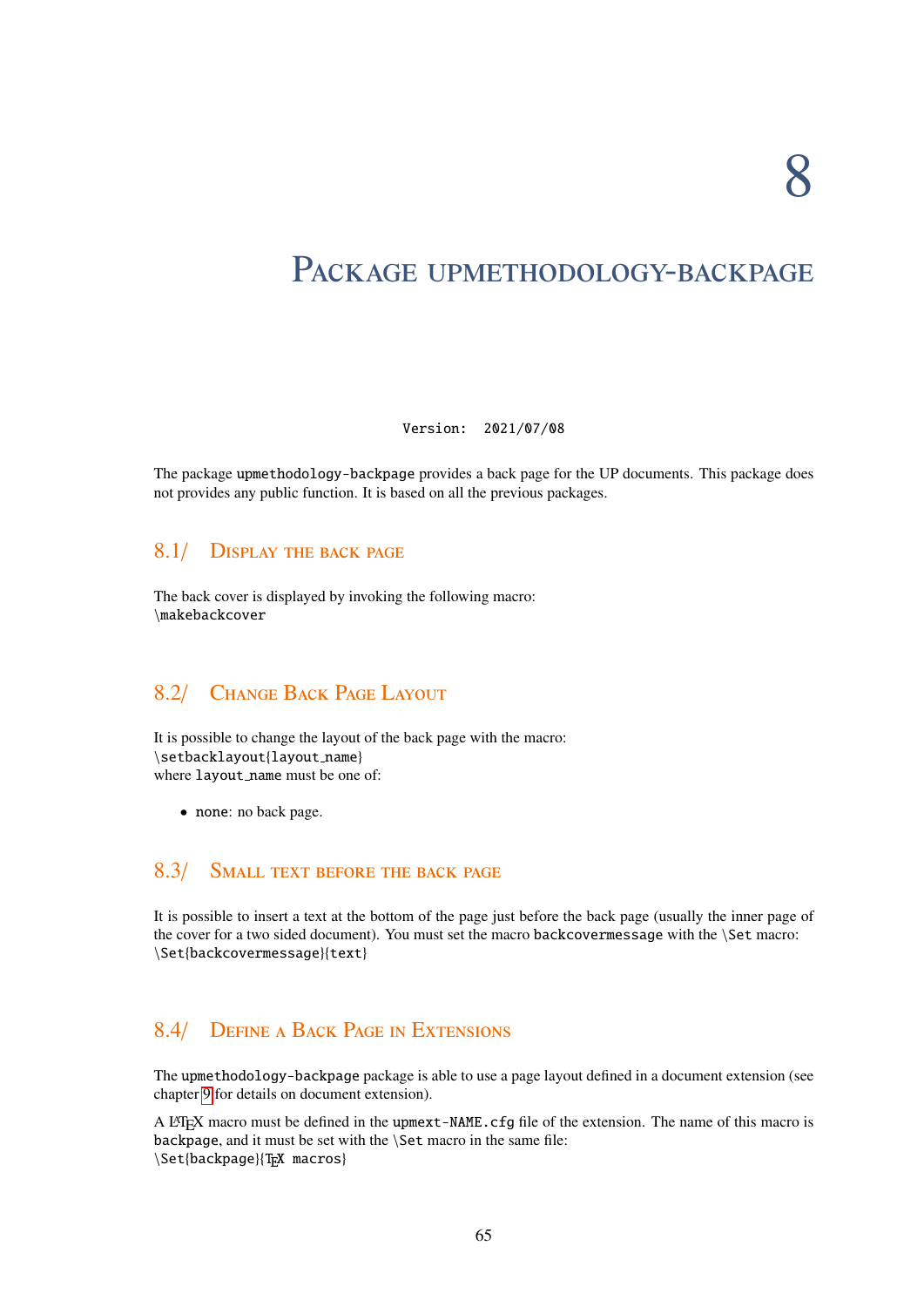# 8 Package upmethodology-backpage

Version: 2021/07/08

The package `upmethodology-backpage` provides a back page for the UP documents. This package does not provides any public function. It is based on all the previous packages.

## 8.1/ Display the back page

The back cover is displayed by invoking the following macro:
`\makebackcover`

## 8.2/ Change Back Page Layout

It is possible to change the layout of the back page with the macro:
`\setbacklayout{layout_name}`
where `layout_name` must be one of:

- `none`: no back page.

## 8.3/ Small text before the back page

It is possible to insert a text at the bottom of the page just before the back page (usually the inner page of the cover for a two sided document). You must set the macro `backcovermessage` with the `\Set` macro:
`\Set{backcovermessage}{text}`

## 8.4/ Define a Back Page in Extensions

The `upmethodology-backpage` package is able to use a page layout defined in a document extension (see chapter 9 for details on document extension).

A LaTeX macro must be defined in the `upmext-NAME.cfg` file of the extension. The name of this macro is `backpage`, and it must be set with the `\Set` macro in the same file:
`\Set{backpage}{TeX macros}`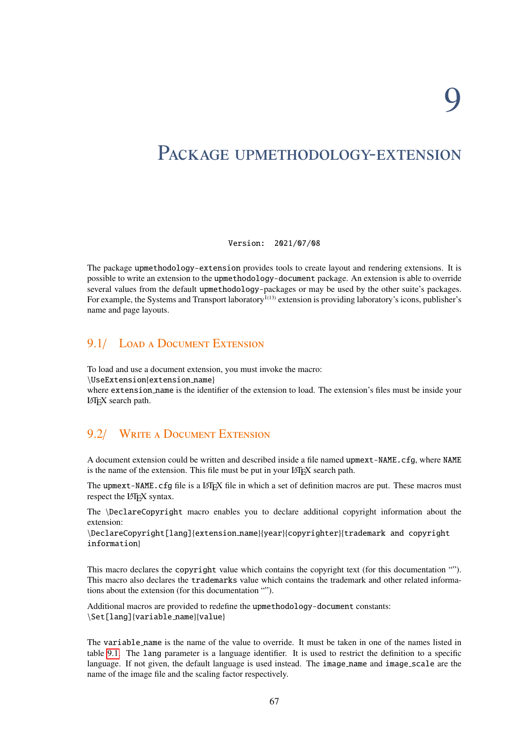# 9

# Package upmethodology-extension

Version: 2021/07/08

The package `upmethodology-extension` provides tools to create layout and rendering extensions. It is possible to write an extension to the `upmethodology-document` package. An extension is able to override several values from the default `upmethodology`-packages or may be used by the other suite's packages. For example, the Systems and Transport laboratory[1(13)] extension is providing laboratory's icons, publisher's name and page layouts.

## 9.1/ Load a Document Extension

To load and use a document extension, you must invoke the macro:
`\UseExtension{extension_name}`
where `extension_name` is the identifier of the extension to load. The extension's files must be inside your LaTeX search path.

## 9.2/ Write a Document Extension

A document extension could be written and described inside a file named `upmext-NAME.cfg`, where `NAME` is the name of the extension. This file must be put in your LaTeX search path.

The `upmext-NAME.cfg` file is a LaTeX file in which a set of definition macros are put. These macros must respect the LaTeX syntax.

The `\DeclareCopyright` macro enables you to declare additional copyright information about the extension:
`\DeclareCopyright[lang]{extension_name}{year}{copyrighter}{trademark and copyright information}`

This macro declares the `copyright` value which contains the copyright text (for this documentation ""). This macro also declares the `trademarks` value which contains the trademark and other related informations about the extension (for this documentation "").

Additional macros are provided to redefine the `upmethodology-document` constants:
`\Set[lang]{variable_name}{value}`

The `variable_name` is the name of the value to override. It must be taken in one of the names listed in table 9.1. The `lang` parameter is a language identifier. It is used to restrict the definition to a specific language. If not given, the default language is used instead. The `image_name` and `image_scale` are the name of the image file and the scaling factor respectively.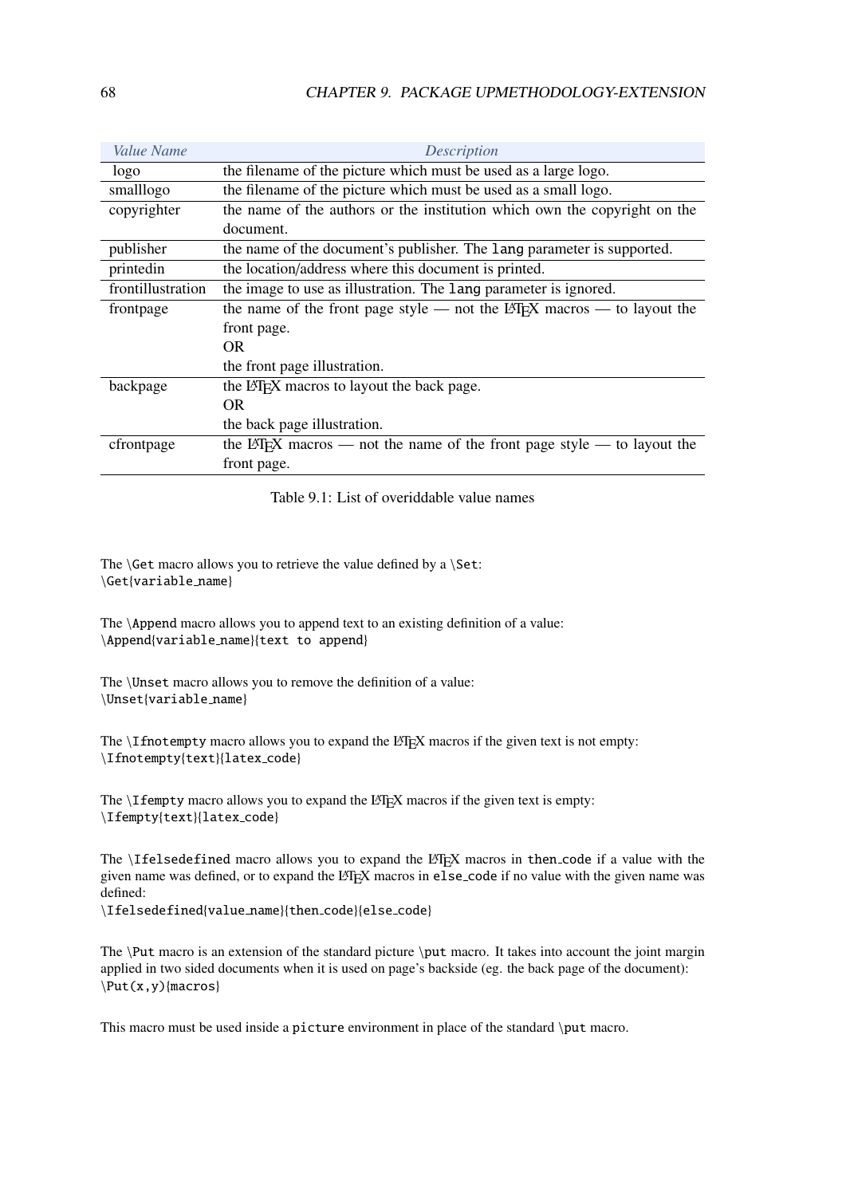| *Value Name* | *Description* |
| --- | --- |
| logo | the filename of the picture which must be used as a large logo. |
| smalllogo | the filename of the picture which must be used as a small logo. |
| copyrighter | the name of the authors or the institution which own the copyright on the document. |
| publisher | the name of the document's publisher. The `lang` parameter is supported. |
| printedin | the location/address where this document is printed. |
| frontillustration | the image to use as illustration. The `lang` parameter is ignored. |
| frontpage | the name of the front page style — not the LaTeX macros — to layout the front page.<br>OR<br>the front page illustration. |
| backpage | the LaTeX macros to layout the back page.<br>OR<br>the back page illustration. |
| cfrontpage | the LaTeX macros — not the name of the front page style — to layout the front page. |

Table 9.1: List of overiddable value names

The `\Get` macro allows you to retrieve the value defined by a `\Set`:
`\Get{variable_name}`

The `\Append` macro allows you to append text to an existing definition of a value:
`\Append{variable_name}{text to append}`

The `\Unset` macro allows you to remove the definition of a value:
`\Unset{variable_name}`

The `\Ifnotempty` macro allows you to expand the LaTeX macros if the given text is not empty:
`\Ifnotempty{text}{latex_code}`

The `\Ifempty` macro allows you to expand the LaTeX macros if the given text is empty:
`\Ifempty{text}{latex_code}`

The `\Ifelsedefined` macro allows you to expand the LaTeX macros in `then_code` if a value with the given name was defined, or to expand the LaTeX macros in `else_code` if no value with the given name was defined:
`\Ifelsedefined{value_name}{then_code}{else_code}`

The `\Put` macro is an extension of the standard picture `\put` macro. It takes into account the joint margin applied in two sided documents when it is used on page's backside (eg. the back page of the document):
`\Put(x,y){macros}`

This macro must be used inside a `picture` environment in place of the standard `\put` macro.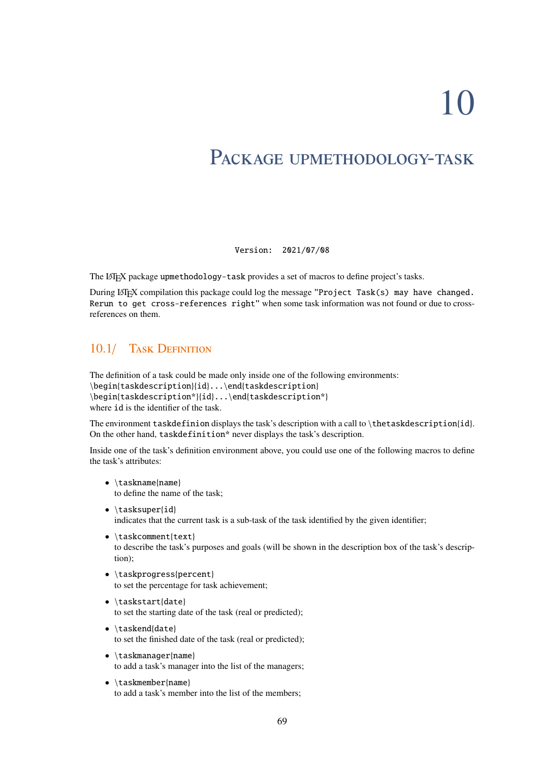# 10 Package upmethodology-task

`Version: 2021/07/08`

The LaTeX package `upmethodology-task` provides a set of macros to define project's tasks.

During LaTeX compilation this package could log the message "`Project Task(s) may have changed. Rerun to get cross-references right`" when some task information was not found or due to cross-references on them.

## 10.1/ Task Definition

The definition of a task could be made only inside one of the following environments:
`\begin{taskdescription}{id}...\end{taskdescription}`
`\begin{taskdescription*}{id}...\end{taskdescription*}`
where `id` is the identifier of the task.

The environment `taskdefinion` displays the task's description with a call to `\thetaskdescription{id}`. On the other hand, `taskdefinition*` never displays the task's description.

Inside one of the task's definition environment above, you could use one of the following macros to define the task's attributes:

- `\taskname{name}`
  to define the name of the task;
- `\tasksuper{id}`
  indicates that the current task is a sub-task of the task identified by the given identifier;
- `\taskcomment{text}`
  to describe the task's purposes and goals (will be shown in the description box of the task's description);
- `\taskprogress{percent}`
  to set the percentage for task achievement;
- `\taskstart{date}`
  to set the starting date of the task (real or predicted);
- `\taskend{date}`
  to set the finished date of the task (real or predicted);
- `\taskmanager{name}`
  to add a task's manager into the list of the managers;
- `\taskmember{name}`
  to add a task's member into the list of the members;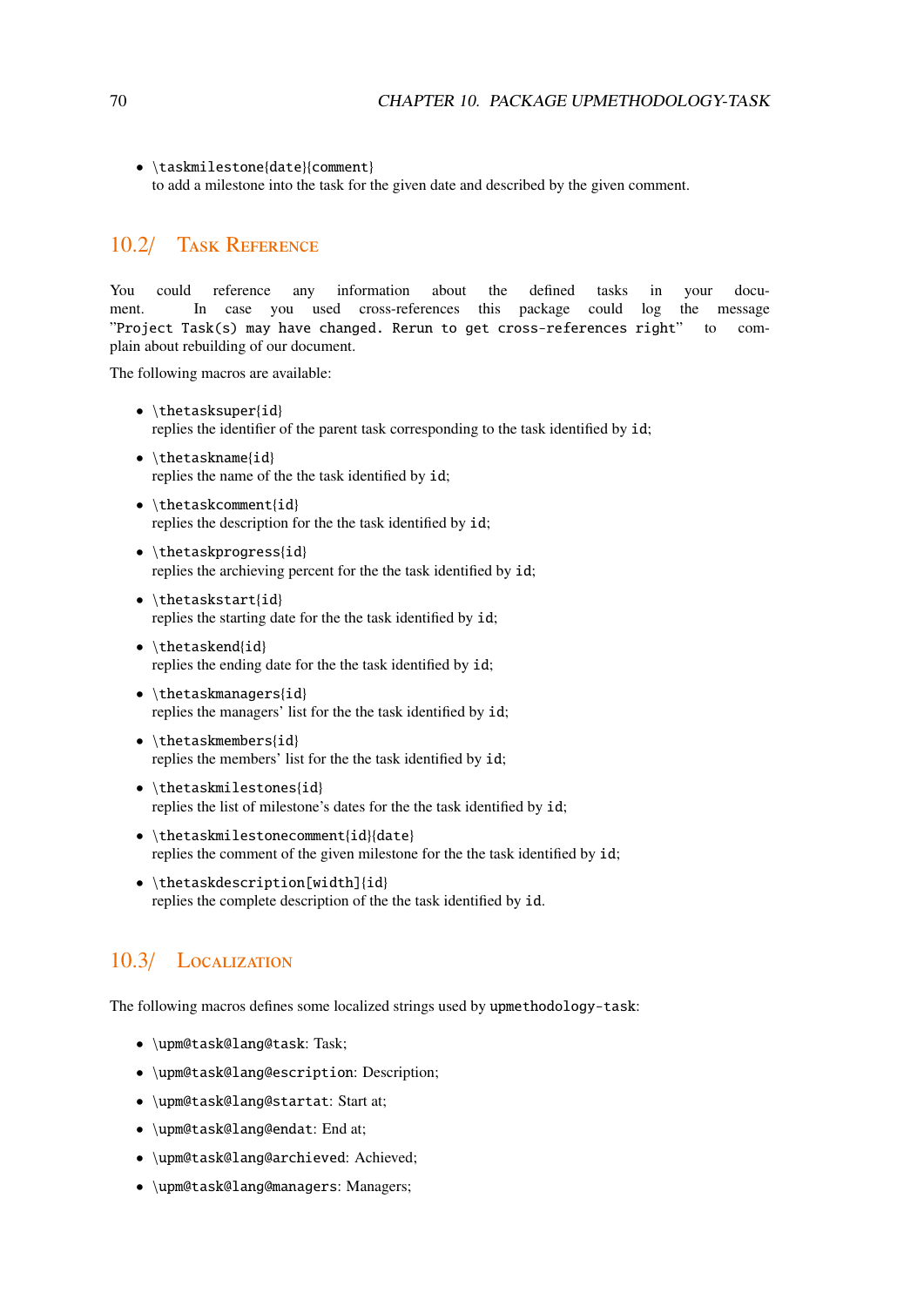- `\taskmilestone{date}{comment}`
  to add a milestone into the task for the given date and described by the given comment.

## 10.2/ Task Reference

You could reference any information about the defined tasks in your document. In case you used cross-references this package could log the message "`Project Task(s) may have changed. Rerun to get cross-references right`" to complain about rebuilding of our document.

The following macros are available:

- `\thetasksuper{id}`
  replies the identifier of the parent task corresponding to the task identified by `id`;
- `\thetaskname{id}`
  replies the name of the the task identified by `id`;
- `\thetaskcomment{id}`
  replies the description for the the task identified by `id`;
- `\thetaskprogress{id}`
  replies the archieving percent for the the task identified by `id`;
- `\thetaskstart{id}`
  replies the starting date for the the task identified by `id`;
- `\thetaskend{id}`
  replies the ending date for the the task identified by `id`;
- `\thetaskmanagers{id}`
  replies the managers' list for the the task identified by `id`;
- `\thetaskmembers{id}`
  replies the members' list for the the task identified by `id`;
- `\thetaskmilestones{id}`
  replies the list of milestone's dates for the the task identified by `id`;
- `\thetaskmilestonecomment{id}{date}`
  replies the comment of the given milestone for the the task identified by `id`;
- `\thetaskdescription[width]{id}`
  replies the complete description of the the task identified by `id`.

## 10.3/ Localization

The following macros defines some localized strings used by `upmethodology-task`:

- `\upm@task@lang@task`: Task;
- `\upm@task@lang@escription`: Description;
- `\upm@task@lang@startat`: Start at;
- `\upm@task@lang@endat`: End at;
- `\upm@task@lang@archieved`: Achieved;
- `\upm@task@lang@managers`: Managers;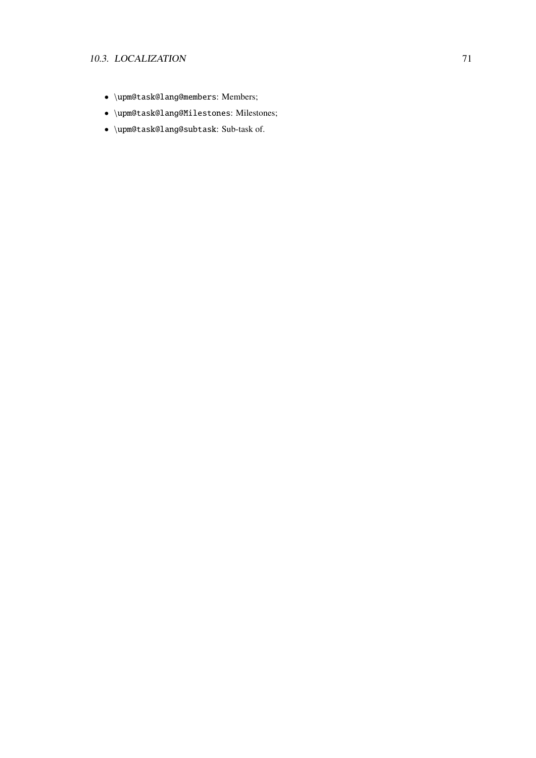- `\upm@task@lang@members`: Members;
- `\upm@task@lang@Milestones`: Milestones;
- `\upm@task@lang@subtask`: Sub-task of.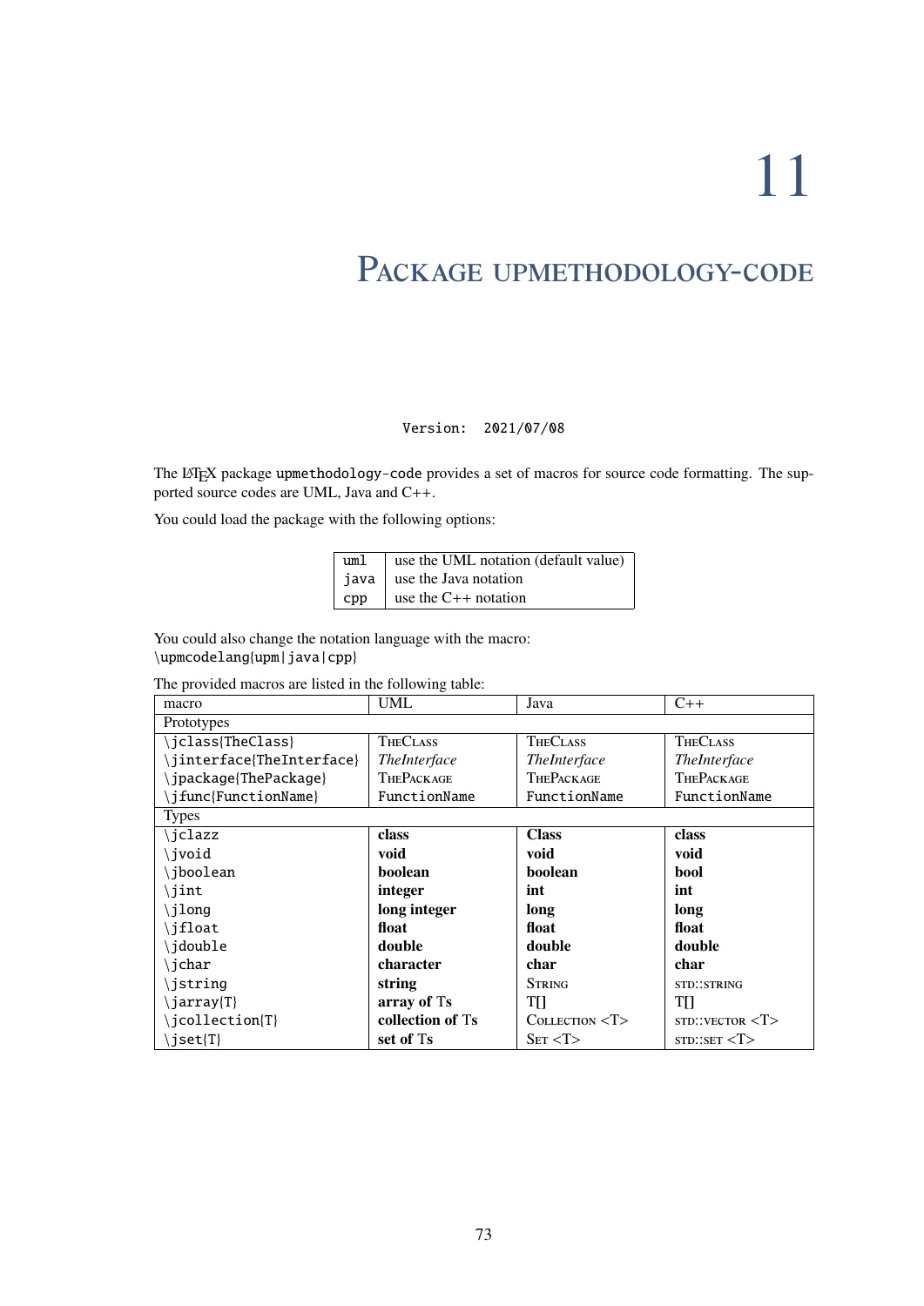# 11 Package upmethodology-code

Version: 2021/07/08

The LaTeX package `upmethodology-code` provides a set of macros for source code formatting. The supported source codes are UML, Java and C++.

You could load the package with the following options:

| | |
|---|---|
| `uml` | use the UML notation (default value) |
| `java` | use the Java notation |
| `cpp` | use the C++ notation |

You could also change the notation language with the macro:
`\upmcodelang{upm|java|cpp}`

The provided macros are listed in the following table:

| macro | UML | Java | C++ |
|---|---|---|---|
| Prototypes | | | |
| `\jclass{TheClass}` | TheClass | TheClass | TheClass |
| `\jinterface{TheInterface}` | *TheInterface* | *TheInterface* | *TheInterface* |
| `\jpackage{ThePackage}` | ThePackage | ThePackage | ThePackage |
| `\jfunc{FunctionName}` | `FunctionName` | `FunctionName` | `FunctionName` |
| Types | | | |
| `\jclazz` | **class** | **Class** | **class** |
| `\jvoid` | **void** | **void** | **void** |
| `\jboolean` | **boolean** | **boolean** | **bool** |
| `\jint` | **integer** | **int** | **int** |
| `\jlong` | **long integer** | **long** | **long** |
| `\jfloat` | **float** | **float** | **float** |
| `\jdouble` | **double** | **double** | **double** |
| `\jchar` | **character** | **char** | **char** |
| `\jstring` | **string** | String | std::string |
| `\jarray{T}` | **array of** Ts | T[] | T[] |
| `\jcollection{T}` | **collection of** Ts | Collection <T> | std::vector <T> |
| `\jset{T}` | **set of** Ts | Set <T> | std::set <T> |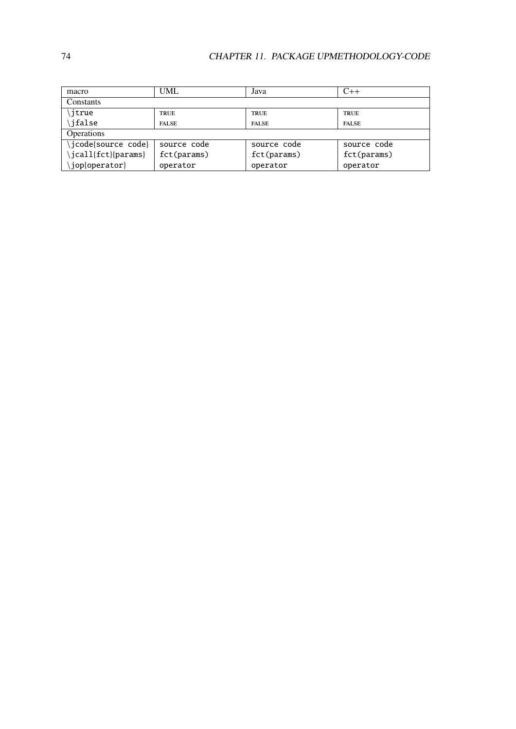| macro | UML | Java | C++ |
|---|---|---|---|
| Constants | | | |
| \jtrue | TRUE | TRUE | TRUE |
| \jfalse | FALSE | FALSE | FALSE |
| Operations | | | |
| \jcode{source code} | source code | source code | source code |
| \jcall{fct}{params} | fct(params) | fct(params) | fct(params) |
| \jop{operator} | operator | operator | operator |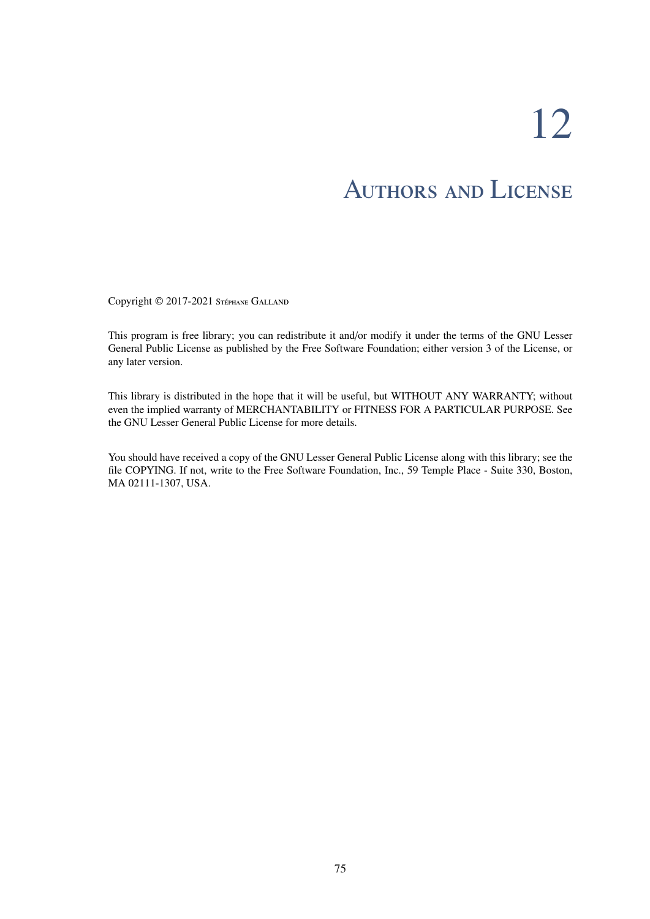# 12 Authors and License

Copyright © 2017-2021 Stéphane Galland

This program is free library; you can redistribute it and/or modify it under the terms of the GNU Lesser General Public License as published by the Free Software Foundation; either version 3 of the License, or any later version.

This library is distributed in the hope that it will be useful, but WITHOUT ANY WARRANTY; without even the implied warranty of MERCHANTABILITY or FITNESS FOR A PARTICULAR PURPOSE. See the GNU Lesser General Public License for more details.

You should have received a copy of the GNU Lesser General Public License along with this library; see the file COPYING. If not, write to the Free Software Foundation, Inc., 59 Temple Place - Suite 330, Boston, MA 02111-1307, USA.